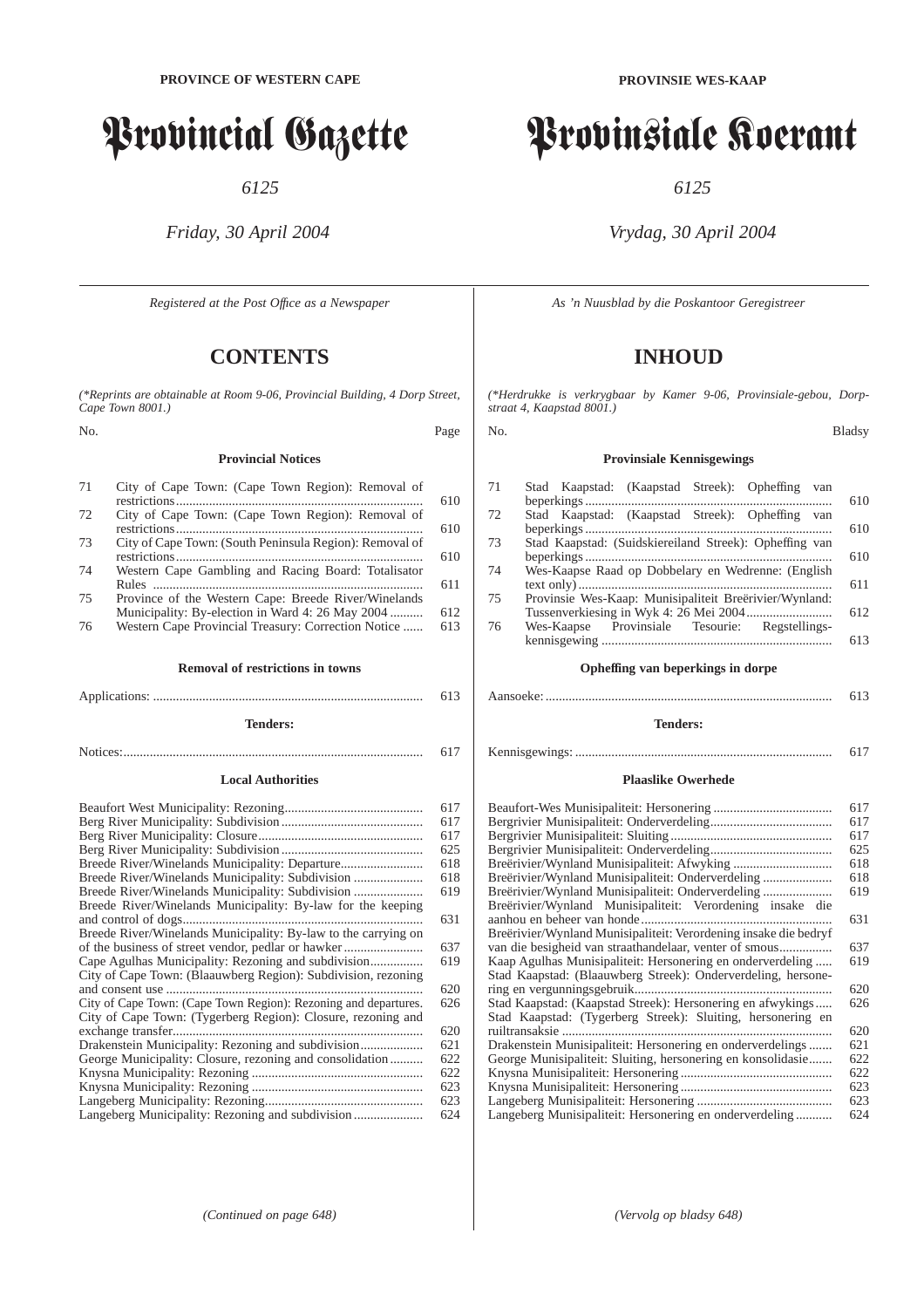PROVINCE OF WESTERN CAPE

# Provincial Gazette

*6125*

*Friday, 30 April 2004*

*Registered at the Post Office as a Newspaper*

## CONTENTS

*(\*Reprints are obtainable at Room 9-06, Provincial Building, 4 Dorp Street, Cape Town 8001.)*

### Provincial Notices

| No. | | Page |
|---|---|---|
| 71 | City of Cape Town: (Cape Town Region): Removal of restrictions | 610 |
| 72 | City of Cape Town: (Cape Town Region): Removal of restrictions | 610 |
| 73 | City of Cape Town: (South Peninsula Region): Removal of restrictions | 610 |
| 74 | Western Cape Gambling and Racing Board: Totalisator Rules | 611 |
| 75 | Province of the Western Cape: Breede River/Winelands Municipality: By-election in Ward 4: 26 May 2004 | 612 |
| 76 | Western Cape Provincial Treasury: Correction Notice | 613 |

### Removal of restrictions in towns

| | Page |
|---|---|
| Applications: | 613 |

### Tenders:

| | Page |
|---|---|
| Notices: | 617 |

### Local Authorities

| | Page |
|---|---|
| Beaufort West Municipality: Rezoning | 617 |
| Berg River Municipality: Subdivision | 617 |
| Berg River Municipality: Closure | 617 |
| Berg River Municipality: Subdivision | 625 |
| Breede River/Winelands Municipality: Departure | 618 |
| Breede River/Winelands Municipality: Subdivision | 618 |
| Breede River/Winelands Municipality: Subdivision | 619 |
| Breede River/Winelands Municipality: By-law for the keeping and control of dogs | 631 |
| Breede River/Winelands Municipality: By-law to the carrying on of the business of street vendor, pedlar or hawker | 637 |
| Cape Agulhas Municipality: Rezoning and subdivision | 619 |
| City of Cape Town: (Blaauwberg Region): Subdivision, rezoning and consent use | 620 |
| City of Cape Town: (Cape Town Region): Rezoning and departures. | 626 |
| City of Cape Town: (Tygerberg Region): Closure, rezoning and exchange transfer | 620 |
| Drakenstein Municipality: Rezoning and subdivision | 621 |
| George Municipality: Closure, rezoning and consolidation | 622 |
| Knysna Municipality: Rezoning | 622 |
| Knysna Municipality: Rezoning | 623 |
| Langeberg Municipality: Rezoning | 623 |
| Langeberg Municipality: Rezoning and subdivision | 624 |

*(Continued on page 648)*

PROVINSIE WES-KAAP

# Provinsiale Koerant

*6125*

*Vrydag, 30 April 2004*

*As 'n Nuusblad by die Poskantoor Geregistreer*

## INHOUD

*(\*Herdrukke is verkrygbaar by Kamer 9-06, Provinsiale-gebou, Dorpstraat 4, Kaapstad 8001.)*

### Provinsiale Kennisgewings

| No. | | Bladsy |
|---|---|---|
| 71 | Stad Kaapstad: (Kaapstad Streek): Opheffing van beperkings | 610 |
| 72 | Stad Kaapstad: (Kaapstad Streek): Opheffing van beperkings | 610 |
| 73 | Stad Kaapstad: (Suidskiereiland Streek): Opheffing van beperkings | 610 |
| 74 | Wes-Kaapse Raad op Dobbelary en Wedrenne: (English text only) | 611 |
| 75 | Provinsie Wes-Kaap: Munisipaliteit Breërivier/Wynland: Tussenverkiesing in Wyk 4: 26 Mei 2004 | 612 |
| 76 | Wes-Kaapse Provinsiale Tesourie: Regstellingskennisgewing | 613 |

### Opheffing van beperkings in dorpe

| | Bladsy |
|---|---|
| Aansoeke: | 613 |

### Tenders:

| | Bladsy |
|---|---|
| Kennisgewings: | 617 |

### Plaaslike Owerhede

| | Bladsy |
|---|---|
| Beaufort-Wes Munisipaliteit: Hersonering | 617 |
| Bergrivier Munisipaliteit: Onderverdeling | 617 |
| Bergrivier Munisipaliteit: Sluiting | 617 |
| Bergrivier Munisipaliteit: Onderverdeling | 625 |
| Breërivier/Wynland Munisipaliteit: Afwyking | 618 |
| Breërivier/Wynland Munisipaliteit: Onderverdeling | 618 |
| Breërivier/Wynland Munisipaliteit: Onderverdeling | 619 |
| Breërivier/Wynland Munisipaliteit: Verordening insake die aanhou en beheer van honde | 631 |
| Breërivier/Wynland Munisipaliteit: Verordening insake die bedryf van die besigheid van straathandelaar, venter of smous | 637 |
| Kaap Agulhas Munisipaliteit: Hersonering en onderverdeling | 619 |
| Stad Kaapstad: (Blaauwberg Streek): Onderverdeling, hersonering en vergunningsgebruik | 620 |
| Stad Kaapstad: (Kaapstad Streek): Hersonering en afwykings | 626 |
| Stad Kaapstad: (Tygerberg Streek): Sluiting, hersonering en ruiltransaksie | 620 |
| Drakenstein Munisipaliteit: Hersonering en onderverdelings | 621 |
| George Munisipaliteit: Sluiting, hersonering en konsolidasie | 622 |
| Knysna Munisipaliteit: Hersonering | 622 |
| Knysna Munisipaliteit: Hersonering | 623 |
| Langeberg Munisipaliteit: Hersonering | 623 |
| Langeberg Munisipaliteit: Hersonering en onderverdeling | 624 |

*(Vervolg op bladsy 648)*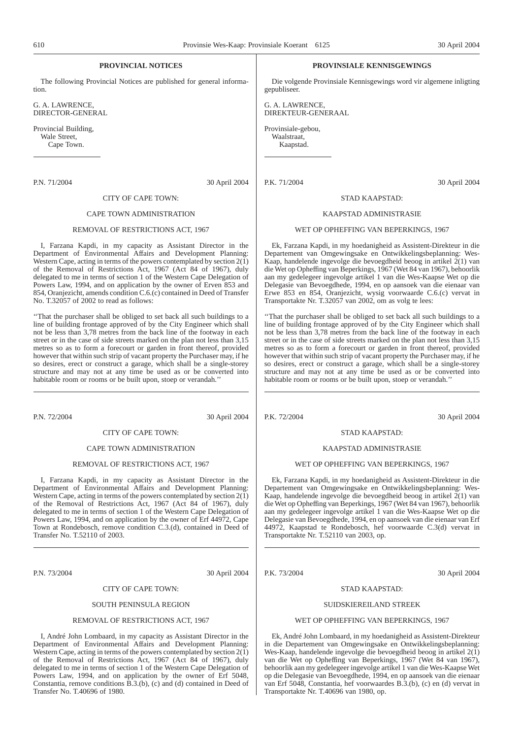## PROVINCIAL NOTICES

The following Provincial Notices are published for general information.

G. A. LAWRENCE,
DIRECTOR-GENERAL

Provincial Building,
Wale Street,
Cape Town.

---

P.N. 71/2004 30 April 2004

CITY OF CAPE TOWN:

CAPE TOWN ADMINISTRATION

REMOVAL OF RESTRICTIONS ACT, 1967

I, Farzana Kapdi, in my capacity as Assistant Director in the Department of Environmental Affairs and Development Planning: Western Cape, acting in terms of the powers contemplated by section 2(1) of the Removal of Restrictions Act, 1967 (Act 84 of 1967), duly delegated to me in terms of section 1 of the Western Cape Delegation of Powers Law, 1994, and on application by the owner of Erven 853 and 854, Oranjezicht, amends condition C.6.(c) contained in Deed of Transfer No. T.32057 of 2002 to read as follows:

''That the purchaser shall be obliged to set back all such buildings to a line of building frontage approved of by the City Engineer which shall not be less than 3,78 metres from the back line of the footway in each street or in the case of side streets marked on the plan not less than 3,15 metres so as to form a forecourt or garden in front thereof, provided however that within such strip of vacant property the Purchaser may, if he so desires, erect or construct a garage, which shall be a single-storey structure and may not at any time be used as or be converted into habitable room or rooms or be built upon, stoep or verandah.''

---

P.N. 72/2004 30 April 2004

CITY OF CAPE TOWN:

CAPE TOWN ADMINISTRATION

REMOVAL OF RESTRICTIONS ACT, 1967

I, Farzana Kapdi, in my capacity as Assistant Director in the Department of Environmental Affairs and Development Planning: Western Cape, acting in terms of the powers contemplated by section 2(1) of the Removal of Restrictions Act, 1967 (Act 84 of 1967), duly delegated to me in terms of section 1 of the Western Cape Delegation of Powers Law, 1994, and on application by the owner of Erf 44972, Cape Town at Rondebosch, remove condition C.3.(d), contained in Deed of Transfer No. T.52110 of 2003.

---

P.N. 73/2004 30 April 2004

CITY OF CAPE TOWN:

SOUTH PENINSULA REGION

REMOVAL OF RESTRICTIONS ACT, 1967

I, André John Lombaard, in my capacity as Assistant Director in the Department of Environmental Affairs and Development Planning: Western Cape, acting in terms of the powers contemplated by section 2(1) of the Removal of Restrictions Act, 1967 (Act 84 of 1967), duly delegated to me in terms of section 1 of the Western Cape Delegation of Powers Law, 1994, and on application by the owner of Erf 5048, Constantia, remove conditions B.3.(b), (c) and (d) contained in Deed of Transfer No. T.40696 of 1980.

---

## PROVINSIALE KENNISGEWINGS

Die volgende Provinsiale Kennisgewings word vir algemene inligting gepubliseer.

G. A. LAWRENCE,
DIREKTEUR-GENERAAL

Provinsiale-gebou,
Waalstraat,
Kaapstad.

---

P.K. 71/2004 30 April 2004

STAD KAAPSTAD:

KAAPSTAD ADMINISTRASIE

WET OP OPHEFFING VAN BEPERKINGS, 1967

Ek, Farzana Kapdi, in my hoedanigheid as Assistent-Direkteur in die Departement van Omgewingsake en Ontwikkelingsbeplanning: Wes-Kaap, handelende ingevolge die bevoegdheid beoog in artikel 2(1) van die Wet op Opheffing van Beperkings, 1967 (Wet 84 van 1967), behoorlik aan my gedelegeer ingevolge artikel 1 van die Wes-Kaapse Wet op die Delegasie van Bevoegdhede, 1994, en op aansoek van die eienaar van Erwe 853 en 854, Oranjezicht, wysig voorwaarde C.6.(c) vervat in Transportakte Nr. T.32057 van 2002, om as volg te lees:

''That the purchaser shall be obliged to set back all such buildings to a line of building frontage approved of by the City Engineer which shall not be less than 3,78 metres from the back line of the footway in each street or in the case of side streets marked on the plan not less than 3,15 metres so as to form a forecourt or garden in front thereof, provided however that within such strip of vacant property the Purchaser may, if he so desires, erect or construct a garage, which shall be a single-storey structure and may not at any time be used as or be converted into habitable room or rooms or be built upon, stoep or verandah.''

---

P.K. 72/2004 30 April 2004

STAD KAAPSTAD:

KAAPSTAD ADMINISTRASIE

WET OP OPHEFFING VAN BEPERKINGS, 1967

Ek, Farzana Kapdi, in my hoedanigheid as Assistent-Direkteur in die Departement van Omgewingsake en Ontwikkelingsbeplanning: Wes-Kaap, handelende ingevolge die bevoegdheid beoog in artikel 2(1) van die Wet op Opheffing van Beperkings, 1967 (Wet 84 van 1967), behoorlik aan my gedelegeer ingevolge artikel 1 van die Wes-Kaapse Wet op die Delegasie van Bevoegdhede, 1994, en op aansoek van die eienaar van Erf 44972, Kaapstad te Rondebosch, hef voorwaarde C.3(d) vervat in Transportakte Nr. T.52110 van 2003, op.

---

P.K. 73/2004 30 April 2004

STAD KAAPSTAD:

SUIDSKIEREILAND STREEK

WET OP OPHEFFING VAN BEPERKINGS, 1967

Ek, André John Lombaard, in my hoedanigheid as Assistent-Direkteur in die Departement van Omgewingsake en Ontwikkelingsbeplanning: Wes-Kaap, handelende ingevolge die bevoegdheid beoog in artikel 2(1) van die Wet op Opheffing van Beperkings, 1967 (Wet 84 van 1967), behoorlik aan my gedelegeer ingevolge artikel 1 van die Wes-Kaapse Wet op die Delegasie van Bevoegdhede, 1994, en op aansoek van die eienaar van Erf 5048, Constantia, hef voorwaardes B.3.(b), (c) en (d) vervat in Transportakte Nr. T.40696 van 1980, op.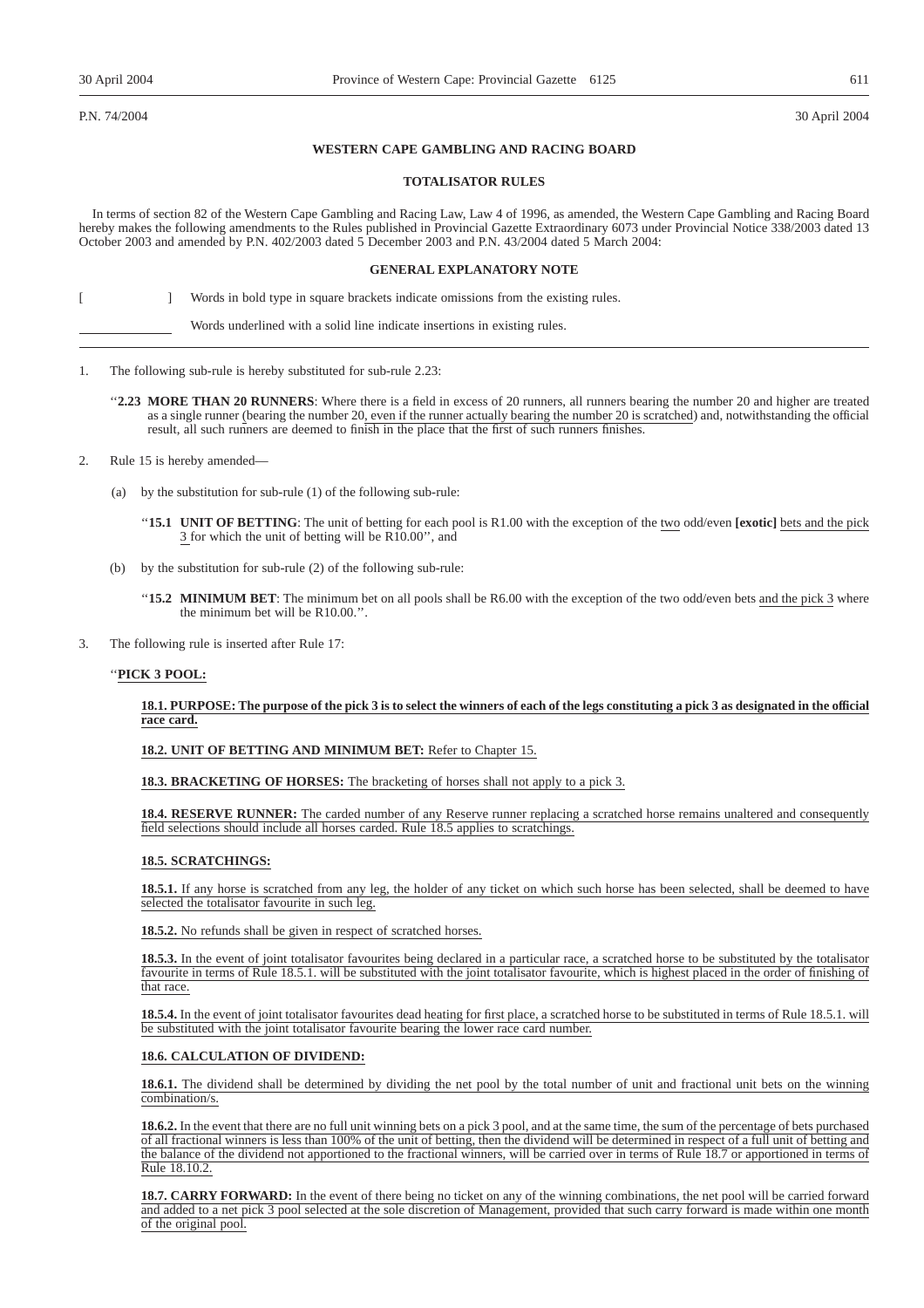P.N. 74/2004 30 April 2004

**WESTERN CAPE GAMBLING AND RACING BOARD**

**TOTALISATOR RULES**

In terms of section 82 of the Western Cape Gambling and Racing Law, Law 4 of 1996, as amended, the Western Cape Gambling and Racing Board hereby makes the following amendments to the Rules published in Provincial Gazette Extraordinary 6073 under Provincial Notice 338/2003 dated 13 October 2003 and amended by P.N. 402/2003 dated 5 December 2003 and P.N. 43/2004 dated 5 March 2004:

**GENERAL EXPLANATORY NOTE**

[ ] Words in bold type in square brackets indicate omissions from the existing rules.

\_\_\_\_\_\_\_\_ Words underlined with a solid line indicate insertions in existing rules.

1. The following sub-rule is hereby substituted for sub-rule 2.23:

   "**2.23 MORE THAN 20 RUNNERS**: Where there is a field in excess of 20 runners, all runners bearing the number 20 and higher are treated as a single runner (bearing the number 20, even if the runner actually bearing the number 20 is scratched) and, notwithstanding the official result, all such runners are deemed to finish in the place that the first of such runners finishes.

2. Rule 15 is hereby amended—

   (a) by the substitution for sub-rule (1) of the following sub-rule:

   "**15.1 UNIT OF BETTING**: The unit of betting for each pool is R1.00 with the exception of the two odd/even **[exotic]** bets and the pick 3 for which the unit of betting will be R10.00", and

   (b) by the substitution for sub-rule (2) of the following sub-rule:

   "**15.2 MINIMUM BET**: The minimum bet on all pools shall be R6.00 with the exception of the two odd/even bets and the pick 3 where the minimum bet will be R10.00.".

3. The following rule is inserted after Rule 17:

"**PICK 3 POOL:**

**18.1. PURPOSE: The purpose of the pick 3 is to select the winners of each of the legs constituting a pick 3 as designated in the official race card.**

**18.2. UNIT OF BETTING AND MINIMUM BET:** Refer to Chapter 15.

**18.3. BRACKETING OF HORSES:** The bracketing of horses shall not apply to a pick 3.

**18.4. RESERVE RUNNER:** The carded number of any Reserve runner replacing a scratched horse remains unaltered and consequently field selections should include all horses carded. Rule 18.5 applies to scratchings.

**18.5. SCRATCHINGS:**

**18.5.1.** If any horse is scratched from any leg, the holder of any ticket on which such horse has been selected, shall be deemed to have selected the totalisator favourite in such leg.

**18.5.2.** No refunds shall be given in respect of scratched horses.

**18.5.3.** In the event of joint totalisator favourites being declared in a particular race, a scratched horse to be substituted by the totalisator favourite in terms of Rule 18.5.1. will be substituted with the joint totalisator favourite, which is highest placed in the order of finishing of that race.

**18.5.4.** In the event of joint totalisator favourites dead heating for first place, a scratched horse to be substituted in terms of Rule 18.5.1. will be substituted with the joint totalisator favourite bearing the lower race card number.

**18.6. CALCULATION OF DIVIDEND:**

**18.6.1.** The dividend shall be determined by dividing the net pool by the total number of unit and fractional unit bets on the winning combination/s.

**18.6.2.** In the event that there are no full unit winning bets on a pick 3 pool, and at the same time, the sum of the percentage of bets purchased of all fractional winners is less than 100% of the unit of betting, then the dividend will be determined in respect of a full unit of betting and the balance of the dividend not apportioned to the fractional winners, will be carried over in terms of Rule 18.7 or apportioned in terms of Rule 18.10.2.

**18.7. CARRY FORWARD:** In the event of there being no ticket on any of the winning combinations, the net pool will be carried forward and added to a net pick 3 pool selected at the sole discretion of Management, provided that such carry forward is made within one month of the original pool.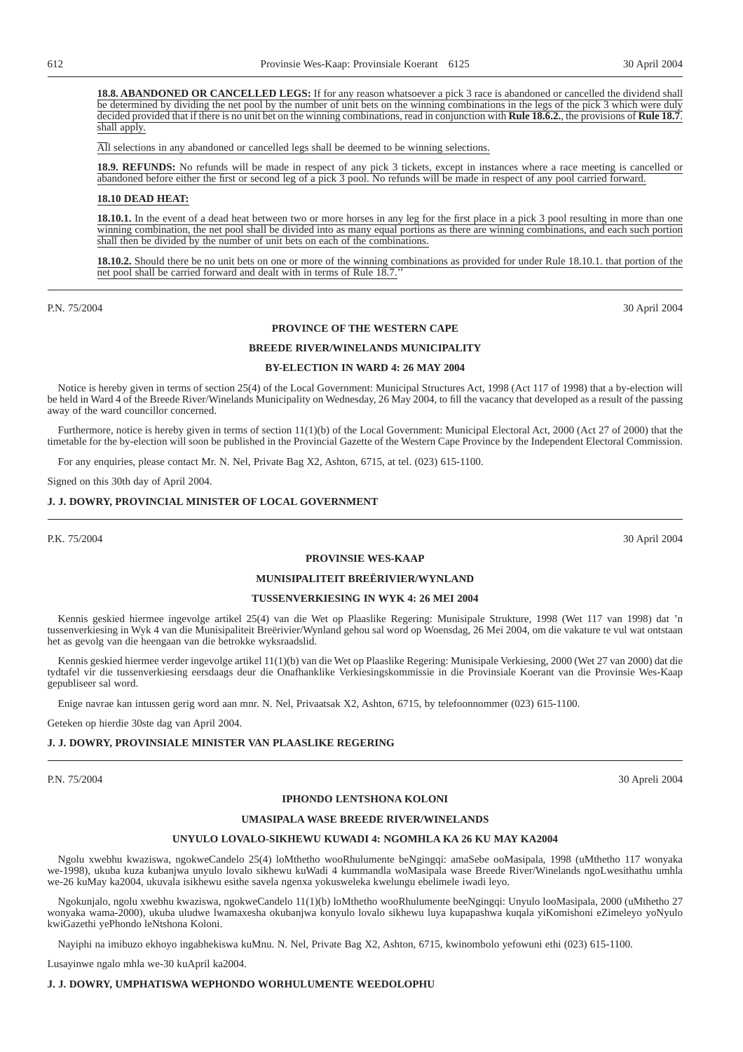**18.8. ABANDONED OR CANCELLED LEGS:** If for any reason whatsoever a pick 3 race is abandoned or cancelled the dividend shall be determined by dividing the net pool by the number of unit bets on the winning combinations in the legs of the pick 3 which were duly decided provided that if there is no unit bet on the winning combinations, read in conjunction with **Rule 18.6.2.**, the provisions of **Rule 18.7**. shall apply.

All selections in any abandoned or cancelled legs shall be deemed to be winning selections.

**18.9. REFUNDS:** No refunds will be made in respect of any pick 3 tickets, except in instances where a race meeting is cancelled or abandoned before either the first or second leg of a pick 3 pool. No refunds will be made in respect of any pool carried forward.

**18.10 DEAD HEAT:**

**18.10.1.** In the event of a dead heat between two or more horses in any leg for the first place in a pick 3 pool resulting in more than one winning combination, the net pool shall be divided into as many equal portions as there are winning combinations, and each such portion shall then be divided by the number of unit bets on each of the combinations.

**18.10.2.** Should there be no unit bets on one or more of the winning combinations as provided for under Rule 18.10.1. that portion of the net pool shall be carried forward and dealt with in terms of Rule 18.7."

---

P.N. 75/2004 — 30 April 2004

**PROVINCE OF THE WESTERN CAPE**

**BREEDE RIVER/WINELANDS MUNICIPALITY**

**BY-ELECTION IN WARD 4: 26 MAY 2004**

Notice is hereby given in terms of section 25(4) of the Local Government: Municipal Structures Act, 1998 (Act 117 of 1998) that a by-election will be held in Ward 4 of the Breede River/Winelands Municipality on Wednesday, 26 May 2004, to fill the vacancy that developed as a result of the passing away of the ward councillor concerned.

Furthermore, notice is hereby given in terms of section 11(1)(b) of the Local Government: Municipal Electoral Act, 2000 (Act 27 of 2000) that the timetable for the by-election will soon be published in the Provincial Gazette of the Western Cape Province by the Independent Electoral Commission.

For any enquiries, please contact Mr. N. Nel, Private Bag X2, Ashton, 6715, at tel. (023) 615-1100.

Signed on this 30th day of April 2004.

**J. J. DOWRY, PROVINCIAL MINISTER OF LOCAL GOVERNMENT**

---

P.K. 75/2004 — 30 April 2004

**PROVINSIE WES-KAAP**

**MUNISIPALITEIT BREËRIVIER/WYNLAND**

**TUSSENVERKIESING IN WYK 4: 26 MEI 2004**

Kennis geskied hiermee ingevolge artikel 25(4) van die Wet op Plaaslike Regering: Munisipale Strukture, 1998 (Wet 117 van 1998) dat 'n tussenverkiesing in Wyk 4 van die Munisipaliteit Breërivier/Wynland gehou sal word op Woensdag, 26 Mei 2004, om die vakature te vul wat ontstaan het as gevolg van die heengaan van die betrokke wyksraadslid.

Kennis geskied hiermee verder ingevolge artikel 11(1)(b) van die Wet op Plaaslike Regering: Munisipale Verkiesing, 2000 (Wet 27 van 2000) dat die tydtafel vir die tussenverkiesing eersdaags deur die Onafhanklike Verkiesingskommissie in die Provinsiale Koerant van die Provinsie Wes-Kaap gepubliseer sal word.

Enige navrae kan intussen gerig word aan mnr. N. Nel, Privaatsak X2, Ashton, 6715, by telefoonnommer (023) 615-1100.

Geteken op hierdie 30ste dag van April 2004.

**J. J. DOWRY, PROVINSIALE MINISTER VAN PLAASLIKE REGERING**

---

P.N. 75/2004 — 30 Apreli 2004

**IPHONDO LENTSHONA KOLONI**

**UMASIPALA WASE BREEDE RIVER/WINELANDS**

**UNYULO LOVALO-SIKHEWU KUWADI 4: NGOMHLA KA 26 KU MAY KA2004**

Ngolu xwebhu kwaziswa, ngokweCandelo 25(4) loMthetho wooRhulumente beNgingqi: amaSebe ooMasipala, 1998 (uMthetho 117 wonyaka we-1998), ukuba kuza kubanjwa unyulo lovalo sikhewu kuWadi 4 kummandla woMasipala wase Breede River/Winelands ngoLwesithathu umhla we-26 kuMay ka2004, ukuvala isikhewu esithe savela ngenxa yokusweleka kwelungu ebelimele iwadi leyo.

Ngokunjalo, ngolu xwebhu kwaziswa, ngokweCandelo 11(1)(b) loMthetho wooRhulumente beeNgingqi: Unyulo looMasipala, 2000 (uMthetho 27 wonyaka wama-2000), ukuba uludwe lwamaxesha okubanjwa konyulo lovalo sikhewu luya kupapashwa kuqala yiKomishoni eZimeleyo yoNyulo kwiGazethi yePhondo leNtshona Koloni.

Nayiphi na imibuzo ekhoyo ingabhekiswa kuMnu. N. Nel, Private Bag X2, Ashton, 6715, kwinombolo yefowuni ethi (023) 615-1100.

Lusayinwe ngalo mhla we-30 kuApril ka2004.

**J. J. DOWRY, UMPHATISWA WEPHONDO WORHULUMENTE WEEDOLOPHU**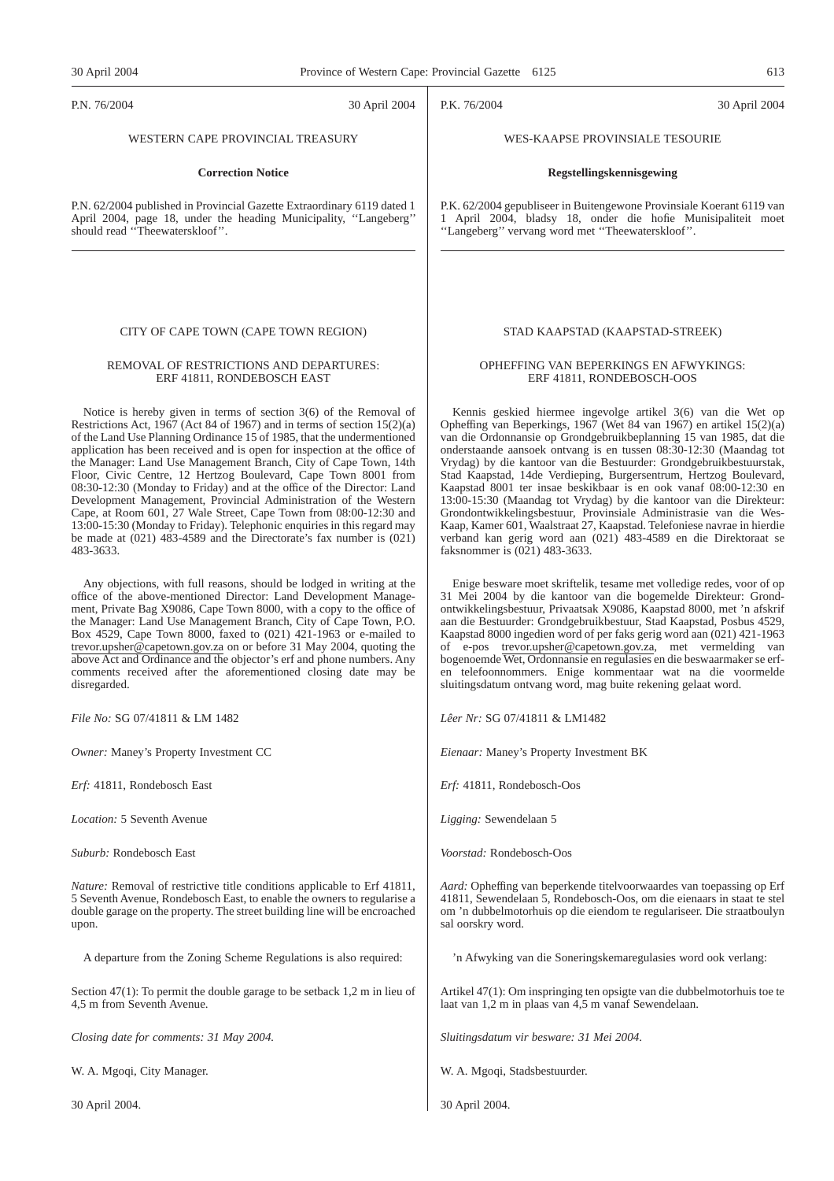P.N. 76/2004 30 April 2004

WESTERN CAPE PROVINCIAL TREASURY

**Correction Notice**

P.N. 62/2004 published in Provincial Gazette Extraordinary 6119 dated 1 April 2004, page 18, under the heading Municipality, ''Langeberg'' should read ''Theewaterskloof''.

---

P.K. 76/2004 30 April 2004

WES-KAAPSE PROVINSIALE TESOURIE

**Regstellingskennisgewing**

P.K. 62/2004 gepubliseer in Buitengewone Provinsiale Koerant 6119 van 1 April 2004, bladsy 18, onder die hofie Munisipaliteit moet ''Langeberg'' vervang word met ''Theewaterskloof''.

---

CITY OF CAPE TOWN (CAPE TOWN REGION)

REMOVAL OF RESTRICTIONS AND DEPARTURES: ERF 41811, RONDEBOSCH EAST

Notice is hereby given in terms of section 3(6) of the Removal of Restrictions Act, 1967 (Act 84 of 1967) and in terms of section 15(2)(a) of the Land Use Planning Ordinance 15 of 1985, that the undermentioned application has been received and is open for inspection at the office of the Manager: Land Use Management Branch, City of Cape Town, 14th Floor, Civic Centre, 12 Hertzog Boulevard, Cape Town 8001 from 08:30-12:30 (Monday to Friday) and at the office of the Director: Land Development Management, Provincial Administration of the Western Cape, at Room 601, 27 Wale Street, Cape Town from 08:00-12:30 and 13:00-15:30 (Monday to Friday). Telephonic enquiries in this regard may be made at (021) 483-4589 and the Directorate's fax number is (021) 483-3633.

Any objections, with full reasons, should be lodged in writing at the office of the above-mentioned Director: Land Development Management, Private Bag X9086, Cape Town 8000, with a copy to the office of the Manager: Land Use Management Branch, City of Cape Town, P.O. Box 4529, Cape Town 8000, faxed to (021) 421-1963 or e-mailed to trevor.upsher@capetown.gov.za on or before 31 May 2004, quoting the above Act and Ordinance and the objector's erf and phone numbers. Any comments received after the aforementioned closing date may be disregarded.

*File No:* SG 07/41811 & LM 1482

*Owner:* Maney's Property Investment CC

*Erf:* 41811, Rondebosch East

*Location:* 5 Seventh Avenue

*Suburb:* Rondebosch East

*Nature:* Removal of restrictive title conditions applicable to Erf 41811, 5 Seventh Avenue, Rondebosch East, to enable the owners to regularise a double garage on the property. The street building line will be encroached upon.

A departure from the Zoning Scheme Regulations is also required:

Section 47(1): To permit the double garage to be setback 1,2 m in lieu of 4,5 m from Seventh Avenue.

*Closing date for comments: 31 May 2004.*

W. A. Mgoqi, City Manager.

30 April 2004.

---

STAD KAAPSTAD (KAAPSTAD-STREEK)

OPHEFFING VAN BEPERKINGS EN AFWYKINGS: ERF 41811, RONDEBOSCH-OOS

Kennis geskied hiermee ingevolge artikel 3(6) van die Wet op Opheffing van Beperkings, 1967 (Wet 84 van 1967) en artikel 15(2)(a) van die Ordonnansie op Grondgebruikbeplanning 15 van 1985, dat die onderstaande aansoek ontvang is en tussen 08:30-12:30 (Maandag tot Vrydag) by die kantoor van die Bestuurder: Grondgebruikbestuurstak, Stad Kaapstad, 14de Verdieping, Burgersentrum, Hertzog Boulevard, Kaapstad 8001 ter insae beskikbaar is en ook vanaf 08:00-12:30 en 13:00-15:30 (Maandag tot Vrydag) by die kantoor van die Direkteur: Grondontwikkelingsbestuur, Provinsiale Administrasie van die Wes-Kaap, Kamer 601, Waalstraat 27, Kaapstad. Telefoniese navrae in hierdie verband kan gerig word aan (021) 483-4589 en die Direktoraat se faksnommer is (021) 483-3633.

Enige besware moet skriftelik, tesame met volledige redes, voor of op 31 Mei 2004 by die kantoor van die bogemelde Direkteur: Grondontwikkelingsbestuur, Privaatsak X9086, Kaapstad 8000, met 'n afskrif aan die Bestuurder: Grondgebruikbestuur, Stad Kaapstad, Posbus 4529, Kaapstad 8000 ingedien word of per faks gerig word aan (021) 421-1963 of e-pos trevor.upsher@capetown.gov.za, met vermelding van bogenoemde Wet, Ordonnansie en regulasies en die beswaarmaker se erf- en telefoonnommers. Enige kommentaar wat na die voormelde sluitingsdatum ontvang word, mag buite rekening gelaat word.

*Lêer Nr:* SG 07/41811 & LM1482

*Eienaar:* Maney's Property Investment BK

*Erf:* 41811, Rondebosch-Oos

*Ligging:* Sewendelaan 5

*Voorstad:* Rondebosch-Oos

*Aard:* Opheffing van beperkende titelvoorwaardes van toepassing op Erf 41811, Sewendelaan 5, Rondebosch-Oos, om die eienaars in staat te stel om 'n dubbelmotorhuis op die eiendom te regulariseer. Die straatboulyn sal oorskry word.

'n Afwyking van die Soneringskemaregulasies word ook verlang:

Artikel 47(1): Om inspringing ten opsigte van die dubbelmotorhuis toe te laat van 1,2 m in plaas van 4,5 m vanaf Sewendelaan.

*Sluitingsdatum vir besware: 31 Mei 2004.*

W. A. Mgoqi, Stadsbestuurder.

30 April 2004.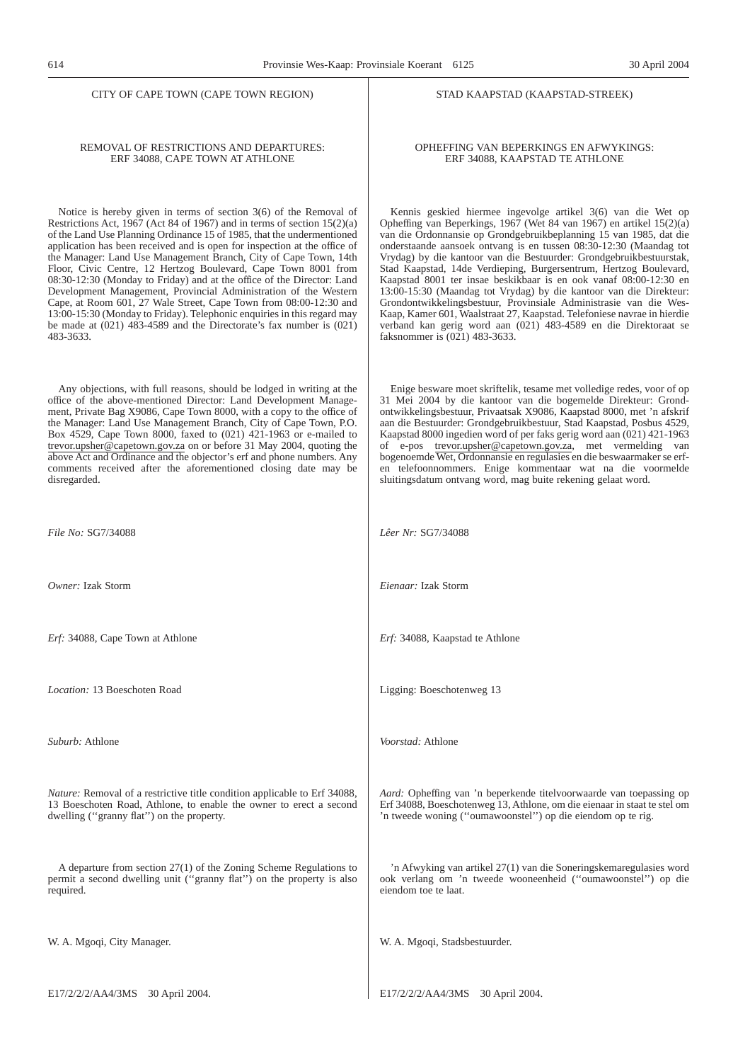CITY OF CAPE TOWN (CAPE TOWN REGION)

REMOVAL OF RESTRICTIONS AND DEPARTURES: ERF 34088, CAPE TOWN AT ATHLONE

Notice is hereby given in terms of section 3(6) of the Removal of Restrictions Act, 1967 (Act 84 of 1967) and in terms of section 15(2)(a) of the Land Use Planning Ordinance 15 of 1985, that the undermentioned application has been received and is open for inspection at the office of the Manager: Land Use Management Branch, City of Cape Town, 14th Floor, Civic Centre, 12 Hertzog Boulevard, Cape Town 8001 from 08:30-12:30 (Monday to Friday) and at the office of the Director: Land Development Management, Provincial Administration of the Western Cape, at Room 601, 27 Wale Street, Cape Town from 08:00-12:30 and 13:00-15:30 (Monday to Friday). Telephonic enquiries in this regard may be made at (021) 483-4589 and the Directorate's fax number is (021) 483-3633.

Any objections, with full reasons, should be lodged in writing at the office of the above-mentioned Director: Land Development Management, Private Bag X9086, Cape Town 8000, with a copy to the office of the Manager: Land Use Management Branch, City of Cape Town, P.O. Box 4529, Cape Town 8000, faxed to (021) 421-1963 or e-mailed to trevor.upsher@capetown.gov.za on or before 31 May 2004, quoting the above Act and Ordinance and the objector's erf and phone numbers. Any comments received after the aforementioned closing date may be disregarded.

*File No:* SG7/34088

*Owner:* Izak Storm

*Erf:* 34088, Cape Town at Athlone

*Location:* 13 Boeschoten Road

*Suburb:* Athlone

*Nature:* Removal of a restrictive title condition applicable to Erf 34088, 13 Boeschoten Road, Athlone, to enable the owner to erect a second dwelling (''granny flat'') on the property.

A departure from section 27(1) of the Zoning Scheme Regulations to permit a second dwelling unit (''granny flat'') on the property is also required.

W. A. Mgoqi, City Manager.

E17/2/2/2/AA4/3MS 30 April 2004.

STAD KAAPSTAD (KAAPSTAD-STREEK)

OPHEFFING VAN BEPERKINGS EN AFWYKINGS: ERF 34088, KAAPSTAD TE ATHLONE

Kennis geskied hiermee ingevolge artikel 3(6) van die Wet op Opheffing van Beperkings, 1967 (Wet 84 van 1967) en artikel 15(2)(a) van die Ordonnansie op Grondgebruikbeplanning 15 van 1985, dat die onderstaande aansoek ontvang is en tussen 08:30-12:30 (Maandag tot Vrydag) by die kantoor van die Bestuurder: Grondgebruikbestuurstak, Stad Kaapstad, 14de Verdieping, Burgersentrum, Hertzog Boulevard, Kaapstad 8001 ter insae beskikbaar is en ook vanaf 08:00-12:30 en 13:00-15:30 (Maandag tot Vrydag) by die kantoor van die Direkteur: Grondontwikkelingsbestuur, Provinsiale Administrasie van die Wes-Kaap, Kamer 601, Waalstraat 27, Kaapstad. Telefoniese navrae in hierdie verband kan gerig word aan (021) 483-4589 en die Direktoraat se faksnommer is (021) 483-3633.

Enige besware moet skriftelik, tesame met volledige redes, voor of op 31 Mei 2004 by die kantoor van die bogemelde Direkteur: Grondontwikkelingsbestuur, Privaatsak X9086, Kaapstad 8000, met 'n afskrif aan die Bestuurder: Grondgebruikbestuur, Stad Kaapstad, Posbus 4529, Kaapstad 8000 ingedien word of per faks gerig word aan (021) 421-1963 of e-pos trevor.upsher@capetown.gov.za, met vermelding van bogenoemde Wet, Ordonnansie en regulasies en die beswaarmaker se erf- en telefoonnommers. Enige kommentaar wat na die voormelde sluitingsdatum ontvang word, mag buite rekening gelaat word.

*Lêer Nr:* SG7/34088

*Eienaar:* Izak Storm

*Erf:* 34088, Kaapstad te Athlone

Ligging: Boeschotenweg 13

*Voorstad:* Athlone

*Aard:* Opheffing van 'n beperkende titelvoorwaarde van toepassing op Erf 34088, Boeschotenweg 13, Athlone, om die eienaar in staat te stel om 'n tweede woning (''oumawoonstel'') op die eiendom op te rig.

'n Afwyking van artikel 27(1) van die Soneringskemaregulasies word ook verlang om 'n tweede wooneenheid (''oumawoonstel'') op die eiendom toe te laat.

W. A. Mgoqi, Stadsbestuurder.

E17/2/2/2/AA4/3MS 30 April 2004.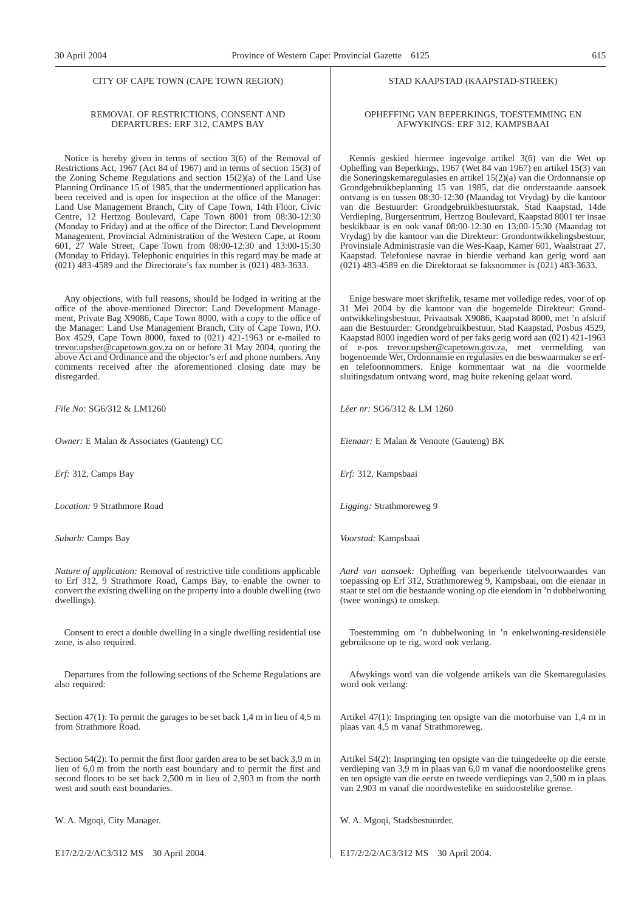CITY OF CAPE TOWN (CAPE TOWN REGION)

REMOVAL OF RESTRICTIONS, CONSENT AND DEPARTURES: ERF 312, CAMPS BAY

Notice is hereby given in terms of section 3(6) of the Removal of Restrictions Act, 1967 (Act 84 of 1967) and in terms of section 15(3) of the Zoning Scheme Regulations and section 15(2)(a) of the Land Use Planning Ordinance 15 of 1985, that the undermentioned application has been received and is open for inspection at the office of the Manager: Land Use Management Branch, City of Cape Town, 14th Floor, Civic Centre, 12 Hertzog Boulevard, Cape Town 8001 from 08:30-12:30 (Monday to Friday) and at the office of the Director: Land Development Management, Provincial Administration of the Western Cape, at Room 601, 27 Wale Street, Cape Town from 08:00-12:30 and 13:00-15:30 (Monday to Friday). Telephonic enquiries in this regard may be made at (021) 483-4589 and the Directorate's fax number is (021) 483-3633.

Any objections, with full reasons, should be lodged in writing at the office of the above-mentioned Director: Land Development Management, Private Bag X9086, Cape Town 8000, with a copy to the office of the Manager: Land Use Management Branch, City of Cape Town, P.O. Box 4529, Cape Town 8000, faxed to (021) 421-1963 or e-mailed to trevor.upsher@capetown.gov.za on or before 31 May 2004, quoting the above Act and Ordinance and the objector's erf and phone numbers. Any comments received after the aforementioned closing date may be disregarded.

*File No:* SG6/312 & LM1260

*Owner:* E Malan & Associates (Gauteng) CC

*Erf:* 312, Camps Bay

*Location:* 9 Strathmore Road

*Suburb:* Camps Bay

*Nature of application:* Removal of restrictive title conditions applicable to Erf 312, 9 Strathmore Road, Camps Bay, to enable the owner to convert the existing dwelling on the property into a double dwelling (two dwellings).

Consent to erect a double dwelling in a single dwelling residential use zone, is also required.

Departures from the following sections of the Scheme Regulations are also required:

Section 47(1): To permit the garages to be set back 1,4 m in lieu of 4,5 m from Strathmore Road.

Section 54(2): To permit the first floor garden area to be set back 3,9 m in lieu of 6,0 m from the north east boundary and to permit the first and second floors to be set back 2,500 m in lieu of 2,903 m from the north west and south east boundaries.

W. A. Mgoqi, City Manager.

E17/2/2/2/AC3/312 MS 30 April 2004.

STAD KAAPSTAD (KAAPSTAD-STREEK)

OPHEFFING VAN BEPERKINGS, TOESTEMMING EN AFWYKINGS: ERF 312, KAMPSBAAI

Kennis geskied hiermee ingevolge artikel 3(6) van die Wet op Opheffing van Beperkings, 1967 (Wet 84 van 1967) en artikel 15(3) van die Soneringskemaregulasies en artikel 15(2)(a) van die Ordonnansie op Grondgebruikbeplanning 15 van 1985, dat die onderstaande aansoek ontvang is en tussen 08:30-12:30 (Maandag tot Vrydag) by die kantoor van die Bestuurder: Grondgebruikbestuurstak, Stad Kaapstad, 14de Verdieping, Burgersentrum, Hertzog Boulevard, Kaapstad 8001 ter insae beskikbaar is en ook vanaf 08:00-12:30 en 13:00-15:30 (Maandag tot Vrydag) by die kantoor van die Direkteur: Grondontwikkelingsbestuur, Provinsiale Administrasie van die Wes-Kaap, Kamer 601, Waalstraat 27, Kaapstad. Telefoniese navrae in hierdie verband kan gerig word aan (021) 483-4589 en die Direktoraat se faksnommer is (021) 483-3633.

Enige besware moet skriftelik, tesame met volledige redes, voor of op 31 Mei 2004 by die kantoor van die bogemelde Direkteur: Grondontwikkelingsbestuur, Privaatsak X9086, Kaapstad 8000, met 'n afskrif aan die Bestuurder: Grondgebruikbestuur, Stad Kaapstad, Posbus 4529, Kaapstad 8000 ingedien word of per faks gerig word aan (021) 421-1963 of e-pos trevor.upsher@capetown.gov.za, met vermelding van bogenoemde Wet, Ordonnansie en regulasies en die beswaarmaker se erf- en telefoonnommers. Enige kommentaar wat na die voormelde sluitingsdatum ontvang word, mag buite rekening gelaat word.

*Lêer nr:* SG6/312 & LM 1260

*Eienaar:* E Malan & Vennote (Gauteng) BK

*Erf:* 312, Kampsbaai

*Ligging:* Strathmoreweg 9

*Voorstad:* Kampsbaai

*Aard van aansoek:* Opheffing van beperkende titelvoorwaardes van toepassing op Erf 312, Strathmoreweg 9, Kampsbaai, om die eienaar in staat te stel om die bestaande woning op die eiendom in 'n dubbelwoning (twee wonings) te omskep.

Toestemming om 'n dubbelwoning in 'n enkelwoning-residensiële gebruiksone op te rig, word ook verlang.

Afwykings word van die volgende artikels van die Skemaregulasies word ook verlang:

Artikel 47(1): Inspringing ten opsigte van die motorhuise van 1,4 m in plaas van 4,5 m vanaf Strathmoreweg.

Artikel 54(2): Inspringing ten opsigte van die tuingedeelte op die eerste verdieping van 3,9 m in plaas van 6,0 m vanaf die noordoostelike grens en ten opsigte van die eerste en tweede verdiepings van 2,500 m in plaas van 2,903 m vanaf die noordwestelike en suidoostelike grense.

W. A. Mgoqi, Stadsbestuurder.

E17/2/2/2/AC3/312 MS 30 April 2004.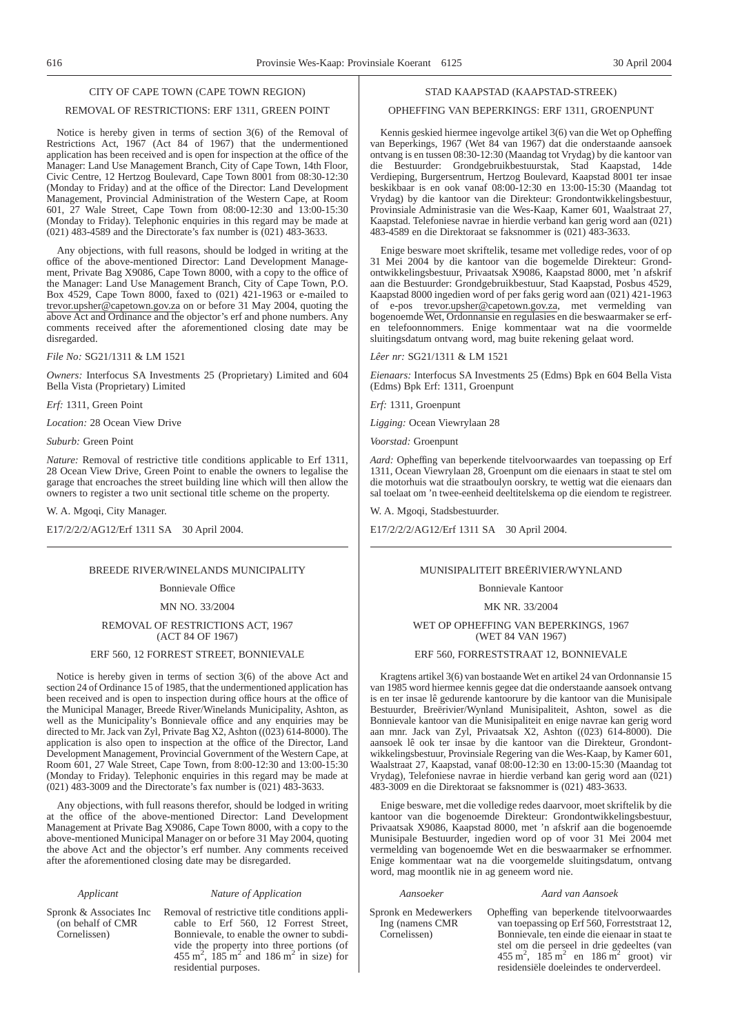## CITY OF CAPE TOWN (CAPE TOWN REGION)

### REMOVAL OF RESTRICTIONS: ERF 1311, GREEN POINT

Notice is hereby given in terms of section 3(6) of the Removal of Restrictions Act, 1967 (Act 84 of 1967) that the undermentioned application has been received and is open for inspection at the office of the Manager: Land Use Management Branch, City of Cape Town, 14th Floor, Civic Centre, 12 Hertzog Boulevard, Cape Town 8001 from 08:30-12:30 (Monday to Friday) and at the office of the Director: Land Development Management, Provincial Administration of the Western Cape, at Room 601, 27 Wale Street, Cape Town from 08:00-12:30 and 13:00-15:30 (Monday to Friday). Telephonic enquiries in this regard may be made at (021) 483-4589 and the Directorate's fax number is (021) 483-3633.

Any objections, with full reasons, should be lodged in writing at the office of the above-mentioned Director: Land Development Management, Private Bag X9086, Cape Town 8000, with a copy to the office of the Manager: Land Use Management Branch, City of Cape Town, P.O. Box 4529, Cape Town 8000, faxed to (021) 421-1963 or e-mailed to trevor.upsher@capetown.gov.za on or before 31 May 2004, quoting the above Act and Ordinance and the objector's erf and phone numbers. Any comments received after the aforementioned closing date may be disregarded.

*File No:* SG21/1311 & LM 1521

*Owners:* Interfocus SA Investments 25 (Proprietary) Limited and 604 Bella Vista (Proprietary) Limited

*Erf:* 1311, Green Point

*Location:* 28 Ocean View Drive

*Suburb:* Green Point

*Nature:* Removal of restrictive title conditions applicable to Erf 1311, 28 Ocean View Drive, Green Point to enable the owners to legalise the garage that encroaches the street building line which will then allow the owners to register a two unit sectional title scheme on the property.

W. A. Mgoqi, City Manager.

E17/2/2/2/AG12/Erf 1311 SA 30 April 2004.

---

## STAD KAAPSTAD (KAAPSTAD-STREEK)

### OPHEFFING VAN BEPERKINGS: ERF 1311, GROENPUNT

Kennis geskied hiermee ingevolge artikel 3(6) van die Wet op Opheffing van Beperkings, 1967 (Wet 84 van 1967) dat die onderstaande aansoek ontvang is en tussen 08:30-12:30 (Maandag tot Vrydag) by die kantoor van die Bestuurder: Grondgebruikbestuurstak, Stad Kaapstad, 14de Verdieping, Burgersentrum, Hertzog Boulevard, Kaapstad 8001 ter insae beskikbaar is en ook vanaf 08:00-12:30 en 13:00-15:30 (Maandag tot Vrydag) by die kantoor van die Direkteur: Grondontwikkelingsbestuur, Provinsiale Administrasie van die Wes-Kaap, Kamer 601, Waalstraat 27, Kaapstad. Telefoniese navrae in hierdie verband kan gerig word aan (021) 483-4589 en die Direktoraat se faksnommer is (021) 483-3633.

Enige besware moet skriftelik, tesame met volledige redes, voor of op 31 Mei 2004 by die kantoor van die bogemelde Direkteur: Grondontwikkelingsbestuur, Privaatsak X9086, Kaapstad 8000, met 'n afskrif aan die Bestuurder: Grondgebruikbestuur, Stad Kaapstad, Posbus 4529, Kaapstad 8000 ingedien word of per faks gerig word aan (021) 421-1963 of e-pos trevor.upsher@capetown.gov.za, met vermelding van bogenoemde Wet, Ordonnansie en regulasies en die beswaarmaker se erf- en telefoonnommers. Enige kommentaar wat na die voormelde sluitingsdatum ontvang word, mag buite rekening gelaat word.

*Lêer nr:* SG21/1311 & LM 1521

*Eienaars:* Interfocus SA Investments 25 (Edms) Bpk en 604 Bella Vista (Edms) Bpk Erf: 1311, Groenpunt

*Erf:* 1311, Groenpunt

*Ligging:* Ocean Viewrylaan 28

*Voorstad:* Groenpunt

*Aard:* Opheffing van beperkende titelvoorwaardes van toepassing op Erf 1311, Ocean Viewrylaan 28, Groenpunt om die eienaars in staat te stel om die motorhuis wat die straatboulyn oorskry, te wettig wat die eienaars dan sal toelaat om 'n twee-eenheid deeltitelskema op die eiendom te registreer.

W. A. Mgoqi, Stadsbestuurder.

E17/2/2/2/AG12/Erf 1311 SA 30 April 2004.

---

## BREEDE RIVER/WINELANDS MUNICIPALITY

Bonnievale Office

MN NO. 33/2004

### REMOVAL OF RESTRICTIONS ACT, 1967 (ACT 84 OF 1967)

### ERF 560, 12 FORREST STREET, BONNIEVALE

Notice is hereby given in terms of section 3(6) of the above Act and section 24 of Ordinance 15 of 1985, that the undermentioned application has been received and is open to inspection during office hours at the office of the Municipal Manager, Breede River/Winelands Municipality, Ashton, as well as the Municipality's Bonnievale office and any enquiries may be directed to Mr. Jack van Zyl, Private Bag X2, Ashton ((023) 614-8000). The application is also open to inspection at the office of the Director, Land Development Management, Provincial Government of the Western Cape, at Room 601, 27 Wale Street, Cape Town, from 8:00-12:30 and 13:00-15:30 (Monday to Friday). Telephonic enquiries in this regard may be made at (021) 483-3009 and the Directorate's fax number is (021) 483-3633.

Any objections, with full reasons therefor, should be lodged in writing at the office of the above-mentioned Director: Land Development Management at Private Bag X9086, Cape Town 8000, with a copy to the above-mentioned Municipal Manager on or before 31 May 2004, quoting the above Act and the objector's erf number. Any comments received after the aforementioned closing date may be disregarded.

| *Applicant* | *Nature of Application* |
|---|---|
| Spronk & Associates Inc (on behalf of CMR Cornelissen) | Removal of restrictive title conditions applicable to Erf 560, 12 Forrest Street, Bonnievale, to enable the owner to subdivide the property into three portions (of 455 $m^2$, 185 $m^2$ and 186 $m^2$ in size) for residential purposes. |

---

## MUNISIPALITEIT BREËRIVIER/WYNLAND

Bonnievale Kantoor

MK NR. 33/2004

### WET OP OPHEFFING VAN BEPERKINGS, 1967 (WET 84 VAN 1967)

### ERF 560, FORRESTSTRAAT 12, BONNIEVALE

Kragtens artikel 3(6) van bostaande Wet en artikel 24 van Ordonnansie 15 van 1985 word hiermee kennis gegee dat die onderstaande aansoek ontvang is en ter insae lê gedurende kantoorure by die kantoor van die Munisipale Bestuurder, Breërivier/Wynland Munisipaliteit, Ashton, sowel as die Bonnievale kantoor van die Munisipaliteit en enige navrae kan gerig word aan mnr. Jack van Zyl, Privaatsak X2, Ashton ((023) 614-8000). Die aansoek lê ook ter insae by die kantoor van die Direkteur, Grondontwikkelingsbestuur, Provinsiale Regering van die Wes-Kaap, by Kamer 601, Waalstraat 27, Kaapstad, vanaf 08:00-12:30 en 13:00-15:30 (Maandag tot Vrydag), Telefoniese navrae in hierdie verband kan gerig word aan (021) 483-3009 en die Direktoraat se faksnommer is (021) 483-3633.

Enige besware, met die volledige redes daarvoor, moet skriftelik by die kantoor van die bogenoemde Direkteur: Grondontwikkelingsbestuur, Privaatsak X9086, Kaapstad 8000, met 'n afskrif aan die bogenoemde Munisipale Bestuurder, ingedien word op of voor 31 Mei 2004 met vermelding van bogenoemde Wet en die beswaarmaker se erfnommer. Enige kommentaar wat na die voorgemelde sluitingsdatum, ontvang word, mag moontlik nie in ag geneem word nie.

| *Aansoeker* | *Aard van Aansoek* |
|---|---|
| Spronk en Medewerkers Ing (namens CMR Cornelissen) | Opheffing van beperkende titelvoorwaardes van toepassing op Erf 560, Forreststraat 12, Bonnievale, ten einde die eienaar in staat te stel om die perseel in drie gedeeltes (van 455 $m^2$, 185 $m^2$ en 186 $m^2$ groot) vir residensiële doeleindes te onderverdeel. |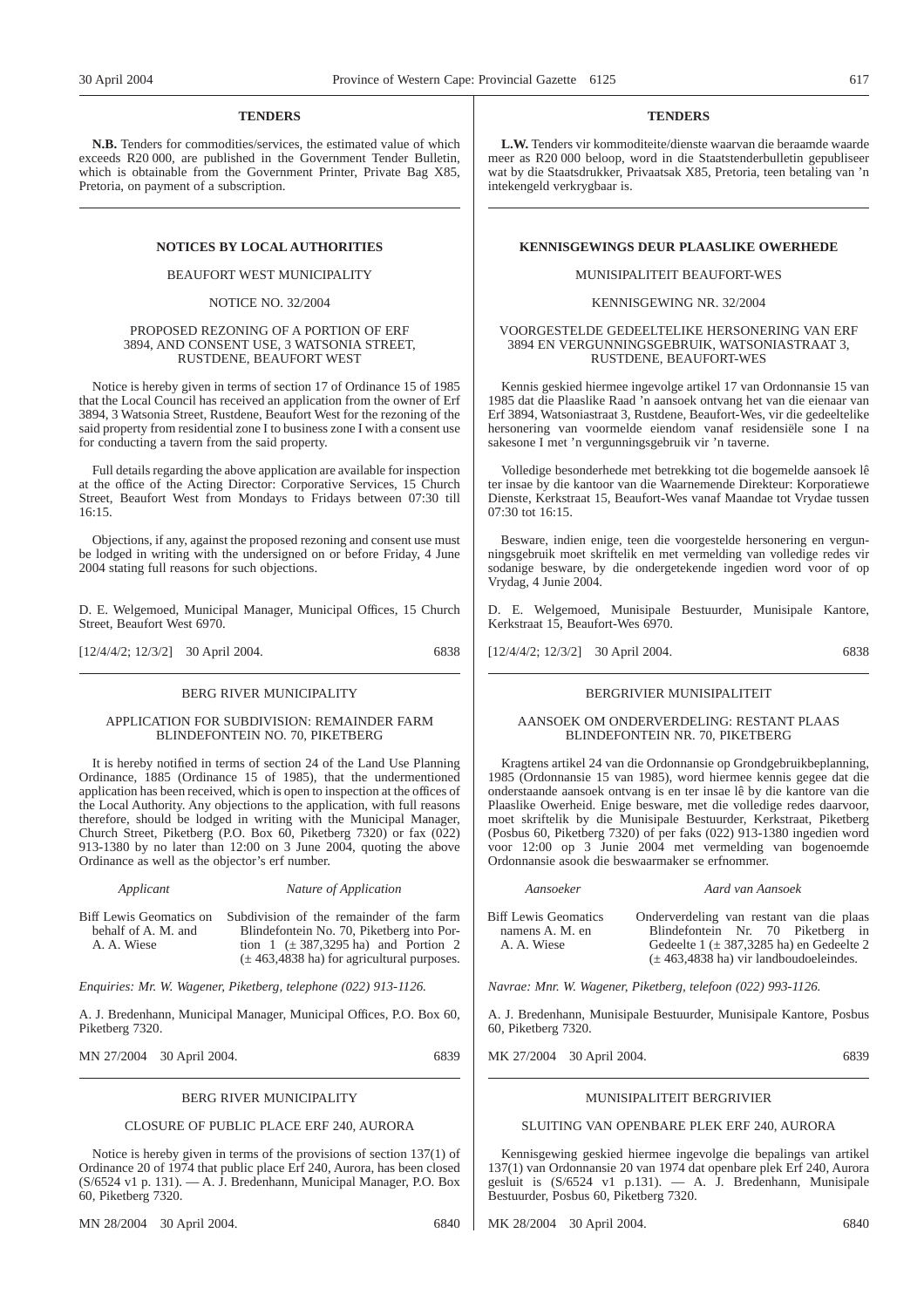## TENDERS

**N.B.** Tenders for commodities/services, the estimated value of which exceeds R20 000, are published in the Government Tender Bulletin, which is obtainable from the Government Printer, Private Bag X85, Pretoria, on payment of a subscription.

## NOTICES BY LOCAL AUTHORITIES

BEAUFORT WEST MUNICIPALITY

NOTICE NO. 32/2004

PROPOSED REZONING OF A PORTION OF ERF 3894, AND CONSENT USE, 3 WATSONIA STREET, RUSTDENE, BEAUFORT WEST

Notice is hereby given in terms of section 17 of Ordinance 15 of 1985 that the Local Council has received an application from the owner of Erf 3894, 3 Watsonia Street, Rustdene, Beaufort West for the rezoning of the said property from residential zone I to business zone I with a consent use for conducting a tavern from the said property.

Full details regarding the above application are available for inspection at the office of the Acting Director: Corporative Services, 15 Church Street, Beaufort West from Mondays to Fridays between 07:30 till 16:15.

Objections, if any, against the proposed rezoning and consent use must be lodged in writing with the undersigned on or before Friday, 4 June 2004 stating full reasons for such objections.

D. E. Welgemoed, Municipal Manager, Municipal Offices, 15 Church Street, Beaufort West 6970.

[12/4/4/2; 12/3/2] 30 April 2004. 6838

BERG RIVER MUNICIPALITY

APPLICATION FOR SUBDIVISION: REMAINDER FARM BLINDEFONTEIN NO. 70, PIKETBERG

It is hereby notified in terms of section 24 of the Land Use Planning Ordinance, 1885 (Ordinance 15 of 1985), that the undermentioned application has been received, which is open to inspection at the offices of the Local Authority. Any objections to the application, with full reasons therefore, should be lodged in writing with the Municipal Manager, Church Street, Piketberg (P.O. Box 60, Piketberg 7320) or fax (022) 913-1380 by no later than 12:00 on 3 June 2004, quoting the above Ordinance as well as the objector's erf number.

| *Applicant* | *Nature of Application* |
|---|---|
| Biff Lewis Geomatics on behalf of A. M. and A. A. Wiese | Subdivision of the remainder of the farm Blindefontein No. 70, Piketberg into Portion 1 (± 387,3295 ha) and Portion 2 (± 463,4838 ha) for agricultural purposes. |

*Enquiries: Mr. W. Wagener, Piketberg, telephone (022) 913-1126.*

A. J. Bredenhann, Municipal Manager, Municipal Offices, P.O. Box 60, Piketberg 7320.

MN 27/2004 30 April 2004. 6839

BERG RIVER MUNICIPALITY

CLOSURE OF PUBLIC PLACE ERF 240, AURORA

Notice is hereby given in terms of the provisions of section 137(1) of Ordinance 20 of 1974 that public place Erf 240, Aurora, has been closed (S/6524 v1 p. 131). — A. J. Bredenhann, Municipal Manager, P.O. Box 60, Piketberg 7320.

MN 28/2004 30 April 2004. 6840

## TENDERS

**L.W.** Tenders vir kommoditeite/dienste waarvan die beraamde waarde meer as R20 000 beloop, word in die Staatstenderbulletin gepubliseer wat by die Staatsdrukker, Privaatsak X85, Pretoria, teen betaling van 'n intekengeld verkrygbaar is.

## KENNISGEWINGS DEUR PLAASLIKE OWERHEDE

MUNISIPALITEIT BEAUFORT-WES

KENNISGEWING NR. 32/2004

VOORGESTELDE GEDEELTELIKE HERSONERING VAN ERF 3894 EN VERGUNNINGSGEBRUIK, WATSONIASTRAAT 3, RUSTDENE, BEAUFORT-WES

Kennis geskied hiermee ingevolge artikel 17 van Ordonnansie 15 van 1985 dat die Plaaslike Raad 'n aansoek ontvang het van die eienaar van Erf 3894, Watsoniastraat 3, Rustdene, Beaufort-Wes, vir die gedeeltelike hersonering van voormelde eiendom vanaf residensiële sone I na sakesone I met 'n vergunningsgebruik vir 'n taverne.

Volledige besonderhede met betrekking tot die bogemelde aansoek lê ter insae by die kantoor van die Waarnemende Direkteur: Korporatiewe Dienste, Kerkstraat 15, Beaufort-Wes vanaf Maandae tot Vrydae tussen 07:30 tot 16:15.

Besware, indien enige, teen die voorgestelde hersonering en vergunningsgebruik moet skriftelik en met vermelding van volledige redes vir sodanige besware, by die ondergetekende ingedien word voor of op Vrydag, 4 Junie 2004.

D. E. Welgemoed, Munisipale Bestuurder, Munisipale Kantore, Kerkstraat 15, Beaufort-Wes 6970.

[12/4/4/2; 12/3/2] 30 April 2004. 6838

BERGRIVIER MUNISIPALITEIT

AANSOEK OM ONDERVERDELING: RESTANT PLAAS BLINDEFONTEIN NR. 70, PIKETBERG

Kragtens artikel 24 van die Ordonnansie op Grondgebruikbeplanning, 1985 (Ordonnansie 15 van 1985), word hiermee kennis gegee dat die onderstaande aansoek ontvang is en ter insae lê by die kantore van die Plaaslike Owerheid. Enige besware, met die volledige redes daarvoor, moet skriftelik by die Munisipale Bestuurder, Kerkstraat, Piketberg (Posbus 60, Piketberg 7320) of per faks (022) 913-1380 ingedien word voor 12:00 op 3 Junie 2004 met vermelding van bogenoemde Ordonnansie asook die beswaarmaker se erfnommer.

| *Aansoeker* | *Aard van Aansoek* |
|---|---|
| Biff Lewis Geomatics namens A. M. en A. A. Wiese | Onderverdeling van restant van die plaas Blindefontein Nr. 70 Piketberg in Gedeelte 1 (± 387,3285 ha) en Gedeelte 2 (± 463,4838 ha) vir landboudoeleindes. |

*Navrae: Mnr. W. Wagener, Piketberg, telefoon (022) 993-1126.*

A. J. Bredenhann, Munisipale Bestuurder, Munisipale Kantore, Posbus 60, Piketberg 7320.

MK 27/2004 30 April 2004. 6839

MUNISIPALITEIT BERGRIVIER

SLUITING VAN OPENBARE PLEK ERF 240, AURORA

Kennisgewing geskied hiermee ingevolge die bepalings van artikel 137(1) van Ordonnansie 20 van 1974 dat openbare plek Erf 240, Aurora gesluit is (S/6524 v1 p.131). — A. J. Bredenhann, Munisipale Bestuurder, Posbus 60, Piketberg 7320.

MK 28/2004 30 April 2004. 6840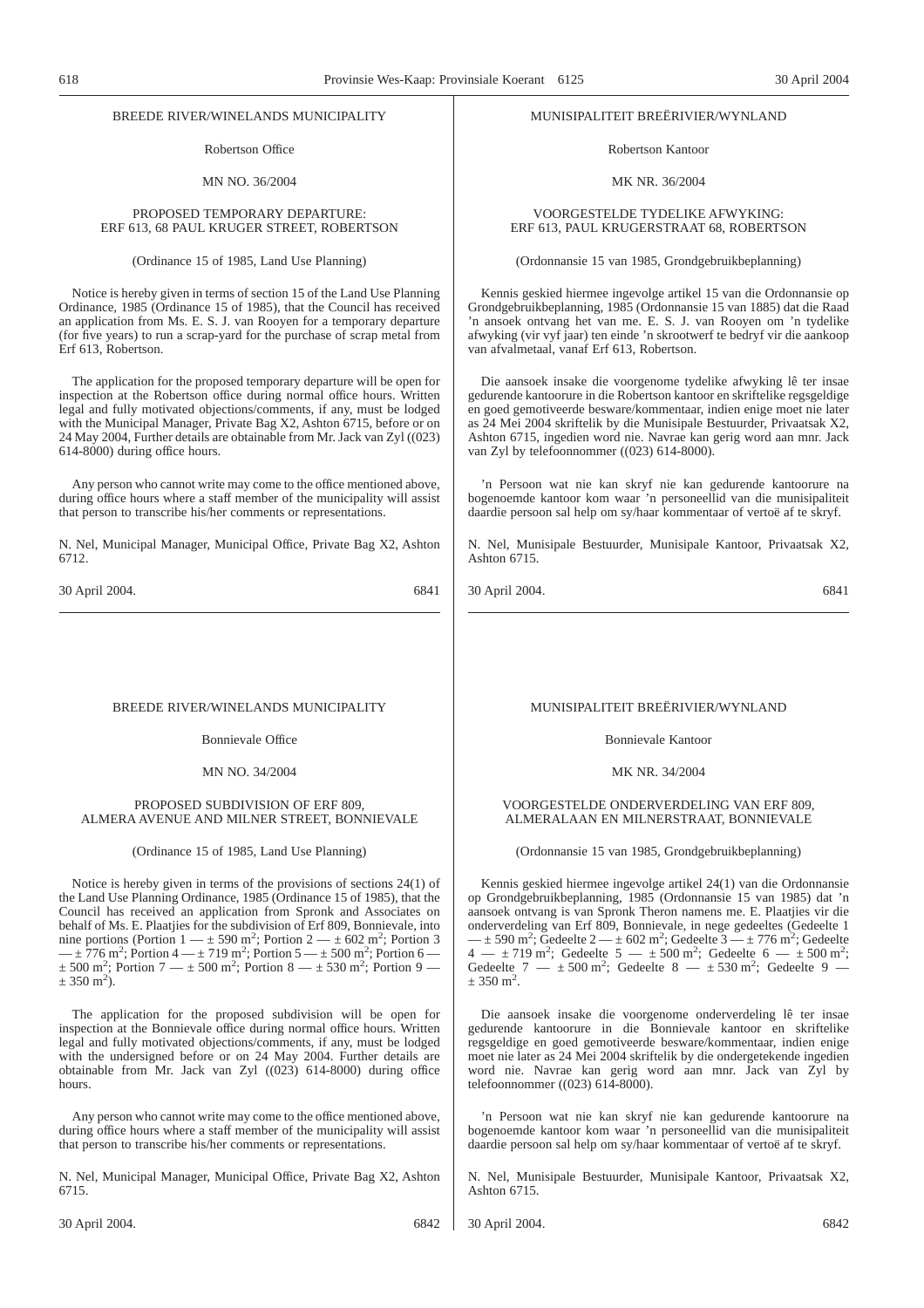BREEDE RIVER/WINELANDS MUNICIPALITY

Robertson Office

MN NO. 36/2004

PROPOSED TEMPORARY DEPARTURE:
ERF 613, 68 PAUL KRUGER STREET, ROBERTSON

(Ordinance 15 of 1985, Land Use Planning)

Notice is hereby given in terms of section 15 of the Land Use Planning Ordinance, 1985 (Ordinance 15 of 1985), that the Council has received an application from Ms. E. S. J. van Rooyen for a temporary departure (for five years) to run a scrap-yard for the purchase of scrap metal from Erf 613, Robertson.

The application for the proposed temporary departure will be open for inspection at the Robertson office during normal office hours. Written legal and fully motivated objections/comments, if any, must be lodged with the Municipal Manager, Private Bag X2, Ashton 6715, before or on 24 May 2004, Further details are obtainable from Mr. Jack van Zyl ((023) 614-8000) during office hours.

Any person who cannot write may come to the office mentioned above, during office hours where a staff member of the municipality will assist that person to transcribe his/her comments or representations.

N. Nel, Municipal Manager, Municipal Office, Private Bag X2, Ashton 6712.

30 April 2004. 6841

MUNISIPALITEIT BREËRIVIER/WYNLAND

Robertson Kantoor

MK NR. 36/2004

VOORGESTELDE TYDELIKE AFWYKING:
ERF 613, PAUL KRUGERSTRAAT 68, ROBERTSON

(Ordonnansie 15 van 1985, Grondgebruikbeplanning)

Kennis geskied hiermee ingevolge artikel 15 van die Ordonnansie op Grondgebruikbeplanning, 1985 (Ordonnansie 15 van 1885) dat die Raad 'n ansoek ontvang het van me. E. S. J. van Rooyen om 'n tydelike afwyking (vir vyf jaar) ten einde 'n skrootwerf te bedryf vir die aankoop van afvalmetaal, vanaf Erf 613, Robertson.

Die aansoek insake die voorgenome tydelike afwyking lê ter insae gedurende kantoorure in die Robertson kantoor en skriftelike regsgeldige en goed gemotiveerde besware/kommentaar, indien enige moet nie later as 24 Mei 2004 skriftelik by die Munisipale Bestuurder, Privaatsak X2, Ashton 6715, ingedien word nie. Navrae kan gerig word aan mnr. Jack van Zyl by telefoonnommer ((023) 614-8000).

'n Persoon wat nie kan skryf nie kan gedurende kantoorure na bogenoemde kantoor kom waar 'n personeellid van die munisipaliteit daardie persoon sal help om sy/haar kommentaar of vertoë af te skryf.

N. Nel, Munisipale Bestuurder, Munisipale Kantoor, Privaatsak X2, Ashton 6715.

30 April 2004. 6841

---

BREEDE RIVER/WINELANDS MUNICIPALITY

Bonnievale Office

MN NO. 34/2004

PROPOSED SUBDIVISION OF ERF 809,
ALMERA AVENUE AND MILNER STREET, BONNIEVALE

(Ordinance 15 of 1985, Land Use Planning)

Notice is hereby given in terms of the provisions of sections 24(1) of the Land Use Planning Ordinance, 1985 (Ordinance 15 of 1985), that the Council has received an application from Spronk and Associates on behalf of Ms. E. Plaatjies for the subdivision of Erf 809, Bonnievale, into nine portions (Portion 1 — ± 590 m$^2$; Portion 2 — ± 602 m$^2$; Portion 3 — ± 776 m$^2$; Portion 4 — ± 719 m$^2$; Portion 5 — ± 500 m$^2$; Portion 6 — ± 500 m$^2$; Portion 7 — ± 500 m$^2$; Portion 8 — ± 530 m$^2$; Portion 9 — ± 350 m$^2$).

The application for the proposed subdivision will be open for inspection at the Bonnievale office during normal office hours. Written legal and fully motivated objections/comments, if any, must be lodged with the undersigned before or on 24 May 2004. Further details are obtainable from Mr. Jack van Zyl ((023) 614-8000) during office hours.

Any person who cannot write may come to the office mentioned above, during office hours where a staff member of the municipality will assist that person to transcribe his/her comments or representations.

N. Nel, Municipal Manager, Municipal Office, Private Bag X2, Ashton 6715.

30 April 2004. 6842

MUNISIPALITEIT BREËRIVIER/WYNLAND

Bonnievale Kantoor

MK NR. 34/2004

VOORGESTELDE ONDERVERDELING VAN ERF 809,
ALMERALAAN EN MILNERSTRAAT, BONNIEVALE

(Ordonnansie 15 van 1985, Grondgebruikbeplanning)

Kennis geskied hiermee ingevolge artikel 24(1) van die Ordonnansie op Grondgebruikbeplanning, 1985 (Ordonnansie 15 van 1985) dat 'n aansoek ontvang is van Spronk Theron namens me. E. Plaatjies vir die onderverdeling van Erf 809, Bonnievale, in nege gedeeltes (Gedeelte 1 — ± 590 m$^2$; Gedeelte 2 — ± 602 m$^2$; Gedeelte 3 — ± 776 m$^2$; Gedeelte 4 — ± 719 m$^2$; Gedeelte 5 — ± 500 m$^2$; Gedeelte 6 — ± 500 m$^2$; Gedeelte 7 — ± 500 m$^2$; Gedeelte 8 — ± 530 m$^2$; Gedeelte 9 — ± 350 m$^2$.

Die aansoek insake die voorgenome onderverdeling lê ter insae gedurende kantoorure in die Bonnievale kantoor en skriftelike regsgeldige en goed gemotiveerde besware/kommentaar, indien enige moet nie later as 24 Mei 2004 skriftelik by die ondergetekende ingedien word nie. Navrae kan gerig word aan mnr. Jack van Zyl by telefoonnommer ((023) 614-8000).

'n Persoon wat nie kan skryf nie kan gedurende kantoorure na bogenoemde kantoor kom waar 'n personeellid van die munisipaliteit daardie persoon sal help om sy/haar kommentaar of vertoë af te skryf.

N. Nel, Munisipale Bestuurder, Munisipale Kantoor, Privaatsak X2, Ashton 6715.

30 April 2004. 6842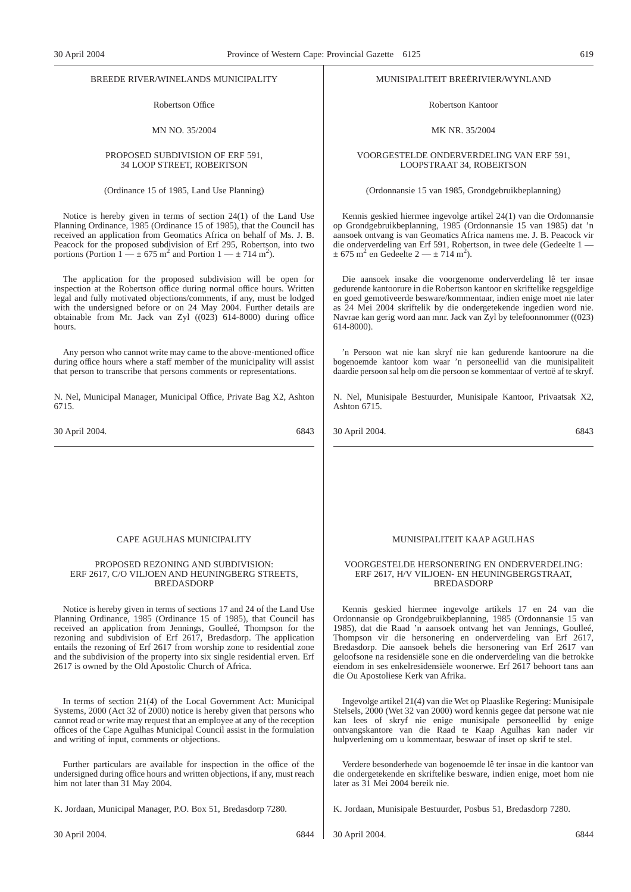BREEDE RIVER/WINELANDS MUNICIPALITY

Robertson Office

MN NO. 35/2004

PROPOSED SUBDIVISION OF ERF 591, 34 LOOP STREET, ROBERTSON

(Ordinance 15 of 1985, Land Use Planning)

Notice is hereby given in terms of section 24(1) of the Land Use Planning Ordinance, 1985 (Ordinance 15 of 1985), that the Council has received an application from Geomatics Africa on behalf of Ms. J. B. Peacock for the proposed subdivision of Erf 295, Robertson, into two portions (Portion 1 — ± 675 m$^2$ and Portion 1 — ± 714 m$^2$).

The application for the proposed subdivision will be open for inspection at the Robertson office during normal office hours. Written legal and fully motivated objections/comments, if any, must be lodged with the undersigned before or on 24 May 2004. Further details are obtainable from Mr. Jack van Zyl ((023) 614-8000) during office hours.

Any person who cannot write may came to the above-mentioned office during office hours where a staff member of the municipality will assist that person to transcribe that persons comments or representations.

N. Nel, Municipal Manager, Municipal Office, Private Bag X2, Ashton 6715.

30 April 2004. 6843

MUNISIPALITEIT BREËRIVIER/WYNLAND

Robertson Kantoor

MK NR. 35/2004

VOORGESTELDE ONDERVERDELING VAN ERF 591, LOOPSTRAAT 34, ROBERTSON

(Ordonnansie 15 van 1985, Grondgebruikbeplanning)

Kennis geskied hiermee ingevolge artikel 24(1) van die Ordonnansie op Grondgebruikbeplanning, 1985 (Ordonnansie 15 van 1985) dat 'n aansoek ontvang is van Geomatics Africa namens me. J. B. Peacock vir die onderverdeling van Erf 591, Robertson, in twee dele (Gedeelte 1 — ± 675 m$^2$ en Gedeelte 2 — ± 714 m$^2$).

Die aansoek insake die voorgenome onderverdeling lê ter insae gedurende kantoorure in die Robertson kantoor en skriftelike regsgeldige en goed gemotiveerde besware/kommentaar, indien enige moet nie later as 24 Mei 2004 skriftelik by die ondergetekende ingedien word nie. Navrae kan gerig word aan mnr. Jack van Zyl by telefoonnommer ((023) 614-8000).

'n Persoon wat nie kan skryf nie kan gedurende kantoorure na die bogenoemde kantoor kom waar 'n personeellid van die munisipaliteit daardie persoon sal help om die persoon se kommentaar of vertoë af te skryf.

N. Nel, Munisipale Bestuurder, Munisipale Kantoor, Privaatsak X2, Ashton 6715.

30 April 2004. 6843

CAPE AGULHAS MUNICIPALITY

PROPOSED REZONING AND SUBDIVISION: ERF 2617, C/O VILJOEN AND HEUNINGBERG STREETS, BREDASDORP

Notice is hereby given in terms of sections 17 and 24 of the Land Use Planning Ordinance, 1985 (Ordinance 15 of 1985), that Council has received an application from Jennings, Goulleé, Thompson for the rezoning and subdivision of Erf 2617, Bredasdorp. The application entails the rezoning of Erf 2617 from worship zone to residential zone and the subdivision of the property into six single residential erven. Erf 2617 is owned by the Old Apostolic Church of Africa.

In terms of section 21(4) of the Local Government Act: Municipal Systems, 2000 (Act 32 of 2000) notice is hereby given that persons who cannot read or write may request that an employee at any of the reception offices of the Cape Agulhas Municipal Council assist in the formulation and writing of input, comments or objections.

Further particulars are available for inspection in the office of the undersigned during office hours and written objections, if any, must reach him not later than 31 May 2004.

K. Jordaan, Municipal Manager, P.O. Box 51, Bredasdorp 7280.

30 April 2004. 6844

MUNISIPALITEIT KAAP AGULHAS

VOORGESTELDE HERSONERING EN ONDERVERDELING: ERF 2617, H/V VILJOEN- EN HEUNINGBERGSTRAAT, BREDASDORP

Kennis geskied hiermee ingevolge artikels 17 en 24 van die Ordonnansie op Grondgebruikbeplanning, 1985 (Ordonnansie 15 van 1985), dat die Raad 'n aansoek ontvang het van Jennings, Goulleé, Thompson vir die hersonering en onderverdeling van Erf 2617, Bredasdorp. Die aansoek behels die hersonering van Erf 2617 van geloofsone na residensiële sone en die onderverdeling van die betrokke eiendom in ses enkelresidensiële woonerwe. Erf 2617 behoort tans aan die Ou Apostoliese Kerk van Afrika.

Ingevolge artikel 21(4) van die Wet op Plaaslike Regering: Munisipale Stelsels, 2000 (Wet 32 van 2000) word kennis gegee dat persone wat nie kan lees of skryf nie enige munisipale personeellid by enige ontvangskantore van die Raad te Kaap Agulhas kan nader vir hulpverlening om u kommentaar, beswaar of inset op skrif te stel.

Verdere besonderhede van bogenoemde lê ter insae in die kantoor van die ondergetekende en skriftelike besware, indien enige, moet hom nie later as 31 Mei 2004 bereik nie.

K. Jordaan, Munisipale Bestuurder, Posbus 51, Bredasdorp 7280.

30 April 2004. 6844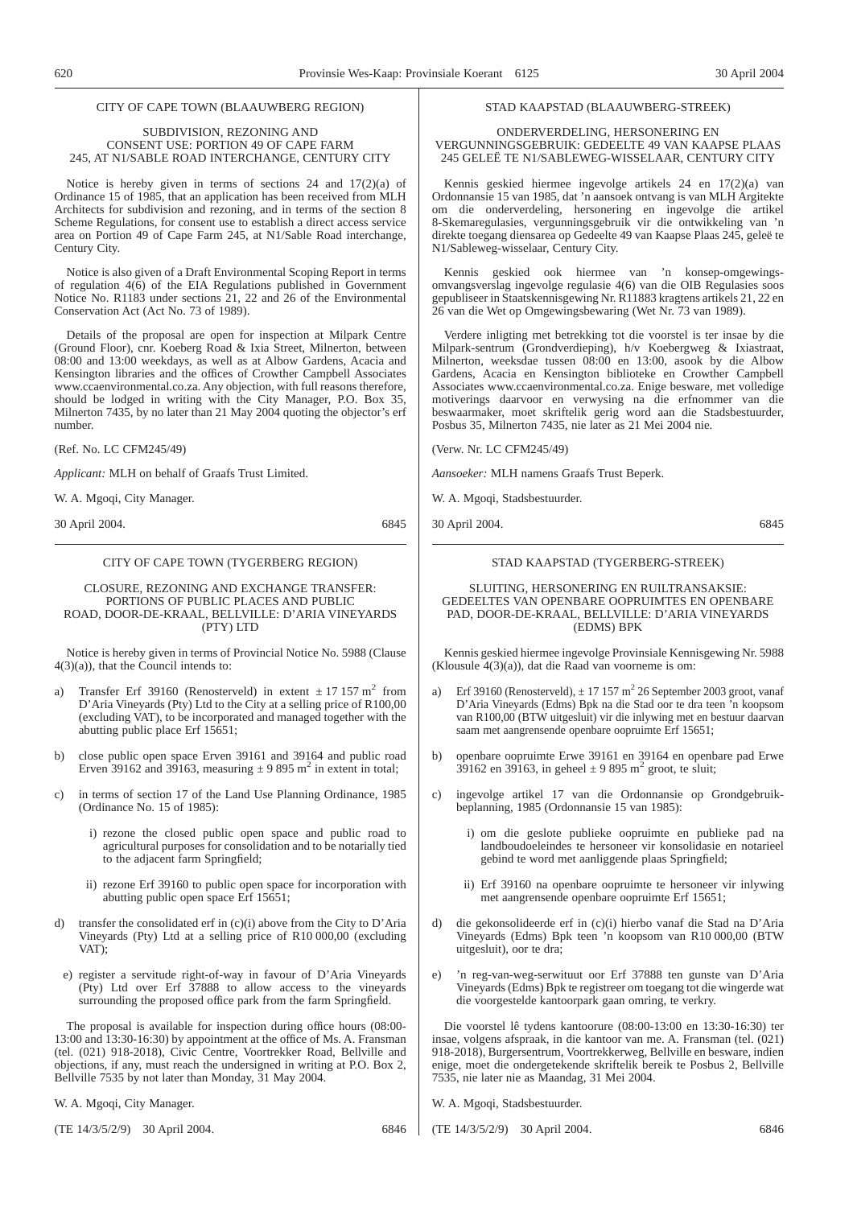## CITY OF CAPE TOWN (BLAAUWBERG REGION)

### SUBDIVISION, REZONING AND CONSENT USE: PORTION 49 OF CAPE FARM 245, AT N1/SABLE ROAD INTERCHANGE, CENTURY CITY

Notice is hereby given in terms of sections 24 and 17(2)(a) of Ordinance 15 of 1985, that an application has been received from MLH Architects for subdivision and rezoning, and in terms of the section 8 Scheme Regulations, for consent use to establish a direct access service area on Portion 49 of Cape Farm 245, at N1/Sable Road interchange, Century City.

Notice is also given of a Draft Environmental Scoping Report in terms of regulation 4(6) of the EIA Regulations published in Government Notice No. R1183 under sections 21, 22 and 26 of the Environmental Conservation Act (Act No. 73 of 1989).

Details of the proposal are open for inspection at Milpark Centre (Ground Floor), cnr. Koeberg Road & Ixia Street, Milnerton, between 08:00 and 13:00 weekdays, as well as at Albow Gardens, Acacia and Kensington libraries and the offices of Crowther Campbell Associates www.ccaenvironmental.co.za. Any objection, with full reasons therefore, should be lodged in writing with the City Manager, P.O. Box 35, Milnerton 7435, by no later than 21 May 2004 quoting the objector's erf number.

(Ref. No. LC CFM245/49)

*Applicant:* MLH on behalf of Graafs Trust Limited.

W. A. Mgoqi, City Manager.

30 April 2004. 6845

## STAD KAAPSTAD (BLAAUWBERG-STREEK)

### ONDERVERDELING, HERSONERING EN VERGUNNINGSGEBRUIK: GEDEELTE 49 VAN KAAPSE PLAAS 245 GELEË TE N1/SABLEWEG-WISSELAAR, CENTURY CITY

Kennis geskied hiermee ingevolge artikels 24 en 17(2)(a) van Ordonnansie 15 van 1985, dat 'n aansoek ontvang is van MLH Argitekte om die onderverdeling, hersonering en ingevolge die artikel 8-Skemaregulasies, vergunningsgebruik vir die ontwikkeling van 'n direkte toegang diensarea op Gedeelte 49 van Kaapse Plaas 245, geleë te N1/Sableweg-wisselaar, Century City.

Kennis geskied ook hiermee van 'n konsep-omgewingsomvangsverslag ingevolge regulasie 4(6) van die OIB Regulasies soos gepubliseer in Staatskennisgewing Nr. R11883 kragtens artikels 21, 22 en 26 van die Wet op Omgewingsbewaring (Wet Nr. 73 van 1989).

Verdere inligting met betrekking tot die voorstel is ter insae by die Milpark-sentrum (Grondverdieping), h/v Koebergweg & Ixiastraat, Milnerton, weeksdae tussen 08:00 en 13:00, asook by die Albow Gardens, Acacia en Kensington biblioteke en Crowther Campbell Associates www.ccaenvironmental.co.za. Enige besware, met volledige motiverings daarvoor en verwysing na die erfnommer van die beswaarmaker, moet skriftelik gerig word aan die Stadsbestuurder, Posbus 35, Milnerton 7435, nie later as 21 Mei 2004 nie.

(Verw. Nr. LC CFM245/49)

*Aansoeker:* MLH namens Graafs Trust Beperk.

W. A. Mgoqi, Stadsbestuurder.

30 April 2004. 6845

## CITY OF CAPE TOWN (TYGERBERG REGION)

### CLOSURE, REZONING AND EXCHANGE TRANSFER: PORTIONS OF PUBLIC PLACES AND PUBLIC ROAD, DOOR-DE-KRAAL, BELLVILLE: D'ARIA VINEYARDS (PTY) LTD

Notice is hereby given in terms of Provincial Notice No. 5988 (Clause 4(3)(a)), that the Council intends to:

a) Transfer Erf 39160 (Renosterveld) in extent ± 17 157 $m^2$ from D'Aria Vineyards (Pty) Ltd to the City at a selling price of R100,00 (excluding VAT), to be incorporated and managed together with the abutting public place Erf 15651;

b) close public open space Erven 39161 and 39164 and public road Erven 39162 and 39163, measuring ± 9 895 $m^2$ in extent in total;

c) in terms of section 17 of the Land Use Planning Ordinance, 1985 (Ordinance No. 15 of 1985):

   i) rezone the closed public open space and public road to agricultural purposes for consolidation and to be notarially tied to the adjacent farm Springfield;

   ii) rezone Erf 39160 to public open space for incorporation with abutting public open space Erf 15651;

d) transfer the consolidated erf in (c)(i) above from the City to D'Aria Vineyards (Pty) Ltd at a selling price of R10 000,00 (excluding VAT);

e) register a servitude right-of-way in favour of D'Aria Vineyards (Pty) Ltd over Erf 37888 to allow access to the vineyards surrounding the proposed office park from the farm Springfield.

The proposal is available for inspection during office hours (08:00-13:00 and 13:30-16:30) by appointment at the office of Ms. A. Fransman (tel. (021) 918-2018), Civic Centre, Voortrekker Road, Bellville and objections, if any, must reach the undersigned in writing at P.O. Box 2, Bellville 7535 by not later than Monday, 31 May 2004.

W. A. Mgoqi, City Manager.

(TE 14/3/5/2/9) 30 April 2004. 6846

## STAD KAAPSTAD (TYGERBERG-STREEK)

### SLUITING, HERSONERING EN RUILTRANSAKSIE: GEDEELTES VAN OPENBARE OOPRUIMTES EN OPENBARE PAD, DOOR-DE-KRAAL, BELLVILLE: D'ARIA VINEYARDS (EDMS) BPK

Kennis geskied hiermee ingevolge Provinsiale Kennisgewing Nr. 5988 (Klousule 4(3)(a)), dat die Raad van voorneme is om:

a) Erf 39160 (Renosterveld), ± 17 157 $m^2$ 26 September 2003 groot, vanaf D'Aria Vineyards (Edms) Bpk na die Stad oor te dra teen 'n koopsom van R100,00 (BTW uitgesluit) vir die inlywing met en bestuur daarvan saam met aangrensende openbare oopruimte Erf 15651;

b) openbare oopruimte Erwe 39161 en 39164 en openbare pad Erwe 39162 en 39163, in geheel ± 9 895 $m^2$ groot, te sluit;

c) ingevolge artikel 17 van die Ordonnansie op Grondgebruikbeplanning, 1985 (Ordonnansie 15 van 1985):

   i) om die geslote publieke oopruimte en publieke pad na landboudoeleindes te hersoneer vir konsolidasie en notarieel gebind te word met aanliggende plaas Springfield;

   ii) Erf 39160 na openbare oopruimte te hersoneer vir inlywing met aangrensende openbare oopruimte Erf 15651;

d) die gekonsolideerde erf in (c)(i) hierbo vanaf die Stad na D'Aria Vineyards (Edms) Bpk teen 'n koopsom van R10 000,00 (BTW uitgesluit), oor te dra;

e) 'n reg-van-weg-serwituut oor Erf 37888 ten gunste van D'Aria Vineyards (Edms) Bpk te registreer om toegang tot die wingerde wat die voorgestelde kantoorpark gaan omring, te verkry.

Die voorstel lê tydens kantoorure (08:00-13:00 en 13:30-16:30) ter insae, volgens afspraak, in die kantoor van me. A. Fransman (tel. (021) 918-2018), Burgersentrum, Voortrekkerweg, Bellville en besware, indien enige, moet die ondergetekende skriftelik bereik te Posbus 2, Bellville 7535, nie later nie as Maandag, 31 Mei 2004.

W. A. Mgoqi, Stadsbestuurder.

(TE 14/3/5/2/9) 30 April 2004. 6846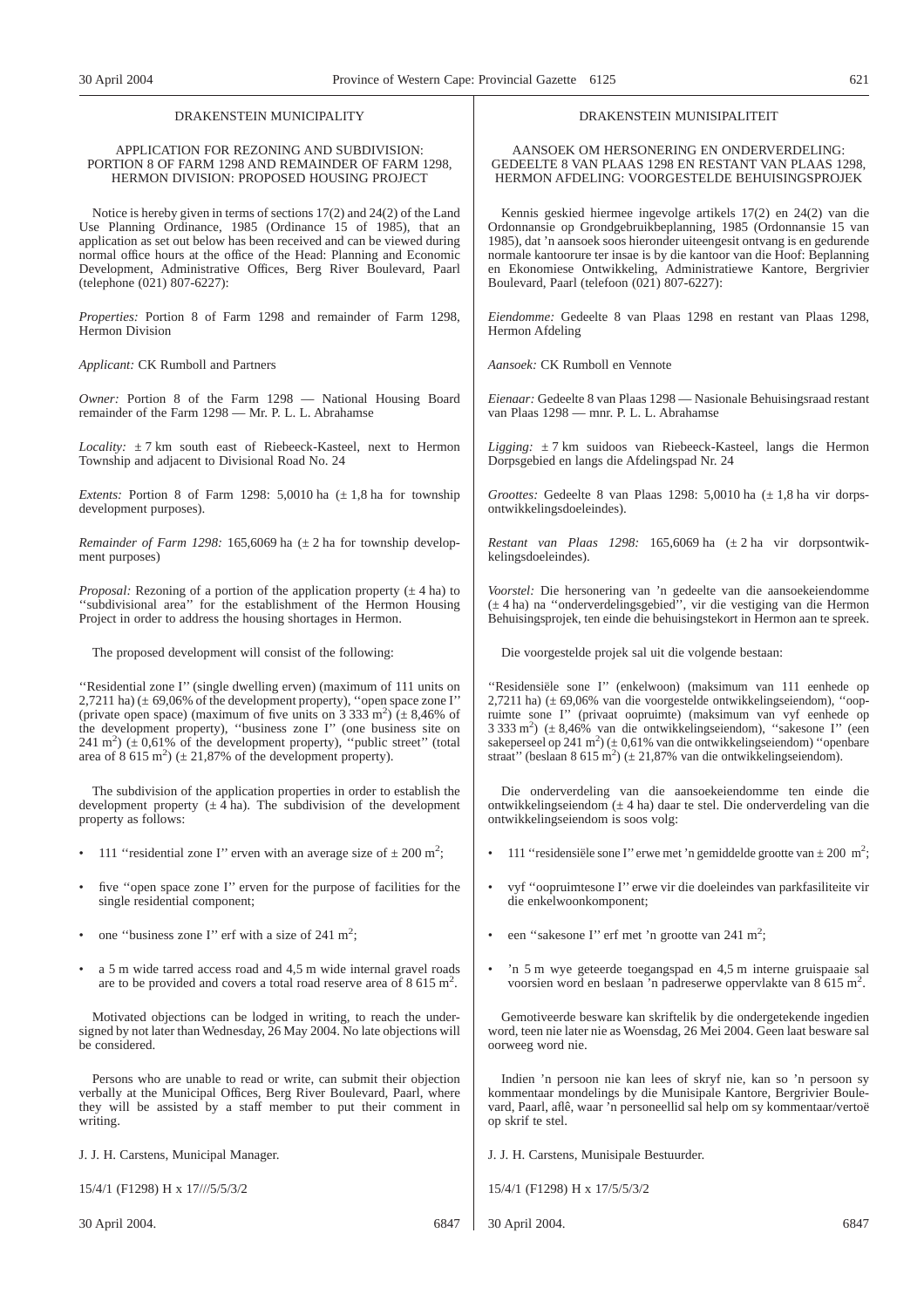## DRAKENSTEIN MUNICIPALITY

### APPLICATION FOR REZONING AND SUBDIVISION: PORTION 8 OF FARM 1298 AND REMAINDER OF FARM 1298, HERMON DIVISION: PROPOSED HOUSING PROJECT

Notice is hereby given in terms of sections 17(2) and 24(2) of the Land Use Planning Ordinance, 1985 (Ordinance 15 of 1985), that an application as set out below has been received and can be viewed during normal office hours at the office of the Head: Planning and Economic Development, Administrative Offices, Berg River Boulevard, Paarl (telephone (021) 807-6227):

*Properties:* Portion 8 of Farm 1298 and remainder of Farm 1298, Hermon Division

*Applicant:* CK Rumboll and Partners

*Owner:* Portion 8 of the Farm 1298 — National Housing Board remainder of the Farm 1298 — Mr. P. L. L. Abrahamse

*Locality:* ± 7 km south east of Riebeeck-Kasteel, next to Hermon Township and adjacent to Divisional Road No. 24

*Extents:* Portion 8 of Farm 1298: 5,0010 ha (± 1,8 ha for township development purposes).

*Remainder of Farm 1298:* 165,6069 ha (± 2 ha for township development purposes)

*Proposal:* Rezoning of a portion of the application property (± 4 ha) to ''subdivisional area'' for the establishment of the Hermon Housing Project in order to address the housing shortages in Hermon.

The proposed development will consist of the following:

''Residential zone I'' (single dwelling erven) (maximum of 111 units on 2,7211 ha) (± 69,06% of the development property), ''open space zone I'' (private open space) (maximum of five units on 3 333 m$^2$) (± 8,46% of the development property), ''business zone I'' (one business site on 241 m$^2$) (± 0,61% of the development property), ''public street'' (total area of 8 615 m$^2$) (± 21,87% of the development property).

The subdivision of the application properties in order to establish the development property (± 4 ha). The subdivision of the development property as follows:

- 111 ''residential zone I'' erven with an average size of ± 200 m$^2$;
- five ''open space zone I'' erven for the purpose of facilities for the single residential component;
- one ''business zone I'' erf with a size of 241 m$^2$;
- a 5 m wide tarred access road and 4,5 m wide internal gravel roads are to be provided and covers a total road reserve area of 8 615 m$^2$.

Motivated objections can be lodged in writing, to reach the undersigned by not later than Wednesday, 26 May 2004. No late objections will be considered.

Persons who are unable to read or write, can submit their objection verbally at the Municipal Offices, Berg River Boulevard, Paarl, where they will be assisted by a staff member to put their comment in writing.

J. J. H. Carstens, Municipal Manager.

15/4/1 (F1298) H x 17///5/5/3/2

30 April 2004. 6847

## DRAKENSTEIN MUNISIPALITEIT

### AANSOEK OM HERSONERING EN ONDERVERDELING: GEDEELTE 8 VAN PLAAS 1298 EN RESTANT VAN PLAAS 1298, HERMON AFDELING: VOORGESTELDE BEHUISINGSPROJEK

Kennis geskied hiermee ingevolge artikels 17(2) en 24(2) van die Ordonnansie op Grondgebruikbeplanning, 1985 (Ordonnansie 15 van 1985), dat 'n aansoek soos hieronder uiteengesit ontvang is en gedurende normale kantoorure ter insae is by die kantoor van die Hoof: Beplanning en Ekonomiese Ontwikkeling, Administratiewe Kantore, Bergrivier Boulevard, Paarl (telefoon (021) 807-6227):

*Eiendomme:* Gedeelte 8 van Plaas 1298 en restant van Plaas 1298, Hermon Afdeling

*Aansoek:* CK Rumboll en Vennote

*Eienaar:* Gedeelte 8 van Plaas 1298 — Nasionale Behuisingsraad restant van Plaas 1298 — mnr. P. L. L. Abrahamse

*Ligging:* ± 7 km suidoos van Riebeeck-Kasteel, langs die Hermon Dorpsgebied en langs die Afdelingspad Nr. 24

*Groottes:* Gedeelte 8 van Plaas 1298: 5,0010 ha (± 1,8 ha vir dorpsontwikkelingsdoeleindes).

*Restant van Plaas 1298:* 165,6069 ha (± 2 ha vir dorpsontwikkelingsdoeleindes).

*Voorstel:* Die hersonering van 'n gedeelte van die aansoekeiendomme (± 4 ha) na ''onderverdelingsgebied'', vir die vestiging van die Hermon Behuisingsprojek, ten einde die behuisingstekort in Hermon aan te spreek.

Die voorgestelde projek sal uit die volgende bestaan:

''Residensiële sone I'' (enkelwoon) (maksimum van 111 eenhede op 2,7211 ha) (± 69,06% van die voorgestelde ontwikkelingseiendom), ''oopruimte sone I'' (privaat oopruimte) (maksimum van vyf eenhede op 3 333 m$^2$) (± 8,46% van die ontwikkelingseiendom), ''sakesone I'' (een sakeperseel op 241 m$^2$) (± 0,61% van die ontwikkelingseiendom) ''openbare straat'' (beslaan 8 615 m$^2$) (± 21,87% van die ontwikkelingseiendom).

Die onderverdeling van die aansoekeiendomme ten einde die ontwikkelingseiendom (± 4 ha) daar te stel. Die onderverdeling van die ontwikkelingseiendom is soos volg:

- 111 ''residensiële sone I'' erwe met 'n gemiddelde grootte van ± 200 m$^2$;
- vyf ''oopruimtesone I'' erwe vir die doeleindes van parkfasiliteite vir die enkelwoonkomponent;
- een ''sakesone I'' erf met 'n grootte van 241 m$^2$;
- 'n 5 m wye geteerde toegangspad en 4,5 m interne gruispaaie sal voorsien word en beslaan 'n padreserwe oppervlakte van 8 615 m$^2$.

Gemotiveerde besware kan skriftelik by die ondergetekende ingedien word, teen nie later nie as Woensdag, 26 Mei 2004. Geen laat besware sal oorweeg word nie.

Indien 'n persoon nie kan lees of skryf nie, kan so 'n persoon sy kommentaar mondelings by die Munisipale Kantore, Bergrivier Boulevard, Paarl, aflê, waar 'n personeellid sal help om sy kommentaar/vertoë op skrif te stel.

J. J. H. Carstens, Munisipale Bestuurder.

15/4/1 (F1298) H x 17/5/5/3/2

30 April 2004. 6847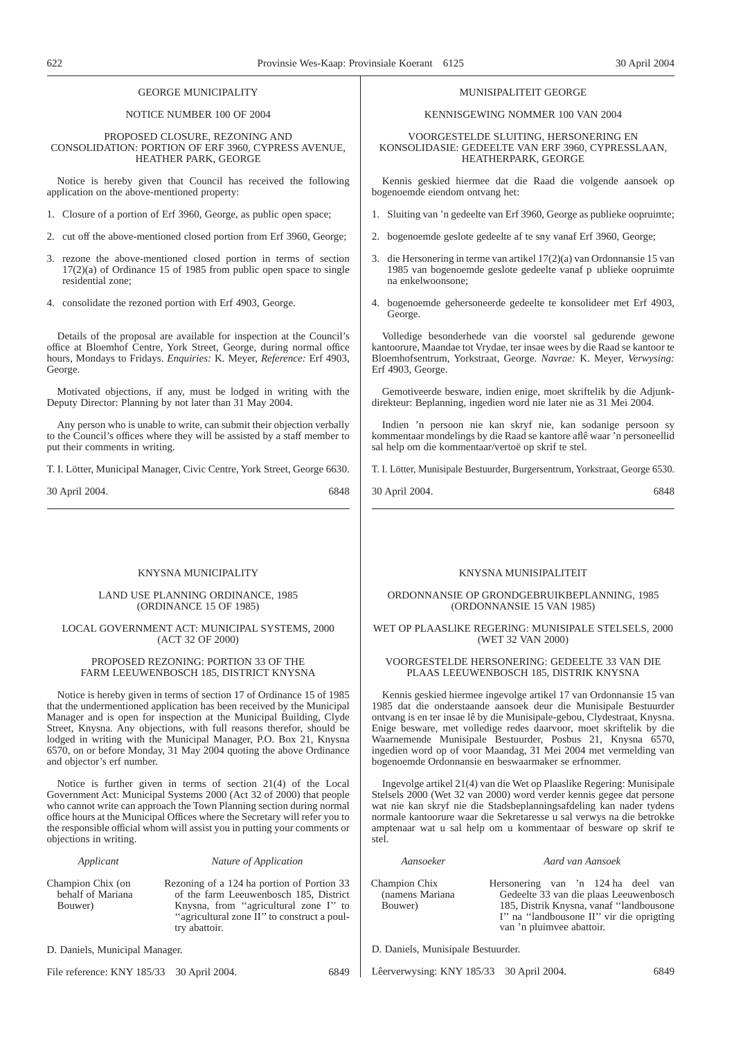GEORGE MUNICIPALITY

NOTICE NUMBER 100 OF 2004

PROPOSED CLOSURE, REZONING AND CONSOLIDATION: PORTION OF ERF 3960, CYPRESS AVENUE, HEATHER PARK, GEORGE

Notice is hereby given that Council has received the following application on the above-mentioned property:

1. Closure of a portion of Erf 3960, George, as public open space;
2. cut off the above-mentioned closed portion from Erf 3960, George;
3. rezone the above-mentioned closed portion in terms of section 17(2)(a) of Ordinance 15 of 1985 from public open space to single residential zone;
4. consolidate the rezoned portion with Erf 4903, George.

Details of the proposal are available for inspection at the Council's office at Bloemhof Centre, York Street, George, during normal office hours, Mondays to Fridays. *Enquiries:* K. Meyer, *Reference:* Erf 4903, George.

Motivated objections, if any, must be lodged in writing with the Deputy Director: Planning by not later than 31 May 2004.

Any person who is unable to write, can submit their objection verbally to the Council's offices where they will be assisted by a staff member to put their comments in writing.

T. I. Lötter, Municipal Manager, Civic Centre, York Street, George 6630.

30 April 2004. 6848

---

MUNISIPALITEIT GEORGE

KENNISGEWING NOMMER 100 VAN 2004

VOORGESTELDE SLUITING, HERSONERING EN KONSOLIDASIE: GEDEELTE VAN ERF 3960, CYPRESSLAAN, HEATHERPARK, GEORGE

Kennis geskied hiermee dat die Raad die volgende aansoek op bogenoemde eiendom ontvang het:

1. Sluiting van 'n gedeelte van Erf 3960, George as publieke oopruimte;
2. bogenoemde geslote gedeelte af te sny vanaf Erf 3960, George;
3. die Hersonering in terme van artikel 17(2)(a) van Ordonnansie 15 van 1985 van bogenoemde geslote gedeelte vanaf p ublieke oopruimte na enkelwoonsone;
4. bogenoemde gehersoneerde gedeelte te konsolideer met Erf 4903, George.

Volledige besonderhede van die voorstel sal gedurende gewone kantoorure, Maandae tot Vrydae, ter insae wees by die Raad se kantoor te Bloemhofsentrum, Yorkstraat, George. *Navrae:* K. Meyer, *Verwysing:* Erf 4903, George.

Gemotiveerde besware, indien enige, moet skriftelik by die Adjunkdirekteur: Beplanning, ingedien word nie later nie as 31 Mei 2004.

Indien 'n persoon nie kan skryf nie, kan sodanige persoon sy kommentaar mondelings by die Raad se kantore aflê waar 'n personeellid sal help om die kommentaar/vertoë op skrif te stel.

T. I. Lötter, Munisipale Bestuurder, Burgersentrum, Yorkstraat, George 6530.

30 April 2004. 6848

---

KNYSNA MUNICIPALITY

LAND USE PLANNING ORDINANCE, 1985 (ORDINANCE 15 OF 1985)

LOCAL GOVERNMENT ACT: MUNICIPAL SYSTEMS, 2000 (ACT 32 OF 2000)

PROPOSED REZONING: PORTION 33 OF THE FARM LEEUWENBOSCH 185, DISTRICT KNYSNA

Notice is hereby given in terms of section 17 of Ordinance 15 of 1985 that the undermentioned application has been received by the Municipal Manager and is open for inspection at the Municipal Building, Clyde Street, Knysna. Any objections, with full reasons therefor, should be lodged in writing with the Municipal Manager, P.O. Box 21, Knysna 6570, on or before Monday, 31 May 2004 quoting the above Ordinance and objector's erf number.

Notice is further given in terms of section 21(4) of the Local Government Act: Municipal Systems 2000 (Act 32 of 2000) that people who cannot write can approach the Town Planning section during normal office hours at the Municipal Offices where the Secretary will refer you to the responsible official whom will assist you in putting your comments or objections in writing.

| *Applicant* | *Nature of Application* |
|---|---|
| Champion Chix (on behalf of Mariana Bouwer) | Rezoning of a 124 ha portion of Portion 33 of the farm Leeuwenbosch 185, District Knysna, from ''agricultural zone I'' to ''agricultural zone II'' to construct a poultry abattoir. |

D. Daniels, Municipal Manager.

File reference: KNY 185/33 30 April 2004. 6849

---

KNYSNA MUNISIPALITEIT

ORDONNANSIE OP GRONDGEBRUIKBEPLANNING, 1985 (ORDONNANSIE 15 VAN 1985)

WET OP PLAASLIKE REGERING: MUNISIPALE STELSELS, 2000 (WET 32 VAN 2000)

VOORGESTELDE HERSONERING: GEDEELTE 33 VAN DIE PLAAS LEEUWENBOSCH 185, DISTRIK KNYSNA

Kennis geskied hiermee ingevolge artikel 17 van Ordonnansie 15 van 1985 dat die onderstaande aansoek deur die Munisipale Bestuurder ontvang is en ter insae lê by die Munisipale-gebou, Clydestraat, Knysna. Enige besware, met volledige redes daarvoor, moet skriftelik by die Waarnemende Munisipale Bestuurder, Posbus 21, Knysna 6570, ingedien word op of voor Maandag, 31 Mei 2004 met vermelding van bogenoemde Ordonnansie en beswaarmaker se erfnommer.

Ingevolge artikel 21(4) van die Wet op Plaaslike Regering: Munisipale Stelsels 2000 (Wet 32 van 2000) word verder kennis gegee dat persone wat nie kan skryf nie die Stadsbeplanningsafdeling kan nader tydens normale kantoorure waar die Sekretaresse u sal verwys na die betrokke amptenaar wat u sal help om u kommentaar of besware op skrif te stel.

| *Aansoeker* | *Aard van Aansoek* |
|---|---|
| Champion Chix (namens Mariana Bouwer) | Hersonering van 'n 124 ha deel van Gedeelte 33 van die plaas Leeuwenbosch 185, Distrik Knysna, vanaf ''landbousone I'' na ''landbousone II'' vir die oprigting van 'n pluimvee abattoir. |

D. Daniels, Munisipale Bestuurder.

Lêerverwysing: KNY 185/33 30 April 2004. 6849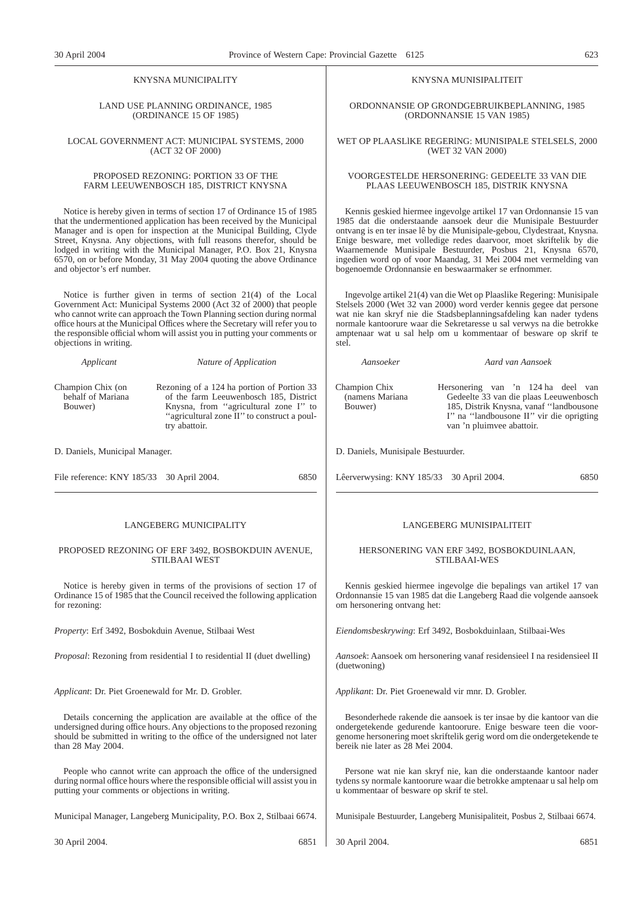KNYSNA MUNICIPALITY

LAND USE PLANNING ORDINANCE, 1985 (ORDINANCE 15 OF 1985)

LOCAL GOVERNMENT ACT: MUNICIPAL SYSTEMS, 2000 (ACT 32 OF 2000)

PROPOSED REZONING: PORTION 33 OF THE FARM LEEUWENBOSCH 185, DISTRICT KNYSNA

Notice is hereby given in terms of section 17 of Ordinance 15 of 1985 that the undermentioned application has been received by the Municipal Manager and is open for inspection at the Municipal Building, Clyde Street, Knysna. Any objections, with full reasons therefor, should be lodged in writing with the Municipal Manager, P.O. Box 21, Knysna 6570, on or before Monday, 31 May 2004 quoting the above Ordinance and objector's erf number.

Notice is further given in terms of section 21(4) of the Local Government Act: Municipal Systems 2000 (Act 32 of 2000) that people who cannot write can approach the Town Planning section during normal office hours at the Municipal Offices where the Secretary will refer you to the responsible official whom will assist you in putting your comments or objections in writing.

| *Applicant* | *Nature of Application* |
|---|---|
| Champion Chix (on behalf of Mariana Bouwer) | Rezoning of a 124 ha portion of Portion 33 of the farm Leeuwenbosch 185, District Knysna, from ''agricultural zone I'' to ''agricultural zone II'' to construct a poultry abattoir. |

D. Daniels, Municipal Manager.

File reference: KNY 185/33 30 April 2004. 6850

---

KNYSNA MUNISIPALITEIT

ORDONNANSIE OP GRONDGEBRUIKBEPLANNING, 1985 (ORDONNANSIE 15 VAN 1985)

WET OP PLAASLIKE REGERING: MUNISIPALE STELSELS, 2000 (WET 32 VAN 2000)

VOORGESTELDE HERSONERING: GEDEELTE 33 VAN DIE PLAAS LEEUWENBOSCH 185, DISTRIK KNYSNA

Kennis geskied hiermee ingevolge artikel 17 van Ordonnansie 15 van 1985 dat die onderstaande aansoek deur die Munisipale Bestuurder ontvang is en ter insae lê by die Munisipale-gebou, Clydestraat, Knysna. Enige besware, met volledige redes daarvoor, moet skriftelik by die Waarnemende Munisipale Bestuurder, Posbus 21, Knysna 6570, ingedien word op of voor Maandag, 31 Mei 2004 met vermelding van bogenoemde Ordonnansie en beswaarmaker se erfnommer.

Ingevolge artikel 21(4) van die Wet op Plaaslike Regering: Munisipale Stelsels 2000 (Wet 32 van 2000) word verder kennis gegee dat persone wat nie kan skryf nie die Stadsbeplanningsafdeling kan nader tydens normale kantoorure waar die Sekretaresse u sal verwys na die betrokke amptenaar wat u sal help om u kommentaar of besware op skrif te stel.

| *Aansoeker* | *Aard van Aansoek* |
|---|---|
| Champion Chix (namens Mariana Bouwer) | Hersonering van 'n 124 ha deel van Gedeelte 33 van die plaas Leeuwenbosch 185, Distrik Knysna, vanaf ''landbousone I'' na ''landbousone II'' vir die oprigting van 'n pluimvee abattoir. |

D. Daniels, Munisipale Bestuurder.

Lêerverwysing: KNY 185/33 30 April 2004. 6850

---

LANGEBERG MUNICIPALITY

PROPOSED REZONING OF ERF 3492, BOSBOKDUIN AVENUE, STILBAAI WEST

Notice is hereby given in terms of the provisions of section 17 of Ordinance 15 of 1985 that the Council received the following application for rezoning:

*Property*: Erf 3492, Bosbokduin Avenue, Stilbaai West

*Proposal*: Rezoning from residential I to residential II (duet dwelling)

*Applicant*: Dr. Piet Groenewald for Mr. D. Grobler.

Details concerning the application are available at the office of the undersigned during office hours. Any objections to the proposed rezoning should be submitted in writing to the office of the undersigned not later than 28 May 2004.

People who cannot write can approach the office of the undersigned during normal office hours where the responsible official will assist you in putting your comments or objections in writing.

Municipal Manager, Langeberg Municipality, P.O. Box 2, Stilbaai 6674.

30 April 2004. 6851

---

LANGEBERG MUNISIPALITEIT

HERSONERING VAN ERF 3492, BOSBOKDUINLAAN, STILBAAI-WES

Kennis geskied hiermee ingevolge die bepalings van artikel 17 van Ordonnansie 15 van 1985 dat die Langeberg Raad die volgende aansoek om hersonering ontvang het:

*Eiendomsbeskrywing*: Erf 3492, Bosbokduinlaan, Stilbaai-Wes

*Aansoek*: Aansoek om hersonering vanaf residensieel I na residensieel II (duetwoning)

*Applikant*: Dr. Piet Groenewald vir mnr. D. Grobler.

Besonderhede rakende die aansoek is ter insae by die kantoor van die ondergetekende gedurende kantoorure. Enige besware teen die voorgenome hersonering moet skriftelik gerig word om die ondergetekende te bereik nie later as 28 Mei 2004.

Persone wat nie kan skryf nie, kan die onderstaande kantoor nader tydens sy normale kantoorure waar die betrokke amptenaar u sal help om u kommentaar of besware op skrif te stel.

Munisipale Bestuurder, Langeberg Munisipaliteit, Posbus 2, Stilbaai 6674.

30 April 2004. 6851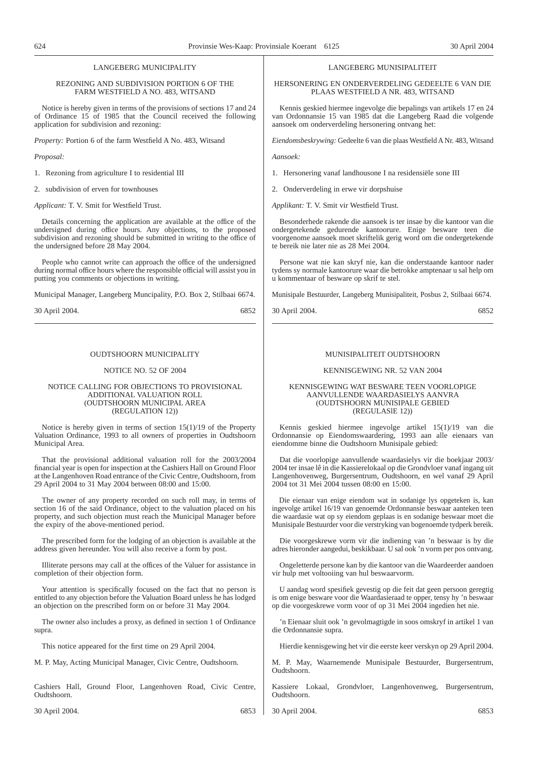## LANGEBERG MUNICIPALITY

### REZONING AND SUBDIVISION PORTION 6 OF THE FARM WESTFIELD A NO. 483, WITSAND

Notice is hereby given in terms of the provisions of sections 17 and 24 of Ordinance 15 of 1985 that the Council received the following application for subdivision and rezoning:

*Property:* Portion 6 of the farm Westfield A No. 483, Witsand

*Proposal:*

1. Rezoning from agriculture I to residential III

2. subdivision of erven for townhouses

*Applicant:* T. V. Smit for Westfield Trust.

Details concerning the application are available at the office of the undersigned during office hours. Any objections, to the proposed subdivision and rezoning should be submitted in writing to the office of the undersigned before 28 May 2004.

People who cannot write can approach the office of the undersigned during normal office hours where the responsible official will assist you in putting you comments or objections in writing.

Municipal Manager, Langeberg Muncipality, P.O. Box 2, Stilbaai 6674.

30 April 2004. 6852

---

## LANGEBERG MUNISIPALITEIT

### HERSONERING EN ONDERVERDELING GEDEELTE 6 VAN DIE PLAAS WESTFIELD A NR. 483, WITSAND

Kennis geskied hiermee ingevolge die bepalings van artikels 17 en 24 van Ordonnansie 15 van 1985 dat die Langeberg Raad die volgende aansoek om onderverdeling hersonering ontvang het:

*Eiendomsbeskrywing:* Gedeelte 6 van die plaas Westfield A Nr. 483, Witsand

*Aansoek:*

1. Hersonering vanaf landhousone I na residensiële sone III

2. Onderverdeling in erwe vir dorpshuise

*Applikant:* T. V. Smit vir Westfield Trust.

Besonderhede rakende die aansoek is ter insae by die kantoor van die ondergetekende gedurende kantoorure. Enige besware teen die voorgenome aansoek moet skriftelik gerig word om die ondergetekende te bereik nie later nie as 28 Mei 2004.

Persone wat nie kan skryf nie, kan die onderstaande kantoor nader tydens sy normale kantoorure waar die betrokke amptenaar u sal help om u kommentaar of besware op skrif te stel.

Munisipale Bestuurder, Langeberg Munisipaliteit, Posbus 2, Stilbaai 6674.

30 April 2004. 6852

---

## OUDTSHOORN MUNICIPALITY

### NOTICE NO. 52 OF 2004

### NOTICE CALLING FOR OBJECTIONS TO PROVISIONAL ADDITIONAL VALUATION ROLL (OUDTSHOORN MUNICIPAL AREA (REGULATION 12))

Notice is hereby given in terms of section 15(1)/19 of the Property Valuation Ordinance, 1993 to all owners of properties in Oudtshoorn Municipal Area.

That the provisional additional valuation roll for the 2003/2004 financial year is open for inspection at the Cashiers Hall on Ground Floor at the Langenhoven Road entrance of the Civic Centre, Oudtshoorn, from 29 April 2004 to 31 May 2004 between 08:00 and 15:00.

The owner of any property recorded on such roll may, in terms of section 16 of the said Ordinance, object to the valuation placed on his property, and such objection must reach the Municipal Manager before the expiry of the above-mentioned period.

The prescribed form for the lodging of an objection is available at the address given hereunder. You will also receive a form by post.

Illiterate persons may call at the offices of the Valuer for assistance in completion of their objection form.

Your attention is specifically focused on the fact that no person is entitled to any objection before the Valuation Board unless he has lodged an objection on the prescribed form on or before 31 May 2004.

The owner also includes a proxy, as defined in section 1 of Ordinance supra.

This notice appeared for the first time on 29 April 2004.

M. P. May, Acting Municipal Manager, Civic Centre, Oudtshoorn.

Cashiers Hall, Ground Floor, Langenhoven Road, Civic Centre, Oudtshoorn.

30 April 2004. 6853

---

## MUNISIPALITEIT OUDTSHOORN

### KENNISGEWING NR. 52 VAN 2004

### KENNISGEWING WAT BESWARE TEEN VOORLOPIGE AANVULLENDE WAARDASIELYS AANVRA (OUDTSHOORN MUNISIPALE GEBIED (REGULASlE 12))

Kennis geskied hiermee ingevolge artikel 15(1)/19 van die Ordonnansie op Eiendomswaardering, 1993 aan alle eienaars van eiendomme binne die Oudtshoorn Munisipale gebied:

Dat die voorlopige aanvullende waardasielys vir die boekjaar 2003/2004 ter insae lê in die Kassierelokaal op die Grondvloer vanaf ingang uit Langenhovenweg, Burgersentrum, Oudtshoorn, en wel vanaf 29 April 2004 tot 31 Mei 2004 tussen 08:00 en 15:00.

Die eienaar van enige eiendom wat in sodanige lys opgeteken is, kan ingevolge artikel 16/19 van genoemde Ordonnansie beswaar aanteken teen die waardasie wat op sy eiendom geplaas is en sodanige beswaar moet die Munisipale Bestuurder voor die verstryking van bogenoemde tydperk bereik.

Die voorgeskrewe vorm vir die indiening van 'n beswaar is by die adres hieronder aangedui, beskikbaar. U sal ook 'n vorm per pos ontvang.

Ongeletterde persone kan by die kantoor van die Waardeerder aandoen vir hulp met voltooiing van hul beswaarvorm.

U aandag word spesifiek gevestig op die feit dat geen persoon geregtig is om enige besware voor die Waardasieraad te opper, tensy hy 'n beswaar op die voorgeskrewe vorm voor of op 31 Mei 2004 ingedien het nie.

'n Eienaar sluit ook 'n gevolmagtigde in soos omskryf in artikel 1 van die Ordonnansie supra.

Hierdie kennisgewing het vir die eerste keer verskyn op 29 April 2004.

M. P. May, Waarnemende Munisipale Bestuurder, Burgersentrum, Oudtshoorn.

Kassiere Lokaal, Grondvloer, Langenhovenweg, Burgersentrum, Oudtshoorn.

30 April 2004. 6853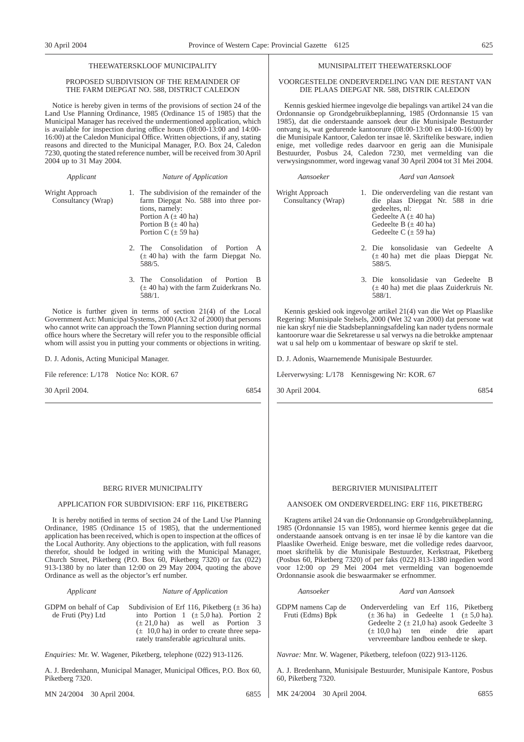THEEWATERSKLOOF MUNICIPALITY

PROPOSED SUBDIVISION OF THE REMAINDER OF THE FARM DIEPGAT NO. 588, DISTRICT CALEDON

Notice is hereby given in terms of the provisions of section 24 of the Land Use Planning Ordinance, 1985 (Ordinance 15 of 1985) that the Municipal Manager has received the undermentioned application, which is available for inspection during office hours (08:00-13:00 and 14:00-16:00) at the Caledon Municipal Office. Written objections, if any, stating reasons and directed to the Municipal Manager, P.O. Box 24, Caledon 7230, quoting the stated reference number, will be received from 30 April 2004 up to 31 May 2004.

| *Applicant* | *Nature of Application* |
|---|---|
| Wright Approach Consultancy (Wrap) | 1. The subdivision of the remainder of the farm Diepgat No. 588 into three portions, namely: Portion A (± 40 ha) Portion B (± 40 ha) Portion C (± 59 ha) |
| | 2. The Consolidation of Portion A (± 40 ha) with the farm Diepgat No. 588/5. |
| | 3. The Consolidation of Portion B (± 40 ha) with the farm Zuiderkrans No. 588/1. |

Notice is further given in terms of section 21(4) of the Local Government Act: Municipal Systems, 2000 (Act 32 of 2000) that persons who cannot write can approach the Town Planning section during normal office hours where the Secretary will refer you to the responsible official whom will assist you in putting your comments or objections in writing.

D. J. Adonis, Acting Municipal Manager.

File reference: L/178 Notice No: KOR. 67

30 April 2004. 6854

---

MUNISIPALITEIT THEEWATERSKLOOF

VOORGESTELDE ONDERVERDELING VAN DIE RESTANT VAN DIE PLAAS DIEPGAT NR. 588, DISTRIK CALEDON

Kennis geskied hiermee ingevolge die bepalings van artikel 24 van die Ordonnansie op Grondgebruikbeplanning, 1985 (Ordonnansie 15 van 1985), dat die onderstaande aansoek deur die Munisipale Bestuurder ontvang is, wat gedurende kantoorure (08:00-13:00 en 14:00-16:00) by die Munisipale Kantoor, Caledon ter insae lê. Skriftelike besware, indien enige, met volledige redes daarvoor en gerig aan die Munisipale Bestuurder, Posbus 24, Caledon 7230, met vermelding van die verwysingsnommer, word ingewag vanaf 30 April 2004 tot 31 Mei 2004.

| *Aansoeker* | *Aard van Aansoek* |
|---|---|
| Wright Approach Consultancy (Wrap) | 1. Die onderverdeling van die restant van die plaas Diepgat Nr. 588 in drie gedeeltes, nl: Gedeelte A (± 40 ha) Gedeelte B (± 40 ha) Gedeelte C (± 59 ha) |
| | 2. Die konsolidasie van Gedeelte A (± 40 ha) met die plaas Diepgat Nr. 588/5. |
| | 3. Die konsolidasie van Gedeelte B (± 40 ha) met die plaas Zuiderkruis Nr. 588/1. |

Kennis geskied ook ingevolge artikel 21(4) van die Wet op Plaaslike Regering: Munisipale Stelsels, 2000 (Wet 32 van 2000) dat persone wat nie kan skryf nie die Stadsbeplanningsafdeling kan nader tydens normale kantoorure waar die Sekretaresse u sal verwys na die betrokke amptenaar wat u sal help om u kommentaar of besware op skrif te stel.

D. J. Adonis, Waarnemende Munisipale Bestuurder.

Lêerverwysing: L/178 Kennisgewing Nr: KOR. 67

30 April 2004. 6854

---

BERG RIVER MUNICIPALITY

APPLICATION FOR SUBDIVISION: ERF 116, PIKETBERG

It is hereby notified in terms of section 24 of the Land Use Planning Ordinance, 1985 (Ordinance 15 of 1985), that the undermentioned application has been received, which is open to inspection at the offices of the Local Authority. Any objections to the application, with full reasons therefor, should be lodged in writing with the Municipal Manager, Church Street, Piketberg (P.O. Box 60, Piketberg 7320) or fax (022) 913-1380 by no later than 12:00 on 29 May 2004, quoting the above Ordinance as well as the objector's erf number.

| *Applicant* | *Nature of Application* |
|---|---|
| GDPM on behalf of Cap de Fruti (Pty) Ltd | Subdivision of Erf 116, Piketberg (± 36 ha) into Portion 1 (± 5,0 ha). Portion 2 (± 21,0 ha) as well as Portion 3 (± 10,0 ha) in order to create three separately transferable agricultural units. |

*Enquiries:* Mr. W. Wagener, Piketberg, telephone (022) 913-1126.

A. J. Bredenhann, Municipal Manager, Municipal Offices, P.O. Box 60, Piketberg 7320.

MN 24/2004 30 April 2004. 6855

---

BERGRIVIER MUNISIPALITEIT

AANSOEK OM ONDERVERDELING: ERF 116, PIKETBERG

Kragtens artikel 24 van die Ordonnansie op Grondgebruikbeplanning, 1985 (Ordonnansie 15 van 1985), word hiermee kennis gegee dat die onderstaande aansoek ontvang is en ter insae lê by die kantore van die Plaaslike Owerheid. Enige besware, met die volledige redes daarvoor, moet skriftelik by die Munisipale Bestuurder, Kerkstraat, Piketberg (Posbus 60, Piketberg 7320) of per faks (022) 813-1380 ingedien word voor 12:00 op 29 Mei 2004 met vermelding van bogenoemde Ordonnansie asook die beswaarmaker se erfnommer.

| *Aansoeker* | *Aard van Aansoek* |
|---|---|
| GDPM namens Cap de Fruti (Edms) Bpk | Onderverdeling van Erf 116, Piketberg (± 36 ha) in Gedeelte 1 (± 5,0 ha). Gedeelte 2 (± 21,0 ha) asook Gedeelte 3 (± 10,0 ha) ten einde drie apart vervreembare landbou eenhede te skep. |

*Navrae:* Mnr. W. Wagener, Piketberg, telefoon (022) 913-1126.

A. J. Bredenhann, Munisipale Bestuurder, Munisipale Kantore, Posbus 60, Piketberg 7320.

MK 24/2004 30 April 2004. 6855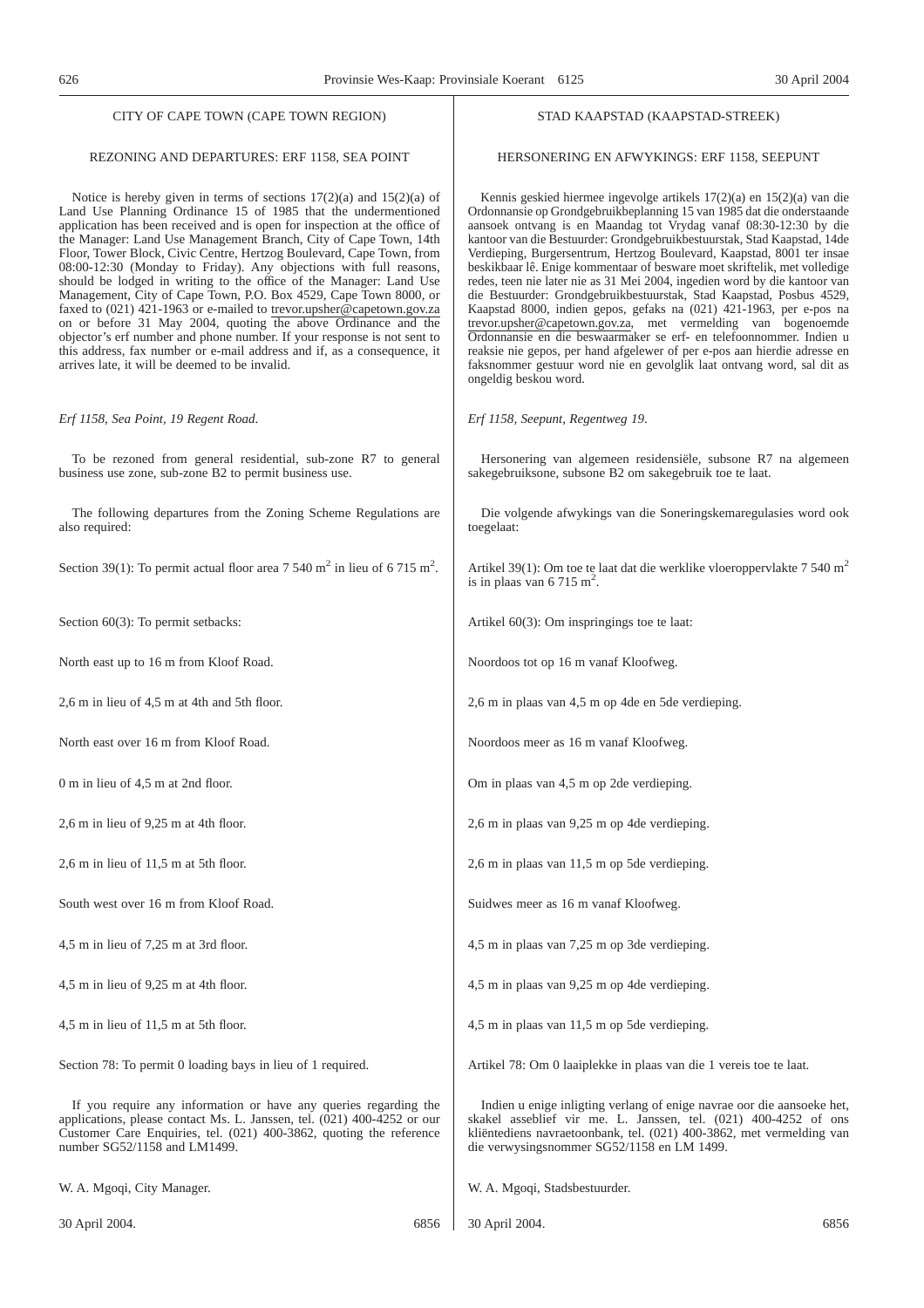## CITY OF CAPE TOWN (CAPE TOWN REGION)

### REZONING AND DEPARTURES: ERF 1158, SEA POINT

Notice is hereby given in terms of sections 17(2)(a) and 15(2)(a) of Land Use Planning Ordinance 15 of 1985 that the undermentioned application has been received and is open for inspection at the office of the Manager: Land Use Management Branch, City of Cape Town, 14th Floor, Tower Block, Civic Centre, Hertzog Boulevard, Cape Town, from 08:00-12:30 (Monday to Friday). Any objections with full reasons, should be lodged in writing to the office of the Manager: Land Use Management, City of Cape Town, P.O. Box 4529, Cape Town 8000, or faxed to (021) 421-1963 or e-mailed to trevor.upsher@capetown.gov.za on or before 31 May 2004, quoting the above Ordinance and the objector's erf number and phone number. If your response is not sent to this address, fax number or e-mail address and if, as a consequence, it arrives late, it will be deemed to be invalid.

*Erf 1158, Sea Point, 19 Regent Road*.

To be rezoned from general residential, sub-zone R7 to general business use zone, sub-zone B2 to permit business use.

The following departures from the Zoning Scheme Regulations are also required:

Section 39(1): To permit actual floor area 7 540 $m^2$ in lieu of 6 715 $m^2$.

Section 60(3): To permit setbacks:

North east up to 16 m from Kloof Road.

2,6 m in lieu of 4,5 m at 4th and 5th floor.

North east over 16 m from Kloof Road.

0 m in lieu of 4,5 m at 2nd floor.

2,6 m in lieu of 9,25 m at 4th floor.

2,6 m in lieu of 11,5 m at 5th floor.

South west over 16 m from Kloof Road.

4,5 m in lieu of 7,25 m at 3rd floor.

4,5 m in lieu of 9,25 m at 4th floor.

4,5 m in lieu of 11,5 m at 5th floor.

Section 78: To permit 0 loading bays in lieu of 1 required.

If you require any information or have any queries regarding the applications, please contact Ms. L. Janssen, tel. (021) 400-4252 or our Customer Care Enquiries, tel. (021) 400-3862, quoting the reference number SG52/1158 and LM1499.

W. A. Mgoqi, City Manager.

30 April 2004. 6856

## STAD KAAPSTAD (KAAPSTAD-STREEK)

### HERSONERING EN AFWYKINGS: ERF 1158, SEEPUNT

Kennis geskied hiermee ingevolge artikels 17(2)(a) en 15(2)(a) van die Ordonnansie op Grondgebruikbeplanning 15 van 1985 dat die onderstaande aansoek ontvang is en Maandag tot Vrydag vanaf 08:30-12:30 by die kantoor van die Bestuurder: Grondgebruikbestuurstak, Stad Kaapstad, 14de Verdieping, Burgersentrum, Hertzog Boulevard, Kaapstad, 8001 ter insae beskikbaar lê. Enige kommentaar of besware moet skriftelik, met volledige redes, teen nie later nie as 31 Mei 2004, ingedien word by die kantoor van die Bestuurder: Grondgebruikbestuurstak, Stad Kaapstad, Posbus 4529, Kaapstad 8000, indien gepos, gefaks na (021) 421-1963, per e-pos na trevor.upsher@capetown.gov.za, met vermelding van bogenoemde Ordonnansie en die beswaarmaker se erf- en telefoonnommer. Indien u reaksie nie gepos, per hand afgelewer of per e-pos aan hierdie adresse en faksnommer gestuur word nie en gevolglik laat ontvang word, sal dit as ongeldig beskou word.

*Erf 1158, Seepunt, Regentweg 19*.

Hersonering van algemeen residensiële, subsone R7 na algemeen sakegebruiksone, subsone B2 om sakegebruik toe te laat.

Die volgende afwykings van die Soneringskemaregulasies word ook toegelaat:

Artikel 39(1): Om toe te laat dat die werklike vloeroppervlakte 7 540 $m^2$ is in plaas van 6 715 $m^2$.

Artikel 60(3): Om inspringings toe te laat:

Noordoos tot op 16 m vanaf Kloofweg.

2,6 m in plaas van 4,5 m op 4de en 5de verdieping.

Noordoos meer as 16 m vanaf Kloofweg.

Om in plaas van 4,5 m op 2de verdieping.

2,6 m in plaas van 9,25 m op 4de verdieping.

2,6 m in plaas van 11,5 m op 5de verdieping.

Suidwes meer as 16 m vanaf Kloofweg.

4,5 m in plaas van 7,25 m op 3de verdieping.

4,5 m in plaas van 9,25 m op 4de verdieping.

4,5 m in plaas van 11,5 m op 5de verdieping.

Artikel 78: Om 0 laaiplekke in plaas van die 1 vereis toe te laat.

Indien u enige inligting verlang of enige navrae oor die aansoeke het, skakel asseblief vir me. L. Janssen, tel. (021) 400-4252 of ons kliëntediens navraetoonbank, tel. (021) 400-3862, met vermelding van die verwysingsnommer SG52/1158 en LM 1499.

W. A. Mgoqi, Stadsbestuurder.

30 April 2004. 6856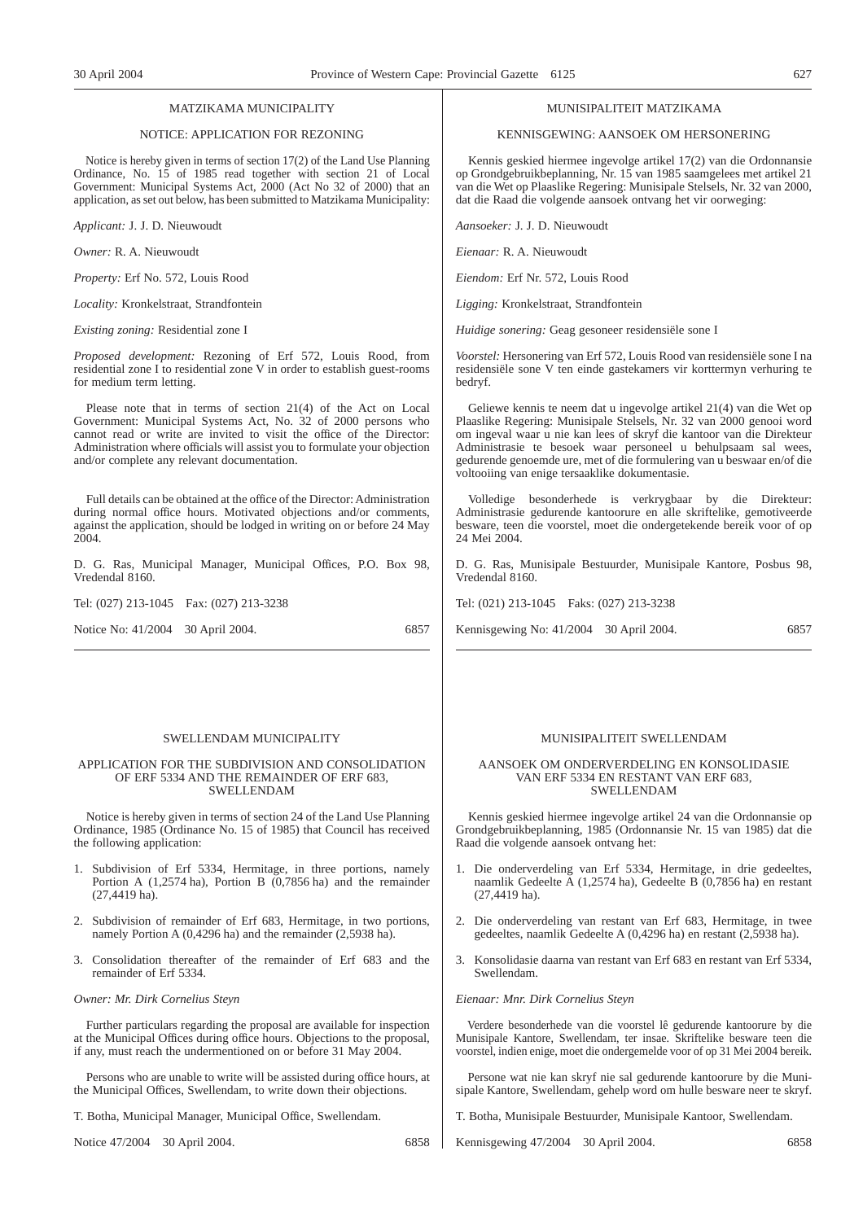MATZIKAMA MUNICIPALITY

NOTICE: APPLICATION FOR REZONING

Notice is hereby given in terms of section 17(2) of the Land Use Planning Ordinance, No. 15 of 1985 read together with section 21 of Local Government: Municipal Systems Act, 2000 (Act No 32 of 2000) that an application, as set out below, has been submitted to Matzikama Municipality:

*Applicant:* J. J. D. Nieuwoudt

*Owner:* R. A. Nieuwoudt

*Property:* Erf No. 572, Louis Rood

*Locality:* Kronkelstraat, Strandfontein

*Existing zoning:* Residential zone I

*Proposed development:* Rezoning of Erf 572, Louis Rood, from residential zone I to residential zone V in order to establish guest-rooms for medium term letting.

Please note that in terms of section 21(4) of the Act on Local Government: Municipal Systems Act, No. 32 of 2000 persons who cannot read or write are invited to visit the office of the Director: Administration where officials will assist you to formulate your objection and/or complete any relevant documentation.

Full details can be obtained at the office of the Director: Administration during normal office hours. Motivated objections and/or comments, against the application, should be lodged in writing on or before 24 May 2004.

D. G. Ras, Municipal Manager, Municipal Offices, P.O. Box 98, Vredendal 8160.

Tel: (027) 213-1045 Fax: (027) 213-3238

Notice No: 41/2004 30 April 2004. 6857

MUNISIPALITEIT MATZIKAMA

KENNISGEWING: AANSOEK OM HERSONERING

Kennis geskied hiermee ingevolge artikel 17(2) van die Ordonnansie op Grondgebruikbeplanning, Nr. 15 van 1985 saamgelees met artikel 21 van die Wet op Plaaslike Regering: Munisipale Stelsels, Nr. 32 van 2000, dat die Raad die volgende aansoek ontvang het vir oorweging:

*Aansoeker:* J. J. D. Nieuwoudt

*Eienaar:* R. A. Nieuwoudt

*Eiendom:* Erf Nr. 572, Louis Rood

*Ligging:* Kronkelstraat, Strandfontein

*Huidige sonering:* Geag gesoneer residensiële sone I

*Voorstel:* Hersonering van Erf 572, Louis Rood van residensiële sone I na residensiële sone V ten einde gastekamers vir korttermyn verhuring te bedryf.

Geliewe kennis te neem dat u ingevolge artikel 21(4) van die Wet op Plaaslike Regering: Munisipale Stelsels, Nr. 32 van 2000 genooi word om ingeval waar u nie kan lees of skryf die kantoor van die Direkteur Administrasie te besoek waar personeel u behulpsaam sal wees, gedurende genoemde ure, met of die formulering van u beswaar en/of die voltooiing van enige tersaaklike dokumentasie.

Volledige besonderhede is verkrygbaar by die Direkteur: Administrasie gedurende kantoorure en alle skriftelike, gemotiveerde besware, teen die voorstel, moet die ondergetekende bereik voor of op 24 Mei 2004.

D. G. Ras, Munisipale Bestuurder, Munisipale Kantore, Posbus 98, Vredendal 8160.

Tel: (021) 213-1045 Faks: (027) 213-3238

Kennisgewing No: 41/2004 30 April 2004. 6857

SWELLENDAM MUNICIPALITY

APPLICATION FOR THE SUBDIVISION AND CONSOLIDATION OF ERF 5334 AND THE REMAINDER OF ERF 683, SWELLENDAM

Notice is hereby given in terms of section 24 of the Land Use Planning Ordinance, 1985 (Ordinance No. 15 of 1985) that Council has received the following application:

1. Subdivision of Erf 5334, Hermitage, in three portions, namely Portion A (1,2574 ha), Portion B (0,7856 ha) and the remainder (27,4419 ha).
2. Subdivision of remainder of Erf 683, Hermitage, in two portions, namely Portion A (0,4296 ha) and the remainder (2,5938 ha).
3. Consolidation thereafter of the remainder of Erf 683 and the remainder of Erf 5334.

*Owner: Mr. Dirk Cornelius Steyn*

Further particulars regarding the proposal are available for inspection at the Municipal Offices during office hours. Objections to the proposal, if any, must reach the undermentioned on or before 31 May 2004.

Persons who are unable to write will be assisted during office hours, at the Municipal Offices, Swellendam, to write down their objections.

T. Botha, Municipal Manager, Municipal Office, Swellendam.

Notice 47/2004 30 April 2004. 6858

MUNISIPALITEIT SWELLENDAM

AANSOEK OM ONDERVERDELING EN KONSOLIDASIE VAN ERF 5334 EN RESTANT VAN ERF 683, SWELLENDAM

Kennis geskied hiermee ingevolge artikel 24 van die Ordonnansie op Grondgebruikbeplanning, 1985 (Ordonnansie Nr. 15 van 1985) dat die Raad die volgende aansoek ontvang het:

1. Die onderverdeling van Erf 5334, Hermitage, in drie gedeeltes, naamlik Gedeelte A (1,2574 ha), Gedeelte B (0,7856 ha) en restant (27,4419 ha).
2. Die onderverdeling van restant van Erf 683, Hermitage, in twee gedeeltes, naamlik Gedeelte A (0,4296 ha) en restant (2,5938 ha).
3. Konsolidasie daarna van restant van Erf 683 en restant van Erf 5334, Swellendam.

*Eienaar: Mnr. Dirk Cornelius Steyn*

Verdere besonderhede van die voorstel lê gedurende kantoorure by die Munisipale Kantore, Swellendam, ter insae. Skriftelike besware teen die voorstel, indien enige, moet die ondergemelde voor of op 31 Mei 2004 bereik.

Persone wat nie kan skryf nie sal gedurende kantoorure by die Munisipale Kantore, Swellendam, gehelp word om hulle besware neer te skryf.

T. Botha, Munisipale Bestuurder, Munisipale Kantoor, Swellendam.

Kennisgewing 47/2004 30 April 2004. 6858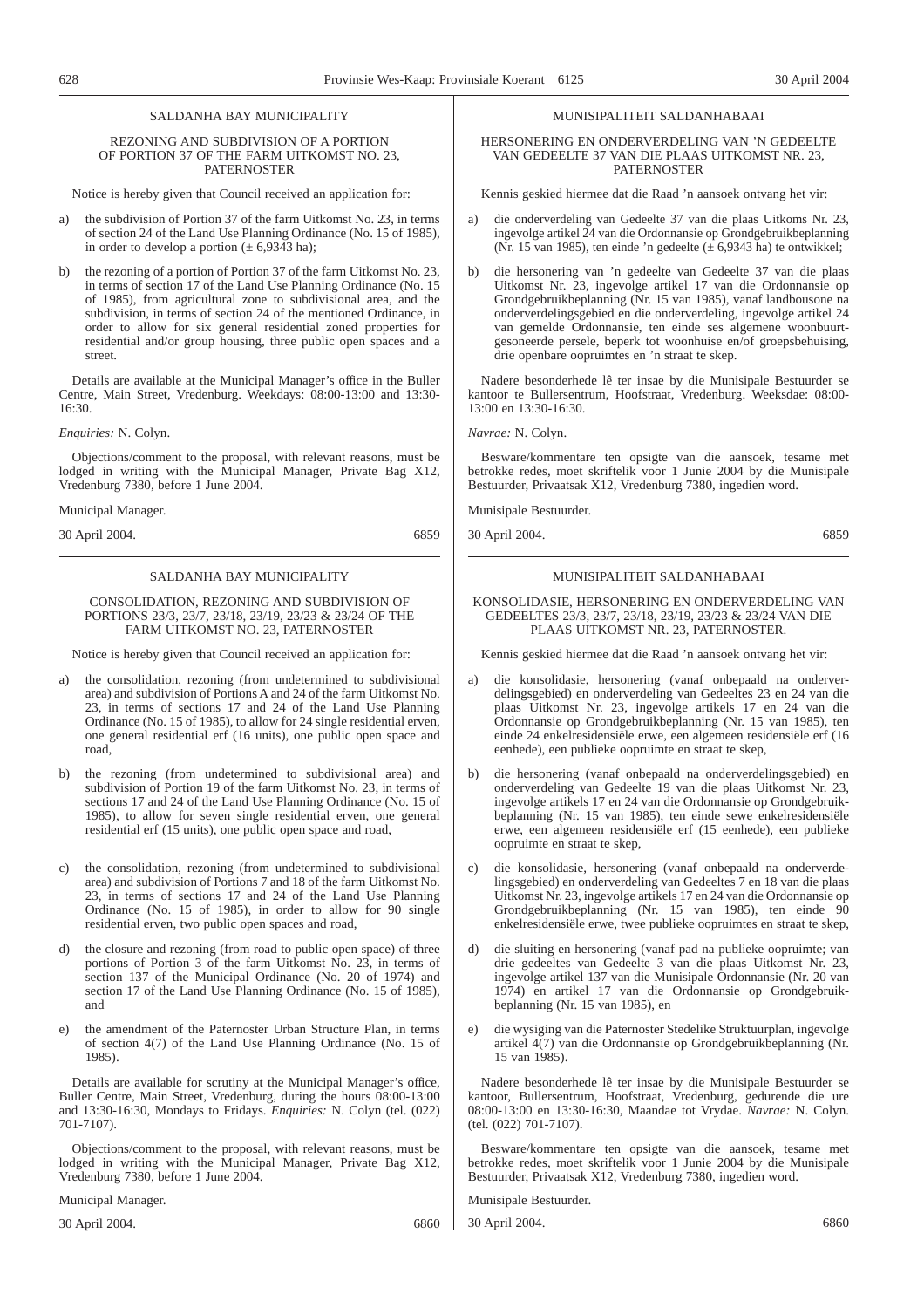SALDANHA BAY MUNICIPALITY

REZONING AND SUBDIVISION OF A PORTION OF PORTION 37 OF THE FARM UITKOMST NO. 23, PATERNOSTER

Notice is hereby given that Council received an application for:

a) the subdivision of Portion 37 of the farm Uitkomst No. 23, in terms of section 24 of the Land Use Planning Ordinance (No. 15 of 1985), in order to develop a portion (± 6,9343 ha);

b) the rezoning of a portion of Portion 37 of the farm Uitkomst No. 23, in terms of section 17 of the Land Use Planning Ordinance (No. 15 of 1985), from agricultural zone to subdivisional area, and the subdivision, in terms of section 24 of the mentioned Ordinance, in order to allow for six general residential zoned properties for residential and/or group housing, three public open spaces and a street.

Details are available at the Municipal Manager's office in the Buller Centre, Main Street, Vredenburg. Weekdays: 08:00-13:00 and 13:30-16:30.

*Enquiries:* N. Colyn.

Objections/comment to the proposal, with relevant reasons, must be lodged in writing with the Municipal Manager, Private Bag X12, Vredenburg 7380, before 1 June 2004.

Municipal Manager.

30 April 2004. 6859

---

MUNISIPALITEIT SALDANHABAAI

HERSONERING EN ONDERVERDELING VAN 'N GEDEELTE VAN GEDEELTE 37 VAN DIE PLAAS UITKOMST NR. 23, PATERNOSTER

Kennis geskied hiermee dat die Raad 'n aansoek ontvang het vir:

a) die onderverdeling van Gedeelte 37 van die plaas Uitkoms Nr. 23, ingevolge artikel 24 van die Ordonnansie op Grondgebruikbeplanning (Nr. 15 van 1985), ten einde 'n gedeelte (± 6,9343 ha) te ontwikkel;

b) die hersonering van 'n gedeelte van Gedeelte 37 van die plaas Uitkomst Nr. 23, ingevolge artikel 17 van die Ordonnansie op Grondgebruikbeplanning (Nr. 15 van 1985), vanaf landbousone na onderverdelingsgebied en die onderverdeling, ingevolge artikel 24 van gemelde Ordonnansie, ten einde ses algemene woonbuurt-gesoneerde persele, beperk tot woonhuise en/of groepsbehuising, drie openbare oopruimtes en 'n straat te skep.

Nadere besonderhede lê ter insae by die Munisipale Bestuurder se kantoor te Bullersentrum, Hoofstraat, Vredenburg. Weeksdae: 08:00-13:00 en 13:30-16:30.

*Navrae:* N. Colyn.

Besware/kommentare ten opsigte van die aansoek, tesame met betrokke redes, moet skriftelik voor 1 Junie 2004 by die Munisipale Bestuurder, Privaatsak X12, Vredenburg 7380, ingedien word.

Munisipale Bestuurder.

30 April 2004. 6859

---

SALDANHA BAY MUNICIPALITY

CONSOLIDATION, REZONING AND SUBDIVISION OF PORTIONS 23/3, 23/7, 23/18, 23/19, 23/23 & 23/24 OF THE FARM UITKOMST NO. 23, PATERNOSTER

Notice is hereby given that Council received an application for:

a) the consolidation, rezoning (from undetermined to subdivisional area) and subdivision of Portions A and 24 of the farm Uitkomst No. 23, in terms of sections 17 and 24 of the Land Use Planning Ordinance (No. 15 of 1985), to allow for 24 single residential erven, one general residential erf (16 units), one public open space and road,

b) the rezoning (from undetermined to subdivisional area) and subdivision of Portion 19 of the farm Uitkomst No. 23, in terms of sections 17 and 24 of the Land Use Planning Ordinance (No. 15 of 1985), to allow for seven single residential erven, one general residential erf (15 units), one public open space and road,

c) the consolidation, rezoning (from undetermined to subdivisional area) and subdivision of Portions 7 and 18 of the farm Uitkomst No. 23, in terms of sections 17 and 24 of the Land Use Planning Ordinance (No. 15 of 1985), in order to allow for 90 single residential erven, two public open spaces and road,

d) the closure and rezoning (from road to public open space) of three portions of Portion 3 of the farm Uitkomst No. 23, in terms of section 137 of the Municipal Ordinance (No. 20 of 1974) and section 17 of the Land Use Planning Ordinance (No. 15 of 1985), and

e) the amendment of the Paternoster Urban Structure Plan, in terms of section 4(7) of the Land Use Planning Ordinance (No. 15 of 1985).

Details are available for scrutiny at the Municipal Manager's office, Buller Centre, Main Street, Vredenburg, during the hours 08:00-13:00 and 13:30-16:30, Mondays to Fridays. *Enquiries:* N. Colyn (tel. (022) 701-7107).

Objections/comment to the proposal, with relevant reasons, must be lodged in writing with the Municipal Manager, Private Bag X12, Vredenburg 7380, before 1 June 2004.

Municipal Manager.

30 April 2004. 6860

---

MUNISIPALITEIT SALDANHABAAI

KONSOLIDASIE, HERSONERING EN ONDERVERDELING VAN GEDEELTES 23/3, 23/7, 23/18, 23/19, 23/23 & 23/24 VAN DIE PLAAS UITKOMST NR. 23, PATERNOSTER.

Kennis geskied hiermee dat die Raad 'n aansoek ontvang het vir:

a) die konsolidasie, hersonering (vanaf onbepaald na onderverdelingsgebied) en onderverdeling van Gedeeltes 23 en 24 van die plaas Uitkomst Nr. 23, ingevolge artikels 17 en 24 van die Ordonnansie op Grondgebruikbeplanning (Nr. 15 van 1985), ten einde 24 enkelresidensiële erwe, een algemeen residensiële erf (16 eenhede), een publieke oopruimte en straat te skep,

b) die hersonering (vanaf onbepaald na onderverdelingsgebied) en onderverdeling van Gedeelte 19 van die plaas Uitkomst Nr. 23, ingevolge artikels 17 en 24 van die Ordonnansie op Grondgebruikbeplanning (Nr. 15 van 1985), ten einde sewe enkelresidensiële erwe, een algemeen residensiële erf (15 eenhede), een publieke oopruimte en straat te skep,

c) die konsolidasie, hersonering (vanaf onbepaald na onderverdelingsgebied) en onderverdeling van Gedeeltes 7 en 18 van die plaas Uitkomst Nr. 23, ingevolge artikels 17 en 24 van die Ordonnansie op Grondgebruikbeplanning (Nr. 15 van 1985), ten einde 90 enkelresidensiële erwe, twee publieke oopruimtes en straat te skep,

d) die sluiting en hersonering (vanaf pad na publieke oopruimte; van drie gedeeltes van Gedeelte 3 van die plaas Uitkomst Nr. 23, ingevolge artikel 137 van die Munisipale Ordonnansie (Nr. 20 van 1974) en artikel 17 van die Ordonnansie op Grondgebruikbeplanning (Nr. 15 van 1985), en

e) die wysiging van die Paternoster Stedelike Struktuurplan, ingevolge artikel 4(7) van die Ordonnansie op Grondgebruikbeplanning (Nr. 15 van 1985).

Nadere besonderhede lê ter insae by die Munisipale Bestuurder se kantoor, Bullersentrum, Hoofstraat, Vredenburg, gedurende die ure 08:00-13:00 en 13:30-16:30, Maandae tot Vrydae. *Navrae:* N. Colyn. (tel. (022) 701-7107).

Besware/kommentare ten opsigte van die aansoek, tesame met betrokke redes, moet skriftelik voor 1 Junie 2004 by die Munisipale Bestuurder, Privaatsak X12, Vredenburg 7380, ingedien word.

Munisipale Bestuurder.

30 April 2004. 6860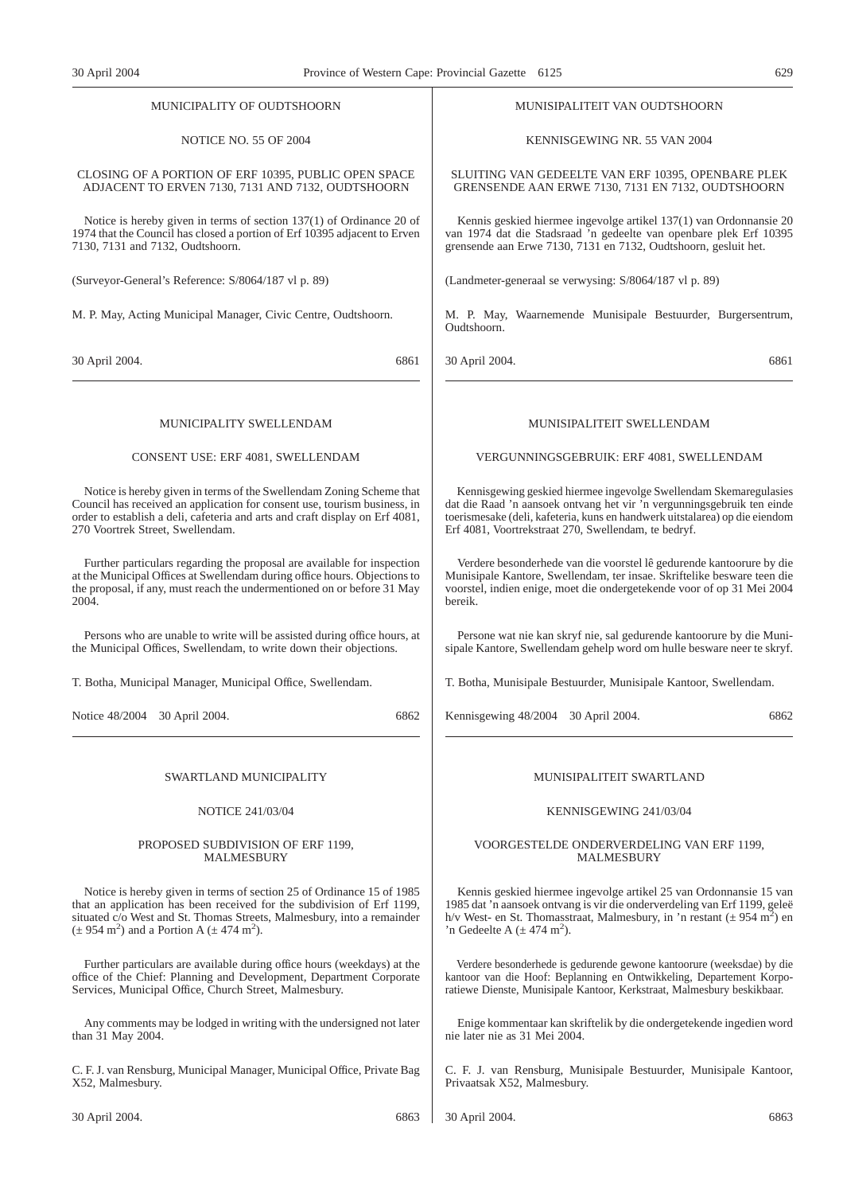MUNICIPALITY OF OUDTSHOORN

NOTICE NO. 55 OF 2004

CLOSING OF A PORTION OF ERF 10395, PUBLIC OPEN SPACE ADJACENT TO ERVEN 7130, 7131 AND 7132, OUDTSHOORN

Notice is hereby given in terms of section 137(1) of Ordinance 20 of 1974 that the Council has closed a portion of Erf 10395 adjacent to Erven 7130, 7131 and 7132, Oudtshoorn.

(Surveyor-General's Reference: S/8064/187 vl p. 89)

M. P. May, Acting Municipal Manager, Civic Centre, Oudtshoorn.

30 April 2004. 6861

---

MUNISIPALITEIT VAN OUDTSHOORN

KENNISGEWING NR. 55 VAN 2004

SLUITING VAN GEDEELTE VAN ERF 10395, OPENBARE PLEK GRENSENDE AAN ERWE 7130, 7131 EN 7132, OUDTSHOORN

Kennis geskied hiermee ingevolge artikel 137(1) van Ordonnansie 20 van 1974 dat die Stadsraad 'n gedeelte van openbare plek Erf 10395 grensende aan Erwe 7130, 7131 en 7132, Oudtshoorn, gesluit het.

(Landmeter-generaal se verwysing: S/8064/187 vl p. 89)

M. P. May, Waarnemende Munisipale Bestuurder, Burgersentrum, Oudtshoorn.

30 April 2004. 6861

---

MUNICIPALITY SWELLENDAM

CONSENT USE: ERF 4081, SWELLENDAM

Notice is hereby given in terms of the Swellendam Zoning Scheme that Council has received an application for consent use, tourism business, in order to establish a deli, cafeteria and arts and craft display on Erf 4081, 270 Voortrek Street, Swellendam.

Further particulars regarding the proposal are available for inspection at the Municipal Offices at Swellendam during office hours. Objections to the proposal, if any, must reach the undermentioned on or before 31 May 2004.

Persons who are unable to write will be assisted during office hours, at the Municipal Offices, Swellendam, to write down their objections.

T. Botha, Municipal Manager, Municipal Office, Swellendam.

Notice 48/2004 30 April 2004. 6862

---

MUNISIPALITEIT SWELLENDAM

VERGUNNINGSGEBRUIK: ERF 4081, SWELLENDAM

Kennisgewing geskied hiermee ingevolge Swellendam Skemaregulasies dat die Raad 'n aansoek ontvang het vir 'n vergunningsgebruik ten einde toerismesake (deli, kafeteria, kuns en handwerk uitstalarea) op die eiendom Erf 4081, Voortrekstraat 270, Swellendam, te bedryf.

Verdere besonderhede van die voorstel lê gedurende kantoorure by die Munisipale Kantore, Swellendam, ter insae. Skriftelike besware teen die voorstel, indien enige, moet die ondergetekende voor of op 31 Mei 2004 bereik.

Persone wat nie kan skryf nie, sal gedurende kantoorure by die Munisipale Kantore, Swellendam gehelp word om hulle besware neer te skryf.

T. Botha, Munisipale Bestuurder, Munisipale Kantoor, Swellendam.

Kennisgewing 48/2004 30 April 2004. 6862

---

SWARTLAND MUNICIPALITY

NOTICE 241/03/04

PROPOSED SUBDIVISION OF ERF 1199, MALMESBURY

Notice is hereby given in terms of section 25 of Ordinance 15 of 1985 that an application has been received for the subdivision of Erf 1199, situated c/o West and St. Thomas Streets, Malmesbury, into a remainder (± 954 m$^2$) and a Portion A (± 474 m$^2$).

Further particulars are available during office hours (weekdays) at the office of the Chief: Planning and Development, Department Corporate Services, Municipal Office, Church Street, Malmesbury.

Any comments may be lodged in writing with the undersigned not later than 31 May 2004.

C. F. J. van Rensburg, Municipal Manager, Municipal Office, Private Bag X52, Malmesbury.

30 April 2004. 6863

---

MUNISIPALITEIT SWARTLAND

KENNISGEWING 241/03/04

VOORGESTELDE ONDERVERDELING VAN ERF 1199, MALMESBURY

Kennis geskied hiermee ingevolge artikel 25 van Ordonnansie 15 van 1985 dat 'n aansoek ontvang is vir die onderverdeling van Erf 1199, geleë h/v West- en St. Thomasstraat, Malmesbury, in 'n restant (± 954 m$^2$) en 'n Gedeelte A (± 474 m$^2$).

Verdere besonderhede is gedurende gewone kantoorure (weeksdae) by die kantoor van die Hoof: Beplanning en Ontwikkeling, Departement Korporatiewe Dienste, Munisipale Kantoor, Kerkstraat, Malmesbury beskikbaar.

Enige kommentaar kan skriftelik by die ondergetekende ingedien word nie later nie as 31 Mei 2004.

C. F. J. van Rensburg, Munisipale Bestuurder, Munisipale Kantoor, Privaatsak X52, Malmesbury.

30 April 2004. 6863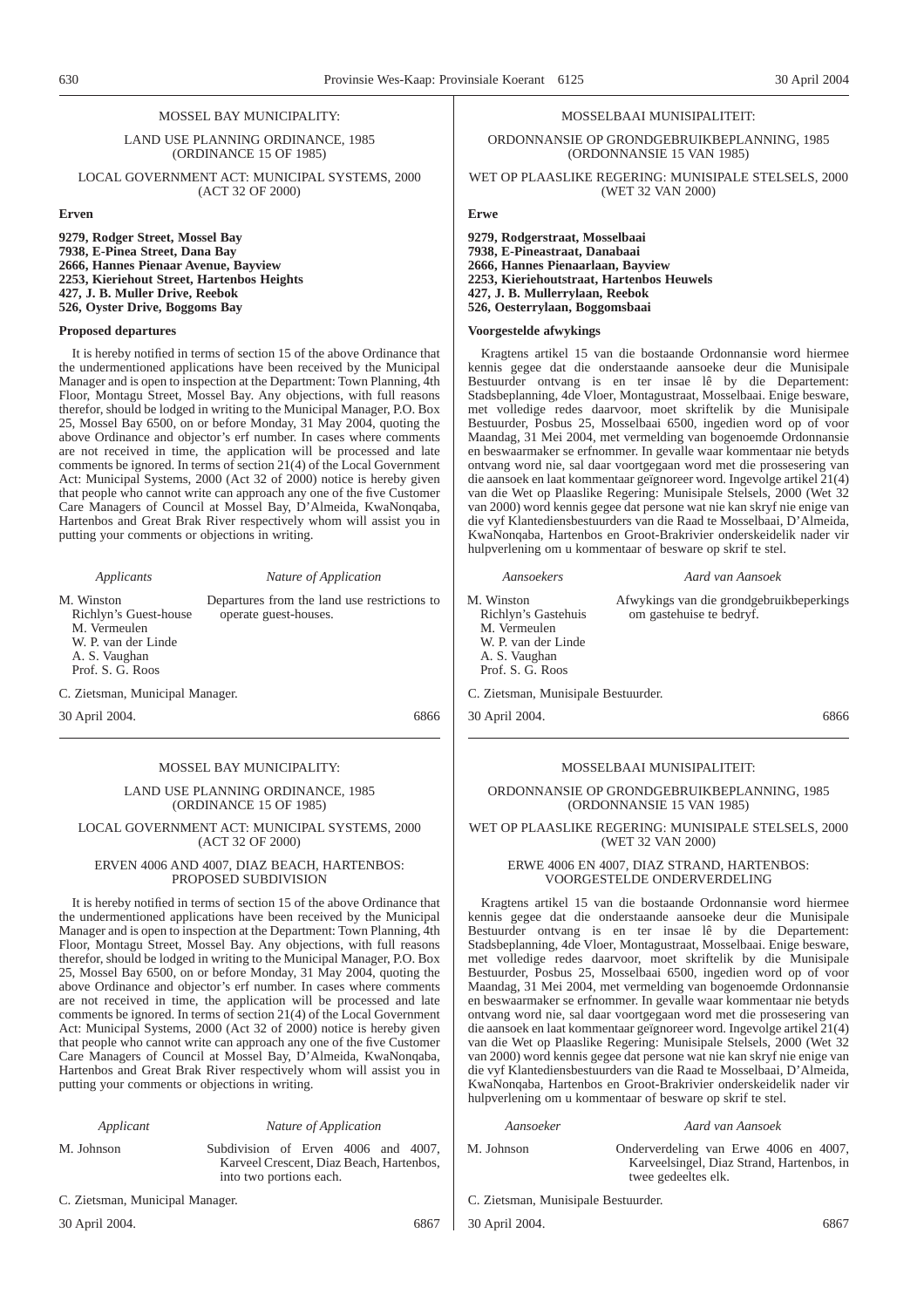MOSSEL BAY MUNICIPALITY:

LAND USE PLANNING ORDINANCE, 1985 (ORDINANCE 15 OF 1985)

LOCAL GOVERNMENT ACT: MUNICIPAL SYSTEMS, 2000 (ACT 32 OF 2000)

**Erven**

**9279, Rodger Street, Mossel Bay**
**7938, E-Pinea Street, Dana Bay**
**2666, Hannes Pienaar Avenue, Bayview**
**2253, Kieriehout Street, Hartenbos Heights**
**427, J. B. Muller Drive, Reebok**
**526, Oyster Drive, Boggoms Bay**

**Proposed departures**

It is hereby notified in terms of section 15 of the above Ordinance that the undermentioned applications have been received by the Municipal Manager and is open to inspection at the Department: Town Planning, 4th Floor, Montagu Street, Mossel Bay. Any objections, with full reasons therefor, should be lodged in writing to the Municipal Manager, P.O. Box 25, Mossel Bay 6500, on or before Monday, 31 May 2004, quoting the above Ordinance and objector's erf number. In cases where comments are not received in time, the application will be processed and late comments be ignored. In terms of section 21(4) of the Local Government Act: Municipal Systems, 2000 (Act 32 of 2000) notice is hereby given that people who cannot write can approach any one of the five Customer Care Managers of Council at Mossel Bay, D'Almeida, KwaNonqaba, Hartenbos and Great Brak River respectively whom will assist you in putting your comments or objections in writing.

| *Applicants* | *Nature of Application* |
|---|---|
| M. Winston<br>Richlyn's Guest-house<br>M. Vermeulen<br>W. P. van der Linde<br>A. S. Vaughan<br>Prof. S. G. Roos | Departures from the land use restrictions to operate guest-houses. |

C. Zietsman, Municipal Manager.

30 April 2004. 6866

---

MOSSELBAAI MUNISIPALITEIT:

ORDONNANSIE OP GRONDGEBRUIKBEPLANNING, 1985 (ORDONNANSIE 15 VAN 1985)

WET OP PLAASLIKE REGERING: MUNISIPALE STELSELS, 2000 (WET 32 VAN 2000)

**Erwe**

**9279, Rodgerstraat, Mosselbaai**
**7938, E-Pineastraat, Danabaai**
**2666, Hannes Pienaarlaan, Bayview**
**2253, Kieriehoutstraat, Hartenbos Heuwels**
**427, J. B. Mullerrylaan, Reebok**
**526, Oesterrylaan, Boggomsbaai**

**Voorgestelde afwykings**

Kragtens artikel 15 van die bostaande Ordonnansie word hiermee kennis gegee dat die onderstaande aansoeke deur die Munisipale Bestuurder ontvang is en ter insae lê by die Departement: Stadsbeplanning, 4de Vloer, Montagustraat, Mosselbaai. Enige besware, met volledige redes daarvoor, moet skriftelik by die Munisipale Bestuurder, Posbus 25, Mosselbaai 6500, ingedien word op of voor Maandag, 31 Mei 2004, met vermelding van bogenoemde Ordonnansie en beswaarmaker se erfnommer. In gevalle waar kommentaar nie betyds ontvang word nie, sal daar voortgegaan word met die prossesering van die aansoek en laat kommentaar geïgnoreer word. Ingevolge artikel 21(4) van die Wet op Plaaslike Regering: Munisipale Stelsels, 2000 (Wet 32 van 2000) word kennis gegee dat persone wat nie kan skryf nie enige van die vyf Klantediensbestuurders van die Raad te Mosselbaai, D'Almeida, KwaNonqaba, Hartenbos en Groot-Brakrivier onderskeidelik nader vir hulpverlening om u kommentaar of besware op skrif te stel.

| *Aansoekers* | *Aard van Aansoek* |
|---|---|
| M. Winston<br>Richlyn's Gastehuis<br>M. Vermeulen<br>W. P. van der Linde<br>A. S. Vaughan<br>Prof. S. G. Roos | Afwykings van die grondgebruikbeperkings om gastehuise te bedryf. |

C. Zietsman, Munisipale Bestuurder.

30 April 2004. 6866

---

MOSSEL BAY MUNICIPALITY:

LAND USE PLANNING ORDINANCE, 1985 (ORDINANCE 15 OF 1985)

LOCAL GOVERNMENT ACT: MUNICIPAL SYSTEMS, 2000 (ACT 32 OF 2000)

ERVEN 4006 AND 4007, DIAZ BEACH, HARTENBOS: PROPOSED SUBDIVISION

It is hereby notified in terms of section 15 of the above Ordinance that the undermentioned applications have been received by the Municipal Manager and is open to inspection at the Department: Town Planning, 4th Floor, Montagu Street, Mossel Bay. Any objections, with full reasons therefor, should be lodged in writing to the Municipal Manager, P.O. Box 25, Mossel Bay 6500, on or before Monday, 31 May 2004, quoting the above Ordinance and objector's erf number. In cases where comments are not received in time, the application will be processed and late comments be ignored. In terms of section 21(4) of the Local Government Act: Municipal Systems, 2000 (Act 32 of 2000) notice is hereby given that people who cannot write can approach any one of the five Customer Care Managers of Council at Mossel Bay, D'Almeida, KwaNonqaba, Hartenbos and Great Brak River respectively whom will assist you in putting your comments or objections in writing.

| *Applicant* | *Nature of Application* |
|---|---|
| M. Johnson | Subdivision of Erven 4006 and 4007, Karveel Crescent, Diaz Beach, Hartenbos, into two portions each. |

C. Zietsman, Municipal Manager.

30 April 2004. 6867

---

MOSSELBAAI MUNISIPALITEIT:

ORDONNANSIE OP GRONDGEBRUIKBEPLANNING, 1985 (ORDONNANSIE 15 VAN 1985)

WET OP PLAASLIKE REGERING: MUNISIPALE STELSELS, 2000 (WET 32 VAN 2000)

ERWE 4006 EN 4007, DIAZ STRAND, HARTENBOS: VOORGESTELDE ONDERVERDELING

Kragtens artikel 15 van die bostaande Ordonnansie word hiermee kennis gegee dat die onderstaande aansoeke deur die Munisipale Bestuurder ontvang is en ter insae lê by die Departement: Stadsbeplanning, 4de Vloer, Montagustraat, Mosselbaai. Enige besware, met volledige redes daarvoor, moet skriftelik by die Munisipale Bestuurder, Posbus 25, Mosselbaai 6500, ingedien word op of voor Maandag, 31 Mei 2004, met vermelding van bogenoemde Ordonnansie en beswaarmaker se erfnommer. In gevalle waar kommentaar nie betyds ontvang word nie, sal daar voortgegaan word met die prossesering van die aansoek en laat kommentaar geïgnoreer word. Ingevolge artikel 21(4) van die Wet op Plaaslike Regering: Munisipale Stelsels, 2000 (Wet 32 van 2000) word kennis gegee dat persone wat nie kan skryf nie enige van die vyf Klantediensbestuurders van die Raad te Mosselbaai, D'Almeida, KwaNonqaba, Hartenbos en Groot-Brakrivier onderskeidelik nader vir hulpverlening om u kommentaar of besware op skrif te stel.

| *Aansoeker* | *Aard van Aansoek* |
|---|---|
| M. Johnson | Onderverdeling van Erwe 4006 en 4007, Karveelsingel, Diaz Strand, Hartenbos, in twee gedeeltes elk. |

C. Zietsman, Munisipale Bestuurder.

30 April 2004. 6867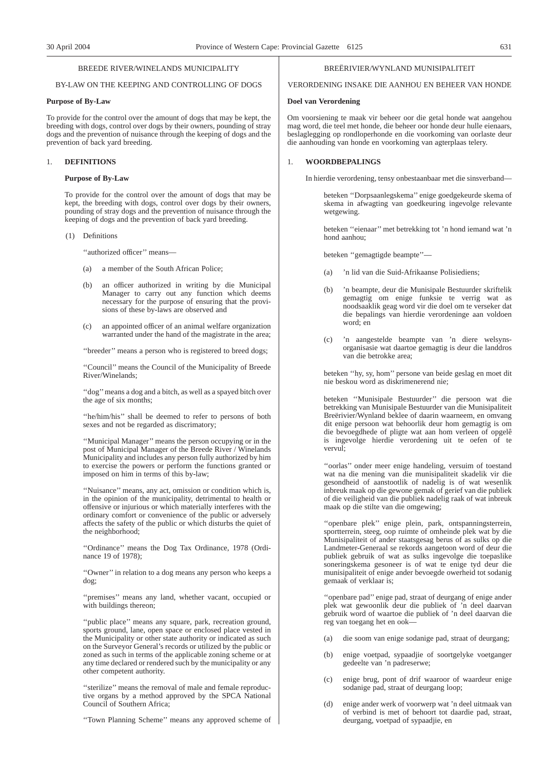BREEDE RIVER/WINELANDS MUNICIPALITY

BY-LAW ON THE KEEPING AND CONTROLLING OF DOGS

**Purpose of By-Law**

To provide for the control over the amount of dogs that may be kept, the breeding with dogs, control over dogs by their owners, pounding of stray dogs and the prevention of nuisance through the keeping of dogs and the prevention of back yard breeding.

1. **DEFINITIONS**

**Purpose of By-Law**

To provide for the control over the amount of dogs that may be kept, the breeding with dogs, control over dogs by their owners, pounding of stray dogs and the prevention of nuisance through the keeping of dogs and the prevention of back yard breeding.

(1) Definitions

''authorized officer'' means—

(a) a member of the South African Police;

(b) an officer authorized in writing by die Municipal Manager to carry out any function which deems necessary for the purpose of ensuring that the provisions of these by-laws are observed and

(c) an appointed officer of an animal welfare organization warranted under the hand of the magistrate in the area;

''breeder'' means a person who is registered to breed dogs;

''Council'' means the Council of the Municipality of Breede River/Winelands;

''dog'' means a dog and a bitch, as well as a spayed bitch over the age of six months;

''he/him/his'' shall be deemed to refer to persons of both sexes and not be regarded as discrimatory;

''Municipal Manager'' means the person occupying or in the post of Municipal Manager of the Breede River / Winelands Municipality and includes any person fully authorized by him to exercise the powers or perform the functions granted or imposed on him in terms of this by-law;

''Nuisance'' means, any act, omission or condition which is, in the opinion of the municipality, detrimental to health or offensive or injurious or which materially interferes with the ordinary comfort or convenience of the public or adversely affects the safety of the public or which disturbs the quiet of the neighborhood;

''Ordinance'' means the Dog Tax Ordinance, 1978 (Ordinance 19 of 1978);

''Owner'' in relation to a dog means any person who keeps a dog;

''premises'' means any land, whether vacant, occupied or with buildings thereon;

''public place'' means any square, park, recreation ground, sports ground, lane, open space or enclosed place vested in the Municipality or other state authority or indicated as such on the Surveyor General's records or utilized by the public or zoned as such in terms of the applicable zoning scheme or at any time declared or rendered such by the municipality or any other competent authority.

''sterilize'' means the removal of male and female reproductive organs by a method approved by the SPCA National Council of Southern Africa;

''Town Planning Scheme'' means any approved scheme of

BREËRIVIER/WYNLAND MUNISIPALITEIT

VERORDENING INSAKE DIE AANHOU EN BEHEER VAN HONDE

**Doel van Verordening**

Om voorsiening te maak vir beheer oor die getal honde wat aangehou mag word, die teel met honde, die beheer oor honde deur hulle eienaars, beslaglegging op rondloperhonde en die voorkoming van oorlaste deur die aanhouding van honde en voorkoming van agterplaas telery.

1. **WOORDBEPALINGS**

In hierdie verordening, tensy onbestaanbaar met die sinsverband—

beteken ''Dorpsaanlegskema'' enige goedgekeurde skema of skema in afwagting van goedkeuring ingevolge relevante wetgewing.

beteken ''eienaar'' met betrekking tot 'n hond iemand wat 'n hond aanhou;

beteken ''gemagtigde beampte''—

(a) 'n lid van die Suid-Afrikaanse Polisiediens;

(b) 'n beampte, deur die Munisipale Bestuurder skriftelik gemagtig om enige funksie te verrig wat as noodsaaklik geag word vir die doel om te verseker dat die bepalings van hierdie verordeninge aan voldoen word; en

(c) 'n aangestelde beampte van 'n diere welsynsorganisasie wat daartoe gemagtig is deur die landdros van die betrokke area;

beteken ''hy, sy, hom'' persone van beide geslag en moet dit nie beskou word as diskrimenerend nie;

beteken ''Munisipale Bestuurder'' die persoon wat die betrekking van Munisipale Bestuurder van die Munisipaliteit Breërivier/Wynland beklee of daarin waarneem, en omvang dit enige persoon wat behoorlik deur hom gemagtig is om die bevoegdhede of pligte wat aan hom verleen of opgelê is ingevolge hierdie verordening uit te oefen of te vervul;

''oorlas'' onder meer enige handeling, versuim of toestand wat na die mening van die munisipaliteit skadelik vir die gesondheid of aanstootlik of nadelig is of wat wesenlik inbreuk maak op die gewone gemak of gerief van die publiek of die veiligheid van die publiek nadelig raak of wat inbreuk maak op die stilte van die omgewing;

''openbare plek'' enige plein, park, ontspanningsterrein, sportterrein, steeg, oop ruimte of omheinde plek wat by die Munisipaliteit of ander staatsgesag berus of as sulks op die Landmeter-Generaal se rekords aangetoon word of deur die publiek gebruik of wat as sulks ingevolge die toepaslike soneringskema gesoneer is of wat te enige tyd deur die munisipaliteit of enige ander bevoegde owerheid tot sodanig gemaak of verklaar is;

''openbare pad'' enige pad, straat of deurgang of enige ander plek wat gewoonlik deur die publiek of 'n deel daarvan gebruik word of waartoe die publiek of 'n deel daarvan die reg van toegang het en ook—

(a) die soom van enige sodanige pad, straat of deurgang;

(b) enige voetpad, sypaadjie of soortgelyke voetganger gedeelte van 'n padreserwe;

(c) enige brug, pont of drif waaroor of waardeur enige sodanige pad, straat of deurgang loop;

(d) enige ander werk of voorwerp wat 'n deel uitmaak van of verbind is met of behoort tot daardie pad, straat, deurgang, voetpad of sypaadjie, en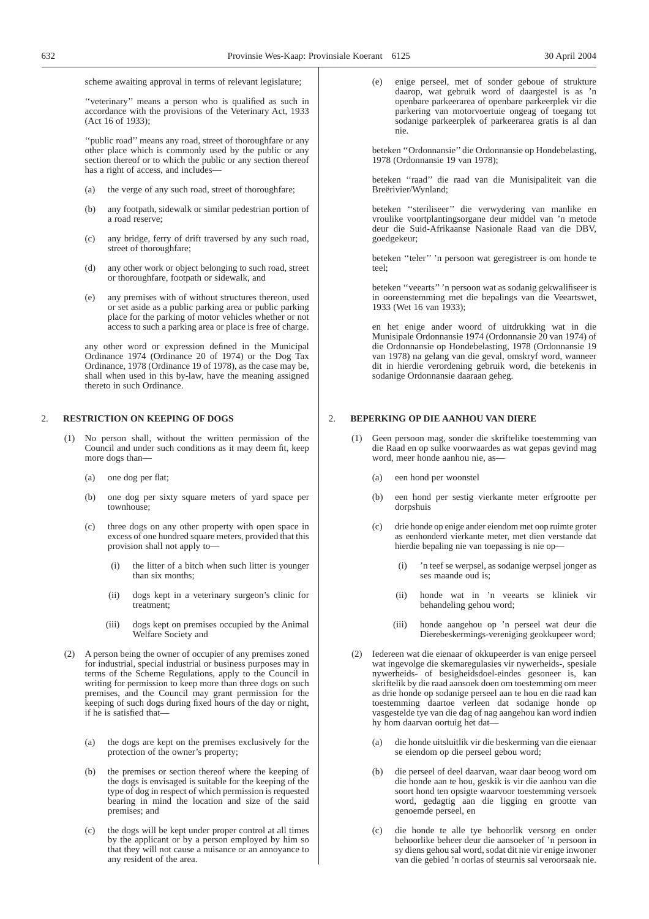scheme awaiting approval in terms of relevant legislature;

''veterinary'' means a person who is qualified as such in accordance with the provisions of the Veterinary Act, 1933 (Act 16 of 1933);

''public road'' means any road, street of thoroughfare or any other place which is commonly used by the public or any section thereof or to which the public or any section thereof has a right of access, and includes—

(a) the verge of any such road, street of thoroughfare;

(b) any footpath, sidewalk or similar pedestrian portion of a road reserve;

(c) any bridge, ferry of drift traversed by any such road, street of thoroughfare;

(d) any other work or object belonging to such road, street or thoroughfare, footpath or sidewalk, and

(e) any premises with of without structures thereon, used or set aside as a public parking area or public parking place for the parking of motor vehicles whether or not access to such a parking area or place is free of charge.

any other word or expression defined in the Municipal Ordinance 1974 (Ordinance 20 of 1974) or the Dog Tax Ordinance, 1978 (Ordinance 19 of 1978), as the case may be, shall when used in this by-law, have the meaning assigned thereto in such Ordinance.

## 2. RESTRICTION ON KEEPING OF DOGS

(1) No person shall, without the written permission of the Council and under such conditions as it may deem fit, keep more dogs than—

(a) one dog per flat;

(b) one dog per sixty square meters of yard space per townhouse;

(c) three dogs on any other property with open space in excess of one hundred square meters, provided that this provision shall not apply to—

(i) the litter of a bitch when such litter is younger than six months;

(ii) dogs kept in a veterinary surgeon's clinic for treatment;

(iii) dogs kept on premises occupied by the Animal Welfare Society and

(2) A person being the owner of occupier of any premises zoned for industrial, special industrial or business purposes may in terms of the Scheme Regulations, apply to the Council in writing for permission to keep more than three dogs on such premises, and the Council may grant permission for the keeping of such dogs during fixed hours of the day or night, if he is satisfied that—

(a) the dogs are kept on the premises exclusively for the protection of the owner's property;

(b) the premises or section thereof where the keeping of the dogs is envisaged is suitable for the keeping of the type of dog in respect of which permission is requested bearing in mind the location and size of the said premises; and

(c) the dogs will be kept under proper control at all times by the applicant or by a person employed by him so that they will not cause a nuisance or an annoyance to any resident of the area.

(e) enige perseel, met of sonder geboue of strukture daarop, wat gebruik word of daargestel is as 'n openbare parkeerarea of openbare parkeerplek vir die parkering van motorvoertuie ongeag of toegang tot sodanige parkeerplek of parkeerarea gratis is al dan nie.

beteken ''Ordonnansie'' die Ordonnansie op Hondebelasting, 1978 (Ordonnansie 19 van 1978);

beteken ''raad'' die raad van die Munisipaliteit van die Breërivier/Wynland;

beteken ''steriliseer'' die verwydering van manlike en vroulike voortplantingsorgane deur middel van 'n metode deur die Suid-Afrikaanse Nasionale Raad van die DBV, goedgekeur;

beteken ''teler'' 'n persoon wat geregistreer is om honde te teel;

beteken ''veearts'' 'n persoon wat as sodanig gekwalifiseer is in ooreenstemming met die bepalings van die Veeartswet, 1933 (Wet 16 van 1933);

en het enige ander woord of uitdrukking wat in die Munisipale Ordonnansie 1974 (Ordonnansie 20 van 1974) of die Ordonnansie op Hondebelasting, 1978 (Ordonnansie 19 van 1978) na gelang van die geval, omskryf word, wanneer dit in hierdie verordening gebruik word, die betekenis in sodanige Ordonnansie daaraan geheg.

## 2. BEPERKING OP DIE AANHOU VAN DIERE

(1) Geen persoon mag, sonder die skriftelike toestemming van die Raad en op sulke voorwaardes as wat gepas gevind mag word, meer honde aanhou nie, as—

(a) een hond per woonstel

(b) een hond per sestig vierkante meter erfgrootte per dorpshuis

(c) drie honde op enige ander eiendom met oop ruimte groter as eenhonderd vierkante meter, met dien verstande dat hierdie bepaling nie van toepassing is nie op—

(i) 'n teef se werpsel, as sodanige werpsel jonger as ses maande oud is;

(ii) honde wat in 'n veearts se kliniek vir behandeling gehou word;

(iii) honde aangehou op 'n perseel wat deur die Dierebeskermings-vereniging geokkupeer word;

(2) Iedereen wat die eienaar of okkupeerder is van enige perseel wat ingevolge die skemaregulasies vir nywerheids-, spesiale nywerheids- of besigheidsdoel-eindes gesoneer is, kan skriftelik by die raad aansoek doen om toestemming om meer as drie honde op sodanige perseel aan te hou en die raad kan toestemming daartoe verleen dat sodanige honde op vasgestelde tye van die dag of nag aangehou kan word indien hy hom daarvan oortuig het dat—

(a) die honde uitsluitlik vir die beskerming van die eienaar se eiendom op die perseel gebou word;

(b) die perseel of deel daarvan, waar daar beoog word om die honde aan te hou, geskik is vir die aanhou van die soort hond ten opsigte waarvoor toestemming versoek word, gedagtig aan die ligging en grootte van genoemde perseel, en

(c) die honde te alle tye behoorlik versorg en onder behoorlike beheer deur die aansoeker of 'n persoon in sy diens gehou sal word, sodat dit nie vir enige inwoner van die gebied 'n oorlas of steurnis sal veroorsaak nie.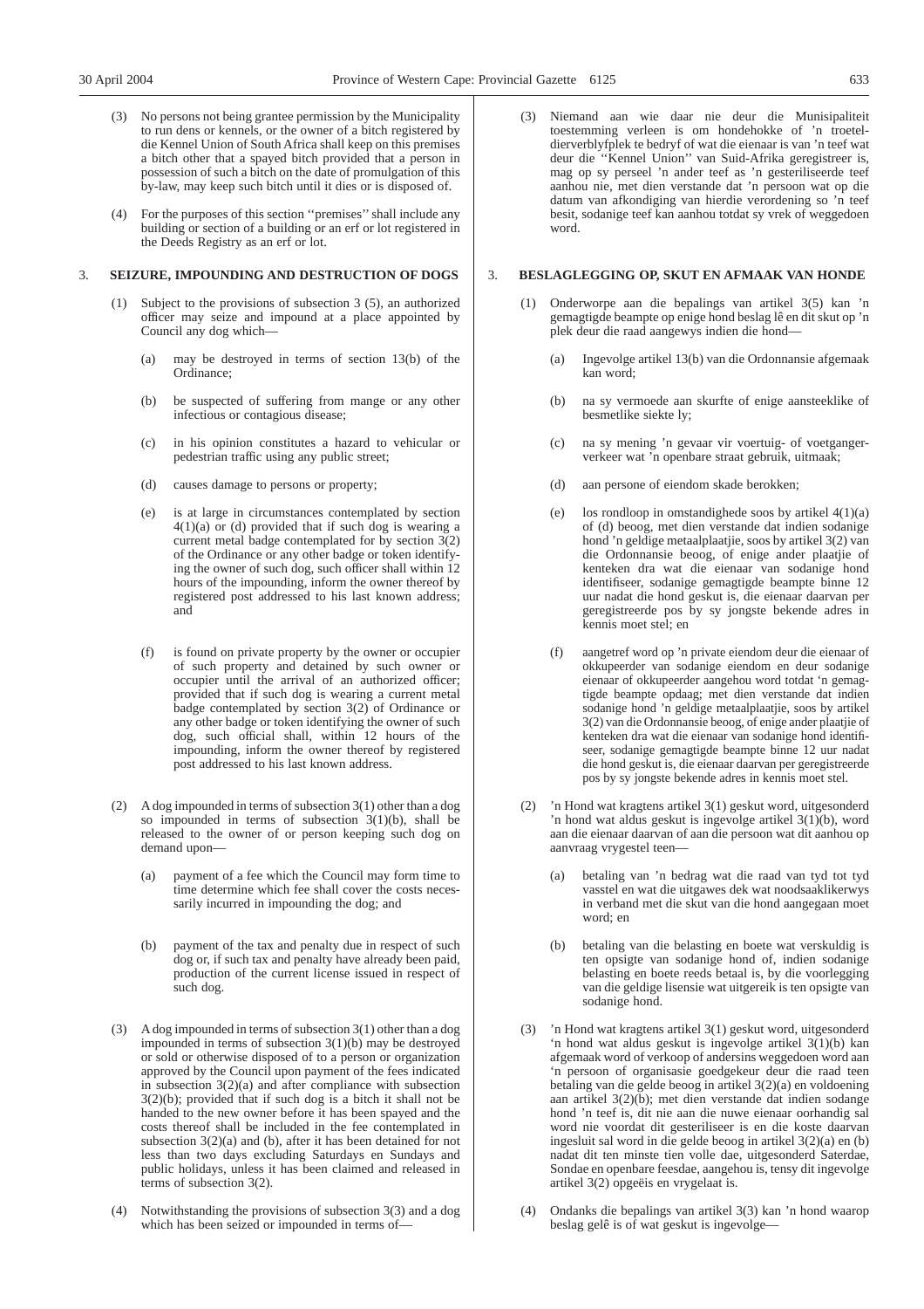(3) No persons not being grantee permission by the Municipality to run dens or kennels, or the owner of a bitch registered by die Kennel Union of South Africa shall keep on this premises a bitch other that a spayed bitch provided that a person in possession of such a bitch on the date of promulgation of this by-law, may keep such bitch until it dies or is disposed of.

(4) For the purposes of this section ''premises'' shall include any building or section of a building or an erf or lot registered in the Deeds Registry as an erf or lot.

## 3. SEIZURE, IMPOUNDING AND DESTRUCTION OF DOGS

(1) Subject to the provisions of subsection 3 (5), an authorized officer may seize and impound at a place appointed by Council any dog which—

(a) may be destroyed in terms of section 13(b) of the Ordinance;

(b) be suspected of suffering from mange or any other infectious or contagious disease;

(c) in his opinion constitutes a hazard to vehicular or pedestrian traffic using any public street;

(d) causes damage to persons or property;

(e) is at large in circumstances contemplated by section 4(1)(a) or (d) provided that if such dog is wearing a current metal badge contemplated for by section 3(2) of the Ordinance or any other badge or token identifying the owner of such dog, such officer shall within 12 hours of the impounding, inform the owner thereof by registered post addressed to his last known address; and

(f) is found on private property by the owner or occupier of such property and detained by such owner or occupier until the arrival of an authorized officer; provided that if such dog is wearing a current metal badge contemplated by section 3(2) of Ordinance or any other badge or token identifying the owner of such dog, such official shall, within 12 hours of the impounding, inform the owner thereof by registered post addressed to his last known address.

(2) A dog impounded in terms of subsection 3(1) other than a dog so impounded in terms of subsection 3(1)(b), shall be released to the owner of or person keeping such dog on demand upon—

(a) payment of a fee which the Council may form time to time determine which fee shall cover the costs necessarily incurred in impounding the dog; and

(b) payment of the tax and penalty due in respect of such dog or, if such tax and penalty have already been paid, production of the current license issued in respect of such dog.

(3) A dog impounded in terms of subsection 3(1) other than a dog impounded in terms of subsection 3(1)(b) may be destroyed or sold or otherwise disposed of to a person or organization approved by the Council upon payment of the fees indicated in subsection 3(2)(a) and after compliance with subsection 3(2)(b); provided that if such dog is a bitch it shall not be handed to the new owner before it has been spayed and the costs thereof shall be included in the fee contemplated in subsection 3(2)(a) and (b), after it has been detained for not less than two days excluding Saturdays en Sundays and public holidays, unless it has been claimed and released in terms of subsection 3(2).

(4) Notwithstanding the provisions of subsection 3(3) and a dog which has been seized or impounded in terms of—

(3) Niemand aan wie daar nie deur die Munisipaliteit toestemming verleen is om hondehokke of 'n troeteldierverblyfplek te bedryf of wat die eienaar is van 'n teef wat deur die ''Kennel Union'' van Suid-Afrika geregistreer is, mag op sy perseel 'n ander teef as 'n gesteriliseerde teef aanhou nie, met dien verstande dat 'n persoon wat op die datum van afkondiging van hierdie verordening so 'n teef besit, sodanige teef kan aanhou totdat sy vrek of weggedoen word.

## 3. BESLAGLEGGING OP, SKUT EN AFMAAK VAN HONDE

(1) Onderworpe aan die bepalings van artikel 3(5) kan 'n gemagtigde beampte op enige hond beslag lê en dit skut op 'n plek deur die raad aangewys indien die hond—

(a) Ingevolge artikel 13(b) van die Ordonnansie afgemaak kan word;

(b) na sy vermoede aan skurfte of enige aansteeklike of besmetlike siekte ly;

(c) na sy mening 'n gevaar vir voertuig- of voetgangerverkeer wat 'n openbare straat gebruik, uitmaak;

(d) aan persone of eiendom skade berokken;

(e) los rondloop in omstandighede soos by artikel 4(1)(a) of (d) beoog, met dien verstande dat indien sodanige hond 'n geldige metaalplaatjie, soos by artikel 3(2) van die Ordonnansie beoog, of enige ander plaatjie of kenteken dra wat die eienaar van sodanige hond identifiseer, sodanige gemagtigde beampte binne 12 uur nadat die hond geskut is, die eienaar daarvan per geregistreerde pos by sy jongste bekende adres in kennis moet stel; en

(f) aangetref word op 'n private eiendom deur die eienaar of okkupeerder van sodanige eiendom en deur sodanige eienaar of okkupeerder aangehou word totdat 'n gemagtigde beampte opdaag; met dien verstande dat indien sodanige hond 'n geldige metaalplaatjie, soos by artikel 3(2) van die Ordonnansie beoog, of enige ander plaatjie of kenteken dra wat die eienaar van sodanige hond identifiseer, sodanige gemagtigde beampte binne 12 uur nadat die hond geskut is, die eienaar daarvan per geregistreerde pos by sy jongste bekende adres in kennis moet stel.

(2) 'n Hond wat kragtens artikel 3(1) geskut word, uitgesonderd 'n hond wat aldus geskut is ingevolge artikel 3(1)(b), word aan die eienaar daarvan of aan die persoon wat dit aanhou op aanvraag vrygestel teen—

(a) betaling van 'n bedrag wat die raad van tyd tot tyd vasstel en wat die uitgawes dek wat noodsaaklikerwys in verband met die skut van die hond aangegaan moet word; en

(b) betaling van die belasting en boete wat verskuldig is ten opsigte van sodanige hond of, indien sodanige belasting en boete reeds betaal is, by die voorlegging van die geldige lisensie wat uitgereik is ten opsigte van sodanige hond.

(3) 'n Hond wat kragtens artikel 3(1) geskut word, uitgesonderd 'n hond wat aldus geskut is ingevolge artikel 3(1)(b) kan afgemaak word of verkoop of andersins weggedoen word aan 'n persoon of organisasie goedgekeur deur die raad teen betaling van die gelde beoog in artikel 3(2)(a) en voldoening aan artikel 3(2)(b); met dien verstande dat indien sodange hond 'n teef is, dit nie aan die nuwe eienaar oorhandig sal word nie voordat dit gesteriliseer is en die koste daarvan ingesluit sal word in die gelde beoog in artikel 3(2)(a) en (b) nadat dit ten minste tien volle dae, uitgesonderd Saterdae, Sondae en openbare feesdae, aangehou is, tensy dit ingevolge artikel 3(2) opgeëis en vrygelaat is.

(4) Ondanks die bepalings van artikel 3(3) kan 'n hond waarop beslag gelê is of wat geskut is ingevolge—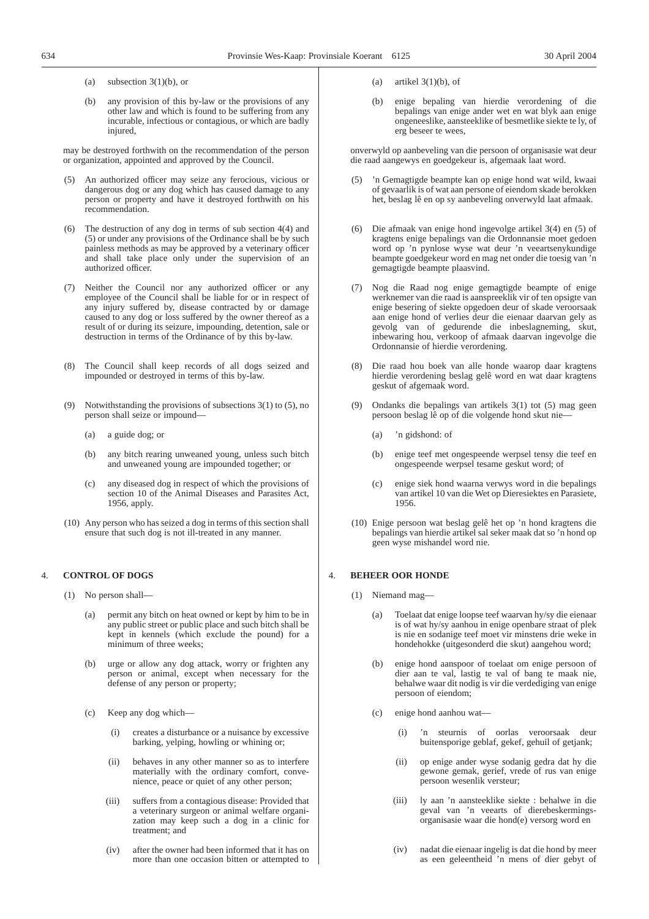(a) subsection 3(1)(b), or

(b) any provision of this by-law or the provisions of any other law and which is found to be suffering from any incurable, infectious or contagious, or which are badly injured,

may be destroyed forthwith on the recommendation of the person or organization, appointed and approved by the Council.

(5) An authorized officer may seize any ferocious, vicious or dangerous dog or any dog which has caused damage to any person or property and have it destroyed forthwith on his recommendation.

(6) The destruction of any dog in terms of sub section 4(4) and (5) or under any provisions of the Ordinance shall be by such painless methods as may be approved by a veterinary officer and shall take place only under the supervision of an authorized officer.

(7) Neither the Council nor any authorized officer or any employee of the Council shall be liable for or in respect of any injury suffered by, disease contracted by or damage caused to any dog or loss suffered by the owner thereof as a result of or during its seizure, impounding, detention, sale or destruction in terms of the Ordinance of by this by-law.

(8) The Council shall keep records of all dogs seized and impounded or destroyed in terms of this by-law.

(9) Notwithstanding the provisions of subsections 3(1) to (5), no person shall seize or impound—

(a) a guide dog; or

(b) any bitch rearing unweaned young, unless such bitch and unweaned young are impounded together; or

(c) any diseased dog in respect of which the provisions of section 10 of the Animal Diseases and Parasites Act, 1956, apply.

(10) Any person who has seized a dog in terms of this section shall ensure that such dog is not ill-treated in any manner.

4. **CONTROL OF DOGS**

(1) No person shall—

(a) permit any bitch on heat owned or kept by him to be in any public street or public place and such bitch shall be kept in kennels (which exclude the pound) for a minimum of three weeks;

(b) urge or allow any dog attack, worry or frighten any person or animal, except when necessary for the defense of any person or property;

(c) Keep any dog which—

(i) creates a disturbance or a nuisance by excessive barking, yelping, howling or whining or;

(ii) behaves in any other manner so as to interfere materially with the ordinary comfort, convenience, peace or quiet of any other person;

(iii) suffers from a contagious disease: Provided that a veterinary surgeon or animal welfare organization may keep such a dog in a clinic for treatment; and

(iv) after the owner had been informed that it has on more than one occasion bitten or attempted to

(a) artikel 3(1)(b), of

(b) enige bepaling van hierdie verordening of die bepalings van enige ander wet en wat blyk aan enige ongeneeslike, aansteeklike of besmetlike siekte te ly, of erg beseer te wees,

onverwyld op aanbeveling van die persoon of organisasie wat deur die raad aangewys en goedgekeur is, afgemaak laat word.

(5) 'n Gemagtigde beampte kan op enige hond wat wild, kwaai of gevaarlik is of wat aan persone of eiendom skade berokken het, beslag lê en op sy aanbeveling onverwyld laat afmaak.

(6) Die afmaak van enige hond ingevolge artikel 3(4) en (5) of kragtens enige bepalings van die Ordonnansie moet gedoen word op 'n pynlose wyse wat deur 'n veeartsenykundige beampte goedgekeur word en mag net onder die toesig van 'n gemagtigde beampte plaasvind.

(7) Nog die Raad nog enige gemagtigde beampte of enige werknemer van die raad is aanspreeklik vir of ten opsigte van enige besering of siekte opgedoen deur of skade veroorsaak aan enige hond of verlies deur die eienaar daarvan gely as gevolg van of gedurende die inbeslagneming, skut, inbewaring hou, verkoop of afmaak daarvan ingevolge die Ordonnansie of hierdie verordening.

(8) Die raad hou boek van alle honde waarop daar kragtens hierdie verordening beslag gelê word en wat daar kragtens geskut of afgemaak word.

(9) Ondanks die bepalings van artikels 3(1) tot (5) mag geen persoon beslag lê op of die volgende hond skut nie—

(a) 'n gidshond: of

(b) enige teef met ongespeende werpsel tensy die teef en ongespeende werpsel tesame geskut word; of

(c) enige siek hond waarna verwys word in die bepalings van artikel 10 van die Wet op Dieresiektes en Parasiete, 1956.

(10) Enige persoon wat beslag gelê het op 'n hond kragtens die bepalings van hierdie artikel sal seker maak dat so 'n hond op geen wyse mishandel word nie.

4. **BEHEER OOR HONDE**

(1) Niemand mag—

(a) Toelaat dat enige loopse teef waarvan hy/sy die eienaar is of wat hy/sy aanhou in enige openbare straat of plek is nie en sodanige teef moet vir minstens drie weke in hondehokke (uitgesonderd die skut) aangehou word;

(b) enige hond aanspoor of toelaat om enige persoon of dier aan te val, lastig te val of bang te maak nie, behalwe waar dit nodig is vir die verdediging van enige persoon of eiendom;

(c) enige hond aanhou wat—

(i) 'n steurnis of oorlas veroorsaak deur buitensporige geblaf, gekef, gehuil of getjank;

(ii) op enige ander wyse sodanig gedra dat hy die gewone gemak, gerief, vrede of rus van enige persoon wesenlik versteur;

(iii) ly aan 'n aansteeklike siekte : behalwe in die geval van 'n veearts of dierebeskermingsorganisasie waar die hond(e) versorg word en

(iv) nadat die eienaar ingelig is dat die hond by meer as een geleentheid 'n mens of dier gebyt of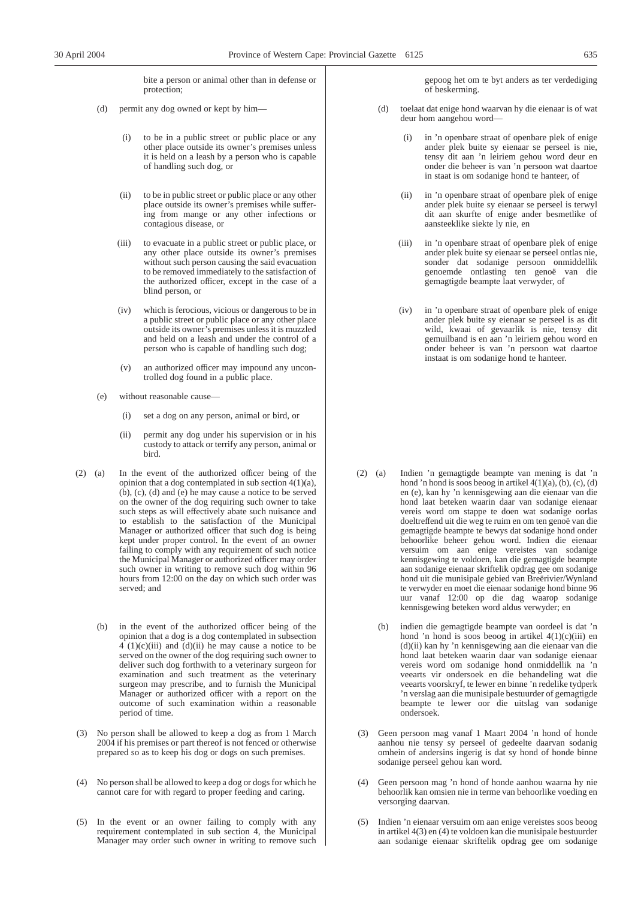bite a person or animal other than in defense or protection;

(d) permit any dog owned or kept by him—

(i) to be in a public street or public place or any other place outside its owner's premises unless it is held on a leash by a person who is capable of handling such dog, or

(ii) to be in public street or public place or any other place outside its owner's premises while suffering from mange or any other infections or contagious disease, or

(iii) to evacuate in a public street or public place, or any other place outside its owner's premises without such person causing the said evacuation to be removed immediately to the satisfaction of the authorized officer, except in the case of a blind person, or

(iv) which is ferocious, vicious or dangerous to be in a public street or public place or any other place outside its owner's premises unless it is muzzled and held on a leash and under the control of a person who is capable of handling such dog;

(v) an authorized officer may impound any uncontrolled dog found in a public place.

(e) without reasonable cause—

(i) set a dog on any person, animal or bird, or

(ii) permit any dog under his supervision or in his custody to attack or terrify any person, animal or bird.

(2) (a) In the event of the authorized officer being of the opinion that a dog contemplated in sub section 4(1)(a), (b), (c), (d) and (e) he may cause a notice to be served on the owner of the dog requiring such owner to take such steps as will effectively abate such nuisance and to establish to the satisfaction of the Municipal Manager or authorized officer that such dog is being kept under proper control. In the event of an owner failing to comply with any requirement of such notice the Municipal Manager or authorized officer may order such owner in writing to remove such dog within 96 hours from 12:00 on the day on which such order was served; and

(b) in the event of the authorized officer being of the opinion that a dog is a dog contemplated in subsection 4 (1)(c)(iii) and (d)(ii) he may cause a notice to be served on the owner of the dog requiring such owner to deliver such dog forthwith to a veterinary surgeon for examination and such treatment as the veterinary surgeon may prescribe, and to furnish the Municipal Manager or authorized officer with a report on the outcome of such examination within a reasonable period of time.

(3) No person shall be allowed to keep a dog as from 1 March 2004 if his premises or part thereof is not fenced or otherwise prepared so as to keep his dog or dogs on such premises.

(4) No person shall be allowed to keep a dog or dogs for which he cannot care for with regard to proper feeding and caring.

(5) In the event or an owner failing to comply with any requirement contemplated in sub section 4, the Municipal Manager may order such owner in writing to remove such

gepoog het om te byt anders as ter verdediging of beskerming.

(d) toelaat dat enige hond waarvan hy die eienaar is of wat deur hom aangehou word—

(i) in 'n openbare straat of openbare plek of enige ander plek buite sy eienaar se perseel is nie, tensy dit aan 'n leiriem gehou word deur en onder die beheer is van 'n persoon wat daartoe in staat is om sodanige hond te hanteer, of

(ii) in 'n openbare straat of openbare plek of enige ander plek buite sy eienaar se perseel is terwyl dit aan skurfte of enige ander besmetlike of aansteeklike siekte ly nie, en

(iii) in 'n openbare straat of openbare plek of enige ander plek buite sy eienaar se perseel ontlas nie, sonder dat sodanige persoon onmiddellik genoemde ontlasting tot genoë van die gemagtigde beampte laat verwyder, of

(iv) in 'n openbare straat of openbare plek of enige ander plek buite sy eienaar se perseel is as dit wild, kwaai of gevaarlik is nie, tensy dit gemuilband is en aan 'n leiriem gehou word en onder beheer is van 'n persoon wat daartoe instaat is om sodanige hond te hanteer.

(2) (a) Indien 'n gemagtigde beampte van mening is dat 'n hond 'n hond is soos beoog in artikel 4(1)(a), (b), (c), (d) en (e), kan hy 'n kennisgewing aan die eienaar van die hond laat beteken waarin daar van sodanige eienaar vereis word om stappe te doen wat sodanige oorlas doeltreffend uit die weg te ruim en om ten genoë van die gemagtigde beampte te bewys dat sodanige hond onder behoorlike beheer gehou word. Indien die eienaar versuim om aan enige vereistes van sodanige kennisgewing te voldoen, kan die gemagtigde beampte aan sodanige eienaar skriftelik opdrag gee om sodanige hond uit die munisipale gebied van Breërivier/Wynland te verwyder en moet die eienaar sodanige hond binne 96 uur vanaf 12:00 op die dag waarop sodanige kennisgewing beteken word aldus verwyder; en

(b) indien die gemagtigde beampte van oordeel is dat 'n hond 'n hond is soos beoog in artikel 4(1)(c)(iii) en (d)(ii) kan hy 'n kennisgewing aan die eienaar van die hond laat beteken waarin daar van sodanige eienaar vereis word om sodanige hond onmiddellik na 'n veearts vir ondersoek en die behandeling wat die veearts voorskryf, te lewer en binne 'n redelike tydperk 'n verslag aan die munisipale bestuurder of gemagtigde beampte te lewer oor die uitslag van sodanige ondersoek.

(3) Geen persoon mag vanaf 1 Maart 2004 'n hond of honde aanhou nie tensy sy perseel of gedeelte daarvan sodanig omhein of andersins ingerig is dat sy hond of honde binne sodanige perseel gehou kan word.

(4) Geen persoon mag 'n hond of honde aanhou waarna hy nie behoorlik kan omsien nie in terme van behoorlike voeding en versorging daarvan.

(5) Indien 'n eienaar versuim om aan enige vereistes soos beoog in artikel 4(3) en (4) te voldoen kan die munisipale bestuurder aan sodanige eienaar skriftelik opdrag gee om sodanige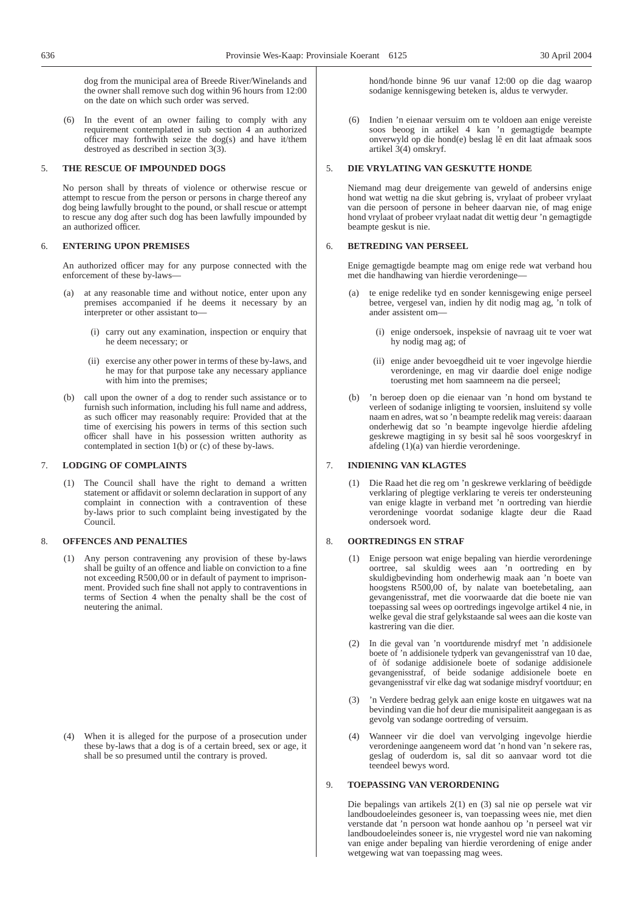dog from the municipal area of Breede River/Winelands and the owner shall remove such dog within 96 hours from 12:00 on the date on which such order was served.

(6) In the event of an owner failing to comply with any requirement contemplated in sub section 4 an authorized officer may forthwith seize the dog(s) and have it/them destroyed as described in section 3(3).

5. **THE RESCUE OF IMPOUNDED DOGS**

No person shall by threats of violence or otherwise rescue or attempt to rescue from the person or persons in charge thereof any dog being lawfully brought to the pound, or shall rescue or attempt to rescue any dog after such dog has been lawfully impounded by an authorized officer.

6. **ENTERING UPON PREMISES**

An authorized officer may for any purpose connected with the enforcement of these by-laws—

(a) at any reasonable time and without notice, enter upon any premises accompanied if he deems it necessary by an interpreter or other assistant to—

(i) carry out any examination, inspection or enquiry that he deem necessary; or

(ii) exercise any other power in terms of these by-laws, and he may for that purpose take any necessary appliance with him into the premises;

(b) call upon the owner of a dog to render such assistance or to furnish such information, including his full name and address, as such officer may reasonably require: Provided that at the time of exercising his powers in terms of this section such officer shall have in his possession written authority as contemplated in section 1(b) or (c) of these by-laws.

7. **LODGING OF COMPLAINTS**

(1) The Council shall have the right to demand a written statement or affidavit or solemn declaration in support of any complaint in connection with a contravention of these by-laws prior to such complaint being investigated by the Council.

8. **OFFENCES AND PENALTIES**

(1) Any person contravening any provision of these by-laws shall be guilty of an offence and liable on conviction to a fine not exceeding R500,00 or in default of payment to imprisonment. Provided such fine shall not apply to contraventions in terms of Section 4 when the penalty shall be the cost of neutering the animal.

(4) When it is alleged for the purpose of a prosecution under these by-laws that a dog is of a certain breed, sex or age, it shall be so presumed until the contrary is proved.

hond/honde binne 96 uur vanaf 12:00 op die dag waarop sodanige kennisgewing beteken is, aldus te verwyder.

(6) Indien 'n eienaar versuim om te voldoen aan enige vereiste soos beoog in artikel 4 kan 'n gemagtigde beampte onverwyld op die hond(e) beslag lê en dit laat afmaak soos artikel 3(4) omskryf.

5. **DIE VRYLATING VAN GESKUTTE HONDE**

Niemand mag deur dreigemente van geweld of andersins enige hond wat wettig na die skut gebring is, vrylaat of probeer vrylaat van die persoon of persone in beheer daarvan nie, of mag enige hond vrylaat of probeer vrylaat nadat dit wettig deur 'n gemagtigde beampte geskut is nie.

6. **BETREDING VAN PERSEEL**

Enige gemagtigde beampte mag om enige rede wat verband hou met die handhawing van hierdie verordeninge—

(a) te enige redelike tyd en sonder kennisgewing enige perseel betree, vergesel van, indien hy dit nodig mag ag, 'n tolk of ander assistent om—

(i) enige ondersoek, inspeksie of navraag uit te voer wat hy nodig mag ag; of

(ii) enige ander bevoegdheid uit te voer ingevolge hierdie verordeninge, en mag vir daardie doel enige nodige toerusting met hom saamneem na die perseel;

(b) 'n beroep doen op die eienaar van 'n hond om bystand te verleen of sodanige inligting te voorsien, insluitend sy volle naam en adres, wat so 'n beampte redelik mag vereis: daaraan onderhewig dat so 'n beampte ingevolge hierdie afdeling geskrewe magtiging in sy besit sal hê soos voorgeskryf in afdeling (1)(a) van hierdie verordeninge.

7. **INDIENING VAN KLAGTES**

(1) Die Raad het die reg om 'n geskrewe verklaring of beëdigde verklaring of plegtige verklaring te vereis ter ondersteuning van enige klagte in verband met 'n oortreding van hierdie verordeninge voordat sodanige klagte deur die Raad ondersoek word.

8. **OORTREDINGS EN STRAF**

(1) Enige persoon wat enige bepaling van hierdie verordeninge oortree, sal skuldig wees aan 'n oortreding en by skuldigbevinding hom onderhewig maak aan 'n boete van hoogstens R500,00 of, by nalate van boetebetaling, aan gevangenisstraf, met die voorwaarde dat die boete nie van toepassing sal wees op oortredings ingevolge artikel 4 nie, in welke geval die straf gelykstaande sal wees aan die koste van kastrering van die dier.

(2) In die geval van 'n voortdurende misdryf met 'n addisionele boete of 'n addisionele tydperk van gevangenisstraf van 10 dae, of òf sodanige addisionele boete of sodanige addisionele gevangenisstraf, of beide sodanige addisionele boete en gevangenisstraf vir elke dag wat sodanige misdryf voortduur; en

(3) 'n Verdere bedrag gelyk aan enige koste en uitgawes wat na bevinding van die hof deur die munisipaliteit aangegaan is as gevolg van sodange oortreding of versuim.

(4) Wanneer vir die doel van vervolging ingevolge hierdie verordeninge aangeneem word dat 'n hond van 'n sekere ras, geslag of ouderdom is, sal dit so aanvaar word tot die teendeel bewys word.

9. **TOEPASSING VAN VERORDENING**

Die bepalings van artikels 2(1) en (3) sal nie op persele wat vir landboudoeleindes gesoneer is, van toepassing wees nie, met dien verstande dat 'n persoon wat honde aanhou op 'n perseel wat vir landboudoeleindes soneer is, nie vrygestel word nie van nakoming van enige ander bepaling van hierdie verordening of enige ander wetgewing wat van toepassing mag wees.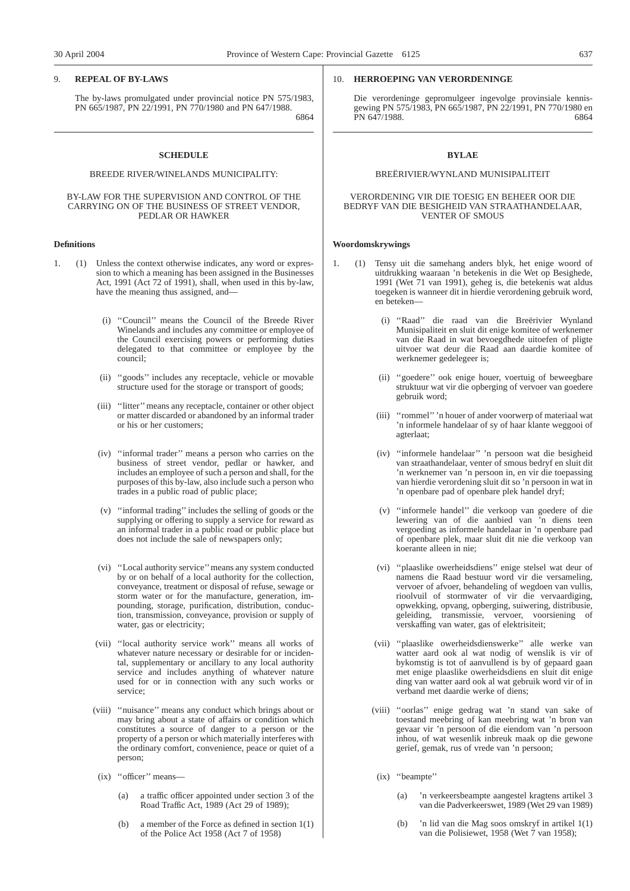9. **REPEAL OF BY-LAWS**

The by-laws promulgated under provincial notice PN 575/1983, PN 665/1987, PN 22/1991, PN 770/1980 and PN 647/1988.

6864

---

**SCHEDULE**

BREEDE RIVER/WINELANDS MUNICIPALITY:

BY-LAW FOR THE SUPERVISION AND CONTROL OF THE CARRYING ON OF THE BUSINESS OF STREET VENDOR, PEDLAR OR HAWKER

**Definitions**

1. (1) Unless the context otherwise indicates, any word or expression to which a meaning has been assigned in the Businesses Act, 1991 (Act 72 of 1991), shall, when used in this by-law, have the meaning thus assigned, and—

   (i) ''Council'' means the Council of the Breede River Winelands and includes any committee or employee of the Council exercising powers or performing duties delegated to that committee or employee by the council;

   (ii) ''goods'' includes any receptacle, vehicle or movable structure used for the storage or transport of goods;

   (iii) ''litter'' means any receptacle, container or other object or matter discarded or abandoned by an informal trader or his or her customers;

   (iv) ''informal trader'' means a person who carries on the business of street vendor, pedlar or hawker, and includes an employee of such a person and shall, for the purposes of this by-law, also include such a person who trades in a public road of public place;

   (v) ''informal trading'' includes the selling of goods or the supplying or offering to supply a service for reward as an informal trader in a public road or public place but does not include the sale of newspapers only;

   (vi) ''Local authority service'' means any system conducted by or on behalf of a local authority for the collection, conveyance, treatment or disposal of refuse, sewage or storm water or for the manufacture, generation, impounding, storage, purification, distribution, conduction, transmission, conveyance, provision or supply of water, gas or electricity;

   (vii) ''local authority service work'' means all works of whatever nature necessary or desirable for or incidental, supplementary or ancillary to any local authority service and includes anything of whatever nature used for or in connection with any such works or service;

   (viii) ''nuisance'' means any conduct which brings about or may bring about a state of affairs or condition which constitutes a source of danger to a person or the property of a person or which materially interferes with the ordinary comfort, convenience, peace or quiet of a person;

   (ix) ''officer'' means—

      (a) a traffic officer appointed under section 3 of the Road Traffic Act, 1989 (Act 29 of 1989);

      (b) a member of the Force as defined in section 1(1) of the Police Act 1958 (Act 7 of 1958)

---

10. **HERROEPING VAN VERORDENINGE**

Die verordeninge gepromulgeer ingevolge provinsiale kennisgewing PN 575/1983, PN 665/1987, PN 22/1991, PN 770/1980 en PN 647/1988.

6864

---

**BYLAE**

BREËRIVIER/WYNLAND MUNISIPALITEIT

VERORDENING VIR DIE TOESIG EN BEHEER OOR DIE BEDRYF VAN DIE BESIGHEID VAN STRAATHANDELAAR, VENTER OF SMOUS

**Woordomskrywings**

1. (1) Tensy uit die samehang anders blyk, het enige woord of uitdrukking waaraan 'n betekenis in die Wet op Besighede, 1991 (Wet 71 van 1991), geheg is, die betekenis wat aldus toegeken is wanneer dit in hierdie verordening gebruik word, en beteken—

   (i) ''Raad'' die raad van die Breërivier Wynland Munisipaliteit en sluit dit enige komitee of werknemer van die Raad in wat bevoegdhede uitoefen of pligte uitvoer wat deur die Raad aan daardie komitee of werknemer gedelegeer is;

   (ii) ''goedere'' ook enige houer, voertuig of beweegbare struktuur wat vir die opberging of vervoer van goedere gebruik word;

   (iii) ''rommel'' 'n houer of ander voorwerp of materiaal wat 'n informele handelaar of sy of haar klante weggooi of agterlaat;

   (iv) ''informele handelaar'' 'n persoon wat die besigheid van straathandelaar, venter of smous bedryf en sluit dit 'n werknemer van 'n persoon in, en vir die toepassing van hierdie verordening sluit dit so 'n persoon in wat in 'n openbare pad of openbare plek handel dryf;

   (v) ''informele handel'' die verkoop van goedere of die lewering van of die aanbied van 'n diens teen vergoeding as informele handelaar in 'n openbare pad of openbare plek, maar sluit dit nie die verkoop van koerante alleen in nie;

   (vi) ''plaaslike owerheidsdiens'' enige stelsel wat deur of namens die Raad bestuur word vir die versameling, vervoer of afvoer, behandeling of wegdoen van vullis, rioolvuil of stormwater of vir die vervaardiging, opwekking, opvang, opberging, suiwering, distribusie, geleiding, transmissie, vervoer, voorsiening of verskaffing van water, gas of elektrisiteit;

   (vii) ''plaaslike owerheidsdienswerke'' alle werke van watter aard ook al wat nodig of wenslik is vir of bykomstig is tot of aanvullend is by of gepaard gaan met enige plaaslike owerheidsdiens en sluit dit enige ding van watter aard ook al wat gebruik word vir of in verband met daardie werke of diens;

   (viii) ''oorlas'' enige gedrag wat 'n stand van sake of toestand meebring of kan meebring wat 'n bron van gevaar vir 'n persoon of die eiendom van 'n persoon inhou, of wat wesenlik inbreuk maak op die gewone gerief, gemak, rus of vrede van 'n persoon;

   (ix) ''beampte''

      (a) 'n verkeersbeampte aangestel kragtens artikel 3 van die Padverkeerswet, 1989 (Wet 29 van 1989)

      (b) 'n lid van die Mag soos omskryf in artikel 1(1) van die Polisiewet, 1958 (Wet 7 van 1958);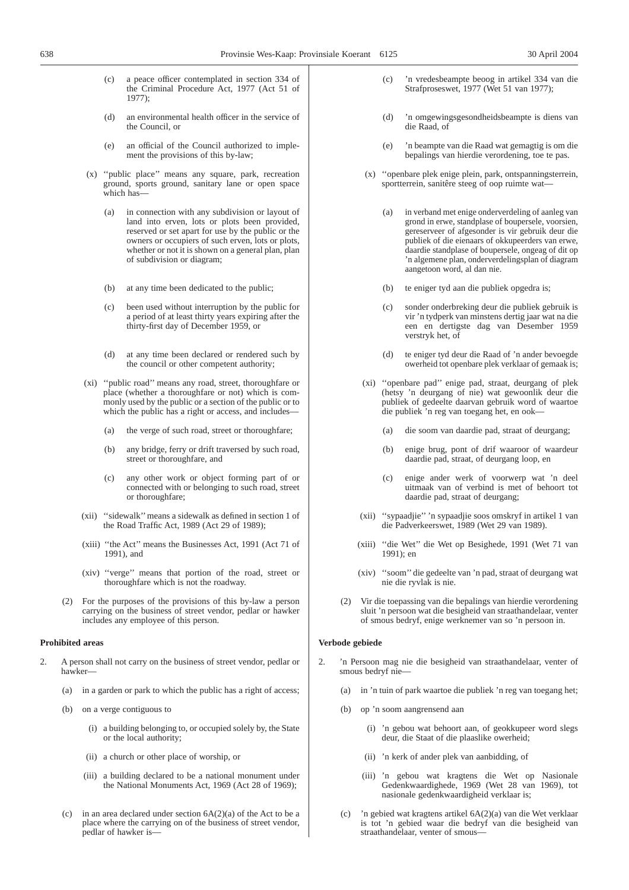(c) a peace officer contemplated in section 334 of the Criminal Procedure Act, 1977 (Act 51 of 1977);

(d) an environmental health officer in the service of the Council, or

(e) an official of the Council authorized to implement the provisions of this by-law;

(x) ''public place'' means any square, park, recreation ground, sports ground, sanitary lane or open space which has—

(a) in connection with any subdivision or layout of land into erven, lots or plots been provided, reserved or set apart for use by the public or the owners or occupiers of such erven, lots or plots, whether or not it is shown on a general plan, plan of subdivision or diagram;

(b) at any time been dedicated to the public;

(c) been used without interruption by the public for a period of at least thirty years expiring after the thirty-first day of December 1959, or

(d) at any time been declared or rendered such by the council or other competent authority;

(xi) ''public road'' means any road, street, thoroughfare or place (whether a thoroughfare or not) which is commonly used by the public or a section of the public or to which the public has a right or access, and includes—

(a) the verge of such road, street or thoroughfare;

(b) any bridge, ferry or drift traversed by such road, street or thoroughfare, and

(c) any other work or object forming part of or connected with or belonging to such road, street or thoroughfare;

(xii) ''sidewalk'' means a sidewalk as defined in section 1 of the Road Traffic Act, 1989 (Act 29 of 1989);

(xiii) ''the Act'' means the Businesses Act, 1991 (Act 71 of 1991), and

(xiv) ''verge'' means that portion of the road, street or thoroughfare which is not the roadway.

(2) For the purposes of the provisions of this by-law a person carrying on the business of street vendor, pedlar or hawker includes any employee of this person.

**Prohibited areas**

2. A person shall not carry on the business of street vendor, pedlar or hawker—

(a) in a garden or park to which the public has a right of access;

(b) on a verge contiguous to

(i) a building belonging to, or occupied solely by, the State or the local authority;

(ii) a church or other place of worship, or

(iii) a building declared to be a national monument under the National Monuments Act, 1969 (Act 28 of 1969);

(c) in an area declared under section 6A(2)(a) of the Act to be a place where the carrying on of the business of street vendor, pedlar of hawker is—

(c) 'n vredesbeampte beoog in artikel 334 van die Strafproseswet, 1977 (Wet 51 van 1977);

(d) 'n omgewingsgesondheidsbeampte is diens van die Raad, of

(e) 'n beampte van die Raad wat gemagtig is om die bepalings van hierdie verordening, toe te pas.

(x) ''openbare plek enige plein, park, ontspanningsterrein, sportterrein, sanitêre steeg of oop ruimte wat—

(a) in verband met enige onderverdeling of aanleg van grond in erwe, standplase of boupersele, voorsien, gereserveer of afgesonder is vir gebruik deur die publiek of die eienaars of okkupeerders van erwe, daardie standplase of boupersele, ongeag of dit op 'n algemene plan, onderverdelingsplan of diagram aangetoon word, al dan nie.

(b) te eniger tyd aan die publiek opgedra is;

(c) sonder onderbreking deur die publiek gebruik is vir 'n tydperk van minstens dertig jaar wat na die een en dertigste dag van Desember 1959 verstryk het, of

(d) te eniger tyd deur die Raad of 'n ander bevoegde owerheid tot openbare plek verklaar of gemaak is;

(xi) ''openbare pad'' enige pad, straat, deurgang of plek (hetsy 'n deurgang of nie) wat gewoonlik deur die publiek of gedeelte daarvan gebruik word of waartoe die publiek 'n reg van toegang het, en ook—

(a) die soom van daardie pad, straat of deurgang;

(b) enige brug, pont of drif waaroor of waardeur daardie pad, straat, of deurgang loop, en

(c) enige ander werk of voorwerp wat 'n deel uitmaak van of verbind is met of behoort tot daardie pad, straat of deurgang;

(xii) ''sypaadjie'' 'n sypaadjie soos omskryf in artikel 1 van die Padverkeerswet, 1989 (Wet 29 van 1989).

(xiii) ''die Wet'' die Wet op Besighede, 1991 (Wet 71 van 1991); en

(xiv) ''soom'' die gedeelte van 'n pad, straat of deurgang wat nie die ryvlak is nie.

(2) Vir die toepassing van die bepalings van hierdie verordening sluit 'n persoon wat die besigheid van straathandelaar, venter of smous bedryf, enige werknemer van so 'n persoon in.

**Verbode gebiede**

2. 'n Persoon mag nie die besigheid van straathandelaar, venter of smous bedryf nie—

(a) in 'n tuin of park waartoe die publiek 'n reg van toegang het;

(b) op 'n soom aangrensend aan

(i) 'n gebou wat behoort aan, of geokkupeer word slegs deur, die Staat of die plaaslike owerheid;

(ii) 'n kerk of ander plek van aanbidding, of

(iii) 'n gebou wat kragtens die Wet op Nasionale Gedenkwaardighede, 1969 (Wet 28 van 1969), tot nasionale gedenkwaardigheid verklaar is;

(c) 'n gebied wat kragtens artikel 6A(2)(a) van die Wet verklaar is tot 'n gebied waar die bedryf van die besigheid van straathandelaar, venter of smous—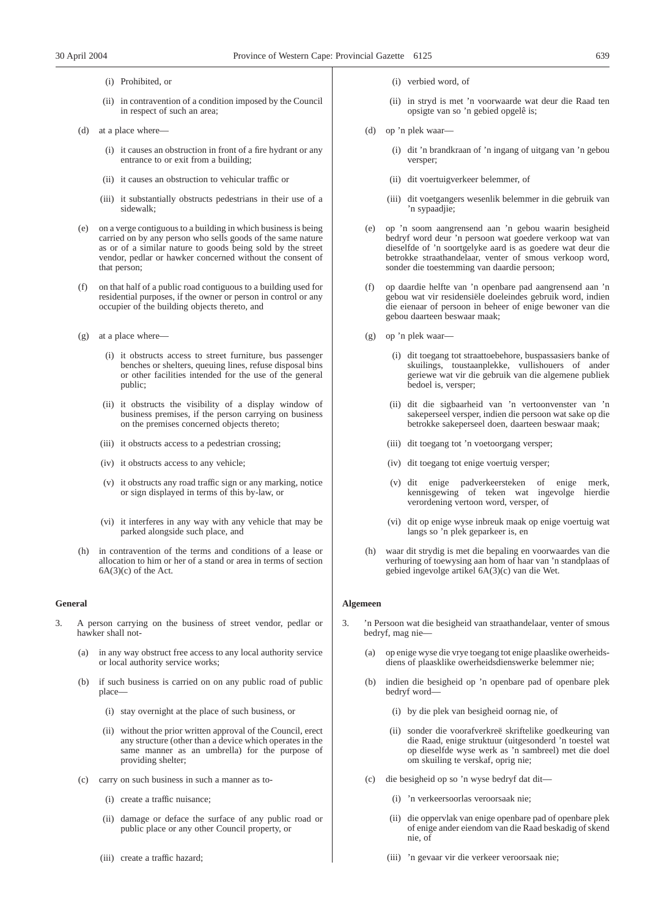(i) Prohibited, or

(ii) in contravention of a condition imposed by the Council in respect of such an area;

(d) at a place where—

(i) it causes an obstruction in front of a fire hydrant or any entrance to or exit from a building;

(ii) it causes an obstruction to vehicular traffic or

(iii) it substantially obstructs pedestrians in their use of a sidewalk;

(e) on a verge contiguous to a building in which business is being carried on by any person who sells goods of the same nature as or of a similar nature to goods being sold by the street vendor, pedlar or hawker concerned without the consent of that person;

(f) on that half of a public road contiguous to a building used for residential purposes, if the owner or person in control or any occupier of the building objects thereto, and

(g) at a place where—

(i) it obstructs access to street furniture, bus passenger benches or shelters, queuing lines, refuse disposal bins or other facilities intended for the use of the general public;

(ii) it obstructs the visibility of a display window of business premises, if the person carrying on business on the premises concerned objects thereto;

(iii) it obstructs access to a pedestrian crossing;

(iv) it obstructs access to any vehicle;

(v) it obstructs any road traffic sign or any marking, notice or sign displayed in terms of this by-law, or

(vi) it interferes in any way with any vehicle that may be parked alongside such place, and

(h) in contravention of the terms and conditions of a lease or allocation to him or her of a stand or area in terms of section 6A(3)(c) of the Act.

**General**

3. A person carrying on the business of street vendor, pedlar or hawker shall not-

(a) in any way obstruct free access to any local authority service or local authority service works;

(b) if such business is carried on on any public road of public place—

(i) stay overnight at the place of such business, or

(ii) without the prior written approval of the Council, erect any structure (other than a device which operates in the same manner as an umbrella) for the purpose of providing shelter;

(c) carry on such business in such a manner as to-

(i) create a traffic nuisance;

(ii) damage or deface the surface of any public road or public place or any other Council property, or

(iii) create a traffic hazard;

(i) verbied word, of

(ii) in stryd is met 'n voorwaarde wat deur die Raad ten opsigte van so 'n gebied opgelê is;

(d) op 'n plek waar—

(i) dit 'n brandkraan of 'n ingang of uitgang van 'n gebou versper;

(ii) dit voertuigverkeer belemmer, of

(iii) dit voetgangers wesenlik belemmer in die gebruik van 'n sypaadjie;

(e) op 'n soom aangrensend aan 'n gebou waarin besigheid bedryf word deur 'n persoon wat goedere verkoop wat van dieselfde of 'n soortgelyke aard is as goedere wat deur die betrokke straathandelaar, venter of smous verkoop word, sonder die toestemming van daardie persoon;

(f) op daardie helfte van 'n openbare pad aangrensend aan 'n gebou wat vir residensiële doeleindes gebruik word, indien die eienaar of persoon in beheer of enige bewoner van die gebou daarteen beswaar maak;

(g) op 'n plek waar—

(i) dit toegang tot straattoebehore, buspassasiers banke of skuilings, toustaanplekke, vullishouers of ander geriewe wat vir die gebruik van die algemene publiek bedoel is, versper;

(ii) dit die sigbaarheid van 'n vertoonvenster van 'n sakeperseel versper, indien die persoon wat sake op die betrokke sakeperseel doen, daarteen beswaar maak;

(iii) dit toegang tot 'n voetoorgang versper;

(iv) dit toegang tot enige voertuig versper;

(v) dit enige padverkeersteken of enige merk, kennisgewing of teken wat ingevolge hierdie verordening vertoon word, versper, of

(vi) dit op enige wyse inbreuk maak op enige voertuig wat langs so 'n plek geparkeer is, en

(h) waar dit strydig is met die bepaling en voorwaardes van die verhuring of toewysing aan hom of haar van 'n standplaas of gebied ingevolge artikel 6A(3)(c) van die Wet.

**Algemeen**

3. 'n Persoon wat die besigheid van straathandelaar, venter of smous bedryf, mag nie—

(a) op enige wyse die vrye toegang tot enige plaaslike owerheidsdiens of plaaslike owerheidsdienswerke belemmer nie;

(b) indien die besigheid op 'n openbare pad of openbare plek bedryf word—

(i) by die plek van besigheid oornag nie, of

(ii) sonder die voorafverkreë skriftelike goedkeuring van die Raad, enige struktuur (uitgesonderd 'n toestel wat op dieselfde wyse werk as 'n sambreel) met die doel om skuiling te verskaf, oprig nie;

(c) die besigheid op so 'n wyse bedryf dat dit—

(i) 'n verkeersoorlas veroorsaak nie;

(ii) die oppervlak van enige openbare pad of openbare plek of enige ander eiendom van die Raad beskadig of skend nie, of

(iii) 'n gevaar vir die verkeer veroorsaak nie;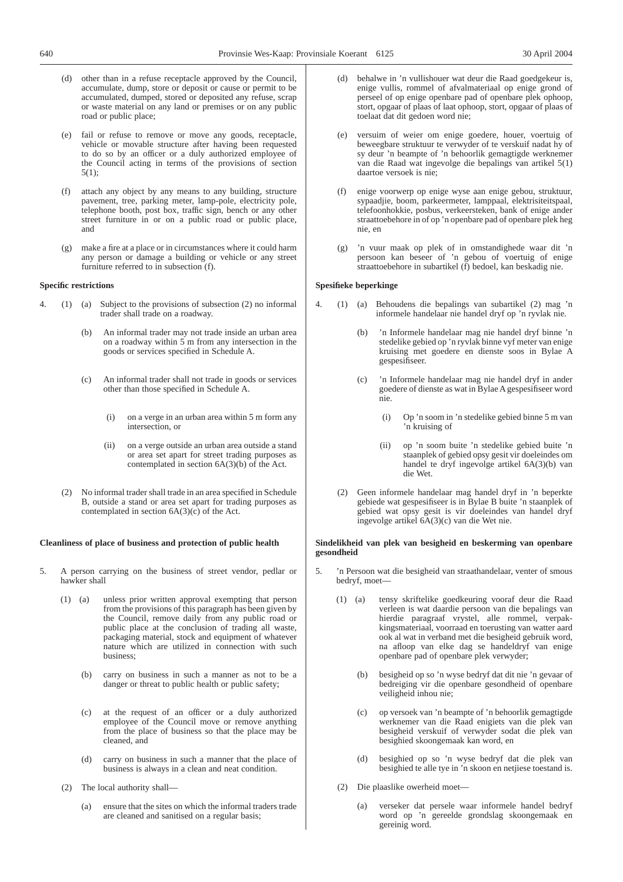(d) other than in a refuse receptacle approved by the Council, accumulate, dump, store or deposit or cause or permit to be accumulated, dumped, stored or deposited any refuse, scrap or waste material on any land or premises or on any public road or public place;

(e) fail or refuse to remove or move any goods, receptacle, vehicle or movable structure after having been requested to do so by an officer or a duly authorized employee of the Council acting in terms of the provisions of section 5(1);

(f) attach any object by any means to any building, structure pavement, tree, parking meter, lamp-pole, electricity pole, telephone booth, post box, traffic sign, bench or any other street furniture in or on a public road or public place, and

(g) make a fire at a place or in circumstances where it could harm any person or damage a building or vehicle or any street furniture referred to in subsection (f).

**Specific restrictions**

4. (1) (a) Subject to the provisions of subsection (2) no informal trader shall trade on a roadway.

(b) An informal trader may not trade inside an urban area on a roadway within 5 m from any intersection in the goods or services specified in Schedule A.

(c) An informal trader shall not trade in goods or services other than those specified in Schedule A.

(i) on a verge in an urban area within 5 m form any intersection, or

(ii) on a verge outside an urban area outside a stand or area set apart for street trading purposes as contemplated in section 6A(3)(b) of the Act.

(2) No informal trader shall trade in an area specified in Schedule B, outside a stand or area set apart for trading purposes as contemplated in section 6A(3)(c) of the Act.

**Cleanliness of place of business and protection of public health**

5. A person carrying on the business of street vendor, pedlar or hawker shall

(1) (a) unless prior written approval exempting that person from the provisions of this paragraph has been given by the Council, remove daily from any public road or public place at the conclusion of trading all waste, packaging material, stock and equipment of whatever nature which are utilized in connection with such business;

(b) carry on business in such a manner as not to be a danger or threat to public health or public safety;

(c) at the request of an officer or a duly authorized employee of the Council move or remove anything from the place of business so that the place may be cleaned, and

(d) carry on business in such a manner that the place of business is always in a clean and neat condition.

(2) The local authority shall—

(a) ensure that the sites on which the informal traders trade are cleaned and sanitised on a regular basis;

(d) behalwe in 'n vullishouer wat deur die Raad goedgekeur is, enige vullis, rommel of afvalmateriaal op enige grond of perseel of op enige openbare pad of openbare plek ophoop, stort, opgaar of plaas of laat ophoop, stort, opgaar of plaas of toelaat dat dit gedoen word nie;

(e) versuim of weier om enige goedere, houer, voertuig of beweegbare struktuur te verwyder of te verskuif nadat hy of sy deur 'n beampte of 'n behoorlik gemagtigde werknemer van die Raad wat ingevolge die bepalings van artikel 5(1) daartoe versoek is nie;

(f) enige voorwerp op enige wyse aan enige gebou, struktuur, sypaadjie, boom, parkeermeter, lamppaal, elektrisiteitspaal, telefoonhokkie, posbus, verkeersteken, bank of enige ander straattoebehore in of op 'n openbare pad of openbare plek heg nie, en

(g) 'n vuur maak op plek of in omstandighede waar dit 'n persoon kan beseer of 'n gebou of voertuig of enige straattoebehore in subartikel (f) bedoel, kan beskadig nie.

**Spesifieke beperkinge**

4. (1) (a) Behoudens die bepalings van subartikel (2) mag 'n informele handelaar nie handel dryf op 'n ryvlak nie.

(b) 'n Informele handelaar mag nie handel dryf binne 'n stedelike gebied op 'n ryvlak binne vyf meter van enige kruising met goedere en dienste soos in Bylae A gespesifiseer.

(c) 'n Informele handelaar mag nie handel dryf in ander goedere of dienste as wat in Bylae A gespesifiseer word nie.

(i) Op 'n soom in 'n stedelike gebied binne 5 m van 'n kruising of

(ii) op 'n soom buite 'n stedelike gebied buite 'n staanplek of gebied opsy gesit vir doeleindes om handel te dryf ingevolge artikel 6A(3)(b) van die Wet.

(2) Geen informele handelaar mag handel dryf in 'n beperkte gebiede wat gespesifiseer is in Bylae B buite 'n staanplek of gebied wat opsy gesit is vir doeleindes van handel dryf ingevolge artikel 6A(3)(c) van die Wet nie.

**Sindelikheid van plek van besigheid en beskerming van openbare gesondheid**

5. 'n Persoon wat die besigheid van straathandelaar, venter of smous bedryf, moet—

(1) (a) tensy skriftelike goedkeuring vooraf deur die Raad verleen is wat daardie persoon van die bepalings van hierdie paragraaf vrystel, alle rommel, verpakkingsmateriaal, voorraad en toerusting van watter aard ook al wat in verband met die besigheid gebruik word, na afloop van elke dag se handeldryf van enige openbare pad of openbare plek verwyder;

(b) besigheid op so 'n wyse bedryf dat dit nie 'n gevaar of bedreiging vir die openbare gesondheid of openbare veiligheid inhou nie;

(c) op versoek van 'n beampte of 'n behoorlik gemagtigde werknemer van die Raad enigiets van die plek van besigheid verskuif of verwyder sodat die plek van besighied skoongemaak kan word, en

(d) besighied op so 'n wyse bedryf dat die plek van besighied te alle tye in 'n skoon en netjiese toestand is.

(2) Die plaaslike owerheid moet—

(a) verseker dat persele waar informele handel bedryf word op 'n gereelde grondslag skoongemaak en gereinig word.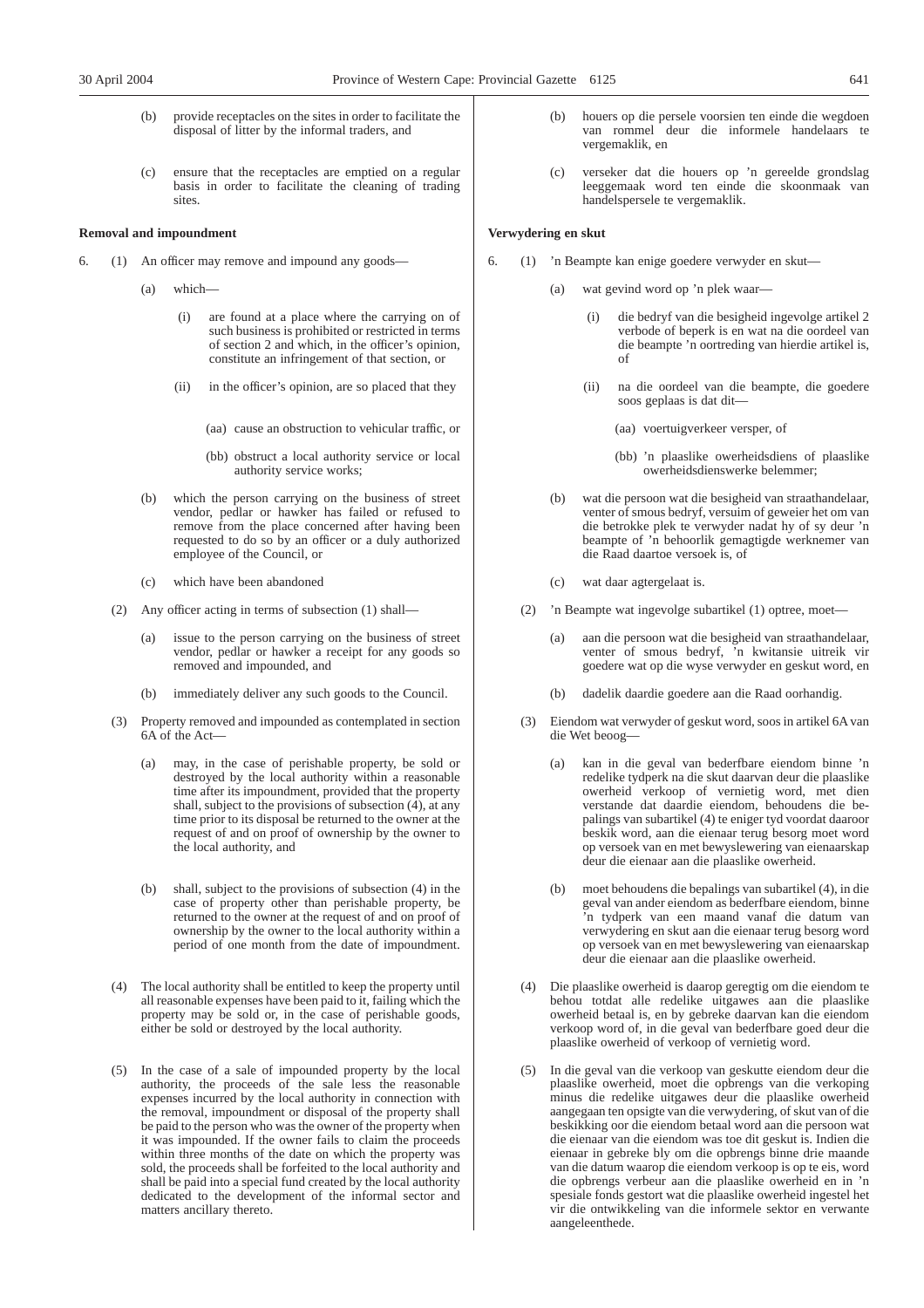(b) provide receptacles on the sites in order to facilitate the disposal of litter by the informal traders, and

(c) ensure that the receptacles are emptied on a regular basis in order to facilitate the cleaning of trading sites.

**Removal and impoundment**

6. (1) An officer may remove and impound any goods—

(a) which—

(i) are found at a place where the carrying on of such business is prohibited or restricted in terms of section 2 and which, in the officer's opinion, constitute an infringement of that section, or

(ii) in the officer's opinion, are so placed that they

(aa) cause an obstruction to vehicular traffic, or

(bb) obstruct a local authority service or local authority service works;

(b) which the person carrying on the business of street vendor, pedlar or hawker has failed or refused to remove from the place concerned after having been requested to do so by an officer or a duly authorized employee of the Council, or

(c) which have been abandoned

(2) Any officer acting in terms of subsection (1) shall—

(a) issue to the person carrying on the business of street vendor, pedlar or hawker a receipt for any goods so removed and impounded, and

(b) immediately deliver any such goods to the Council.

(3) Property removed and impounded as contemplated in section 6A of the Act—

(a) may, in the case of perishable property, be sold or destroyed by the local authority within a reasonable time after its impoundment, provided that the property shall, subject to the provisions of subsection (4), at any time prior to its disposal be returned to the owner at the request of and on proof of ownership by the owner to the local authority, and

(b) shall, subject to the provisions of subsection (4) in the case of property other than perishable property, be returned to the owner at the request of and on proof of ownership by the owner to the local authority within a period of one month from the date of impoundment.

(4) The local authority shall be entitled to keep the property until all reasonable expenses have been paid to it, failing which the property may be sold or, in the case of perishable goods, either be sold or destroyed by the local authority.

(5) In the case of a sale of impounded property by the local authority, the proceeds of the sale less the reasonable expenses incurred by the local authority in connection with the removal, impoundment or disposal of the property shall be paid to the person who was the owner of the property when it was impounded. If the owner fails to claim the proceeds within three months of the date on which the property was sold, the proceeds shall be forfeited to the local authority and shall be paid into a special fund created by the local authority dedicated to the development of the informal sector and matters ancillary thereto.

(b) houers op die persele voorsien ten einde die wegdoen van rommel deur die informele handelaars te vergemaklik, en

(c) verseker dat die houers op 'n gereelde grondslag leeggemaak word ten einde die skoonmaak van handelspersele te vergemaklik.

**Verwydering en skut**

6. (1) 'n Beampte kan enige goedere verwyder en skut—

(a) wat gevind word op 'n plek waar—

(i) die bedryf van die besigheid ingevolge artikel 2 verbode of beperk is en wat na die oordeel van die beampte 'n oortreding van hierdie artikel is, of

(ii) na die oordeel van die beampte, die goedere soos geplaas is dat dit—

(aa) voertuigverkeer versper, of

(bb) 'n plaaslike owerheidsdiens of plaaslike owerheidsdienswerke belemmer;

(b) wat die persoon wat die besigheid van straathandelaar, venter of smous bedryf, versuim of geweier het om van die betrokke plek te verwyder nadat hy of sy deur 'n beampte of 'n behoorlik gemagtigde werknemer van die Raad daartoe versoek is, of

(c) wat daar agtergelaat is.

(2) 'n Beampte wat ingevolge subartikel (1) optree, moet—

(a) aan die persoon wat die besigheid van straathandelaar, venter of smous bedryf, 'n kwitansie uitreik vir goedere wat op die wyse verwyder en geskut word, en

(b) dadelik daardie goedere aan die Raad oorhandig.

(3) Eiendom wat verwyder of geskut word, soos in artikel 6A van die Wet beoog—

(a) kan in die geval van bederfbare eiendom binne 'n redelike tydperk na die skut daarvan deur die plaaslike owerheid verkoop of vernietig word, met dien verstande dat daardie eiendom, behoudens die bepalings van subartikel (4) te eniger tyd voordat daaroor beskik word, aan die eienaar terug besorg moet word op versoek van en met bewyslewering van eienaarskap deur die eienaar aan die plaaslike owerheid.

(b) moet behoudens die bepalings van subartikel (4), in die geval van ander eiendom as bederfbare eiendom, binne 'n tydperk van een maand vanaf die datum van verwydering en skut aan die eienaar terug besorg word op versoek van en met bewyslewering van eienaarskap deur die eienaar aan die plaaslike owerheid.

(4) Die plaaslike owerheid is daarop geregtig om die eiendom te behou totdat alle redelike uitgawes aan die plaaslike owerheid betaal is, en by gebreke daarvan kan die eiendom verkoop word of, in die geval van bederfbare goed deur die plaaslike owerheid of verkoop of vernietig word.

(5) In die geval van die verkoop van geskutte eiendom deur die plaaslike owerheid, moet die opbrengs van die verkoping minus die redelike uitgawes deur die plaaslike owerheid aangegaan ten opsigte van die verwydering, of skut van of die beskikking oor die eiendom betaal word aan die persoon wat die eienaar van die eiendom was toe dit geskut is. Indien die eienaar in gebreke bly om die opbrengs binne drie maande van die datum waarop die eiendom verkoop is op te eis, word die opbrengs verbeur aan die plaaslike owerheid en in 'n spesiale fonds gestort wat die plaaslike owerheid ingestel het vir die ontwikkeling van die informele sektor en verwante aangeleenthede.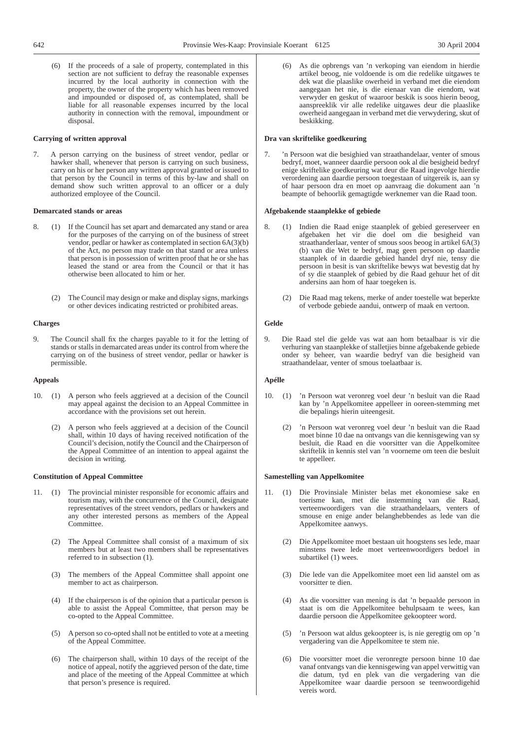(6) If the proceeds of a sale of property, contemplated in this section are not sufficient to defray the reasonable expenses incurred by the local authority in connection with the property, the owner of the property which has been removed and impounded or disposed of, as contemplated, shall be liable for all reasonable expenses incurred by the local authority in connection with the removal, impoundment or disposal.

**Carrying of written approval**

7. A person carrying on the business of street vendor, pedlar or hawker shall, whenever that person is carrying on such business, carry on his or her person any written approval granted or issued to that person by the Council in terms of this by-law and shall on demand show such written approval to an officer or a duly authorized employee of the Council.

**Demarcated stands or areas**

8. (1) If the Council has set apart and demarcated any stand or area for the purposes of the carrying on of the business of street vendor, pedlar or hawker as contemplated in section 6A(3)(b) of the Act, no person may trade on that stand or area unless that person is in possession of written proof that he or she has leased the stand or area from the Council or that it has otherwise been allocated to him or her.

(2) The Council may design or make and display signs, markings or other devices indicating restricted or prohibited areas.

**Charges**

9. The Council shall fix the charges payable to it for the letting of stands or stalls in demarcated areas under its control from where the carrying on of the business of street vendor, pedlar or hawker is permissible.

**Appeals**

10. (1) A person who feels aggrieved at a decision of the Council may appeal against the decision to an Appeal Committee in accordance with the provisions set out herein.

(2) A person who feels aggrieved at a decision of the Council shall, within 10 days of having received notification of the Council's decision, notify the Council and the Chairperson of the Appeal Committee of an intention to appeal against the decision in writing.

**Constitution of Appeal Committee**

11. (1) The provincial minister responsible for economic affairs and tourism may, with the concurrence of the Council, designate representatives of the street vendors, pedlars or hawkers and any other interested persons as members of the Appeal Committee.

(2) The Appeal Committee shall consist of a maximum of six members but at least two members shall be representatives referred to in subsection (1).

(3) The members of the Appeal Committee shall appoint one member to act as chairperson.

(4) If the chairperson is of the opinion that a particular person is able to assist the Appeal Committee, that person may be co-opted to the Appeal Committee.

(5) A person so co-opted shall not be entitled to vote at a meeting of the Appeal Committee.

(6) The chairperson shall, within 10 days of the receipt of the notice of appeal, notify the aggrieved person of the date, time and place of the meeting of the Appeal Committee at which that person's presence is required.

(6) As die opbrengs van 'n verkoping van eiendom in hierdie artikel beoog, nie voldoende is om die redelike uitgawes te dek wat die plaaslike owerheid in verband met die eiendom aangegaan het nie, is die eienaar van die eiendom, wat verwyder en geskut of waaroor beskik is soos hierin beoog, aanspreeklik vir alle redelike uitgawes deur die plaaslike owerheid aangegaan in verband met die verwydering, skut of beskikking.

**Dra van skriftelike goedkeuring**

7. 'n Persoon wat die besighied van straathandelaar, venter of smous bedryf, moet, wanneer daardie persoon ook al die besigheid bedryf enige skriftelike goedkeuring wat deur die Raad ingevolge hierdie verordening aan daardie persoon toegestaan of uitgereik is, aan sy of haar persoon dra en moet op aanvraag die dokument aan 'n beampte of behoorlik gemagtigde werknemer van die Raad toon.

**Afgebakende staanplekke of gebiede**

8. (1) Indien die Raad enige staanplek of gebied gereserveer en afgebaken het vir die doel om die besigheid van straathanderlaar, venter of smous soos beoog in artikel 6A(3) (b) van die Wet te bedryf, mag geen persoon op daardie staanplek of in daardie gebied handel dryf nie, tensy die persoon in besit is van skriftelike bewys wat bevestig dat hy of sy die staanplek of gebied by die Raad gehuur het of dit andersins aan hom of haar toegeken is.

(2) Die Raad mag tekens, merke of ander toestelle wat beperkte of verbode gebiede aandui, ontwerp of maak en vertoon.

**Gelde**

9. Die Raad stel die gelde vas wat aan hom betaalbaar is vir die verhuring van staanplekke of stalletjies binne afgebakende gebiede onder sy beheer, van waardie bedryf van die besigheid van straathandelaar, venter of smous toelaatbaar is.

**Apélle**

10. (1) 'n Persoon wat veronreg voel deur 'n besluit van die Raad kan by 'n Appelkomitee appelleer in ooreen-stemming met die bepalings hierin uiteengesit.

(2) 'n Persoon wat veronreg voel deur 'n besluit van die Raad moet binne 10 dae na ontvangs van die kennisgewing van sy besluit, die Raad en die voorsitter van die Appelkomitee skriftelik in kennis stel van 'n voorneme om teen die besluit te appelleer.

**Samestelling van Appelkomitee**

11. (1) Die Provinsiale Minister belas met ekonomiese sake en toerisme kan, met die instemming van die Raad, verteenwoordigers van die straathandelaars, venters of smouse en enige ander belanghebbendes as lede van die Appelkomitee aanwys.

(2) Die Appelkomitee moet bestaan uit hoogstens ses lede, maar minstens twee lede moet verteenwoordigers bedoel in subartikel (1) wees.

(3) Die lede van die Appelkomitee moet een lid aanstel om as voorsitter te dien.

(4) As die voorsitter van mening is dat 'n bepaalde persoon in staat is om die Appelkomitee behulpsaam te wees, kan daardie persoon die Appelkomitee gekoopteer word.

(5) 'n Persoon wat aldus gekoopteer is, is nie geregtig om op 'n vergadering van die Appelkomitee te stem nie.

(6) Die voorsitter moet die veronregte persoon binne 10 dae vanaf ontvangs van die kennisgewing van appel verwittig van die datum, tyd en plek van die vergadering van die Appelkomitee waar daardie persoon se teenwoordigehid vereis word.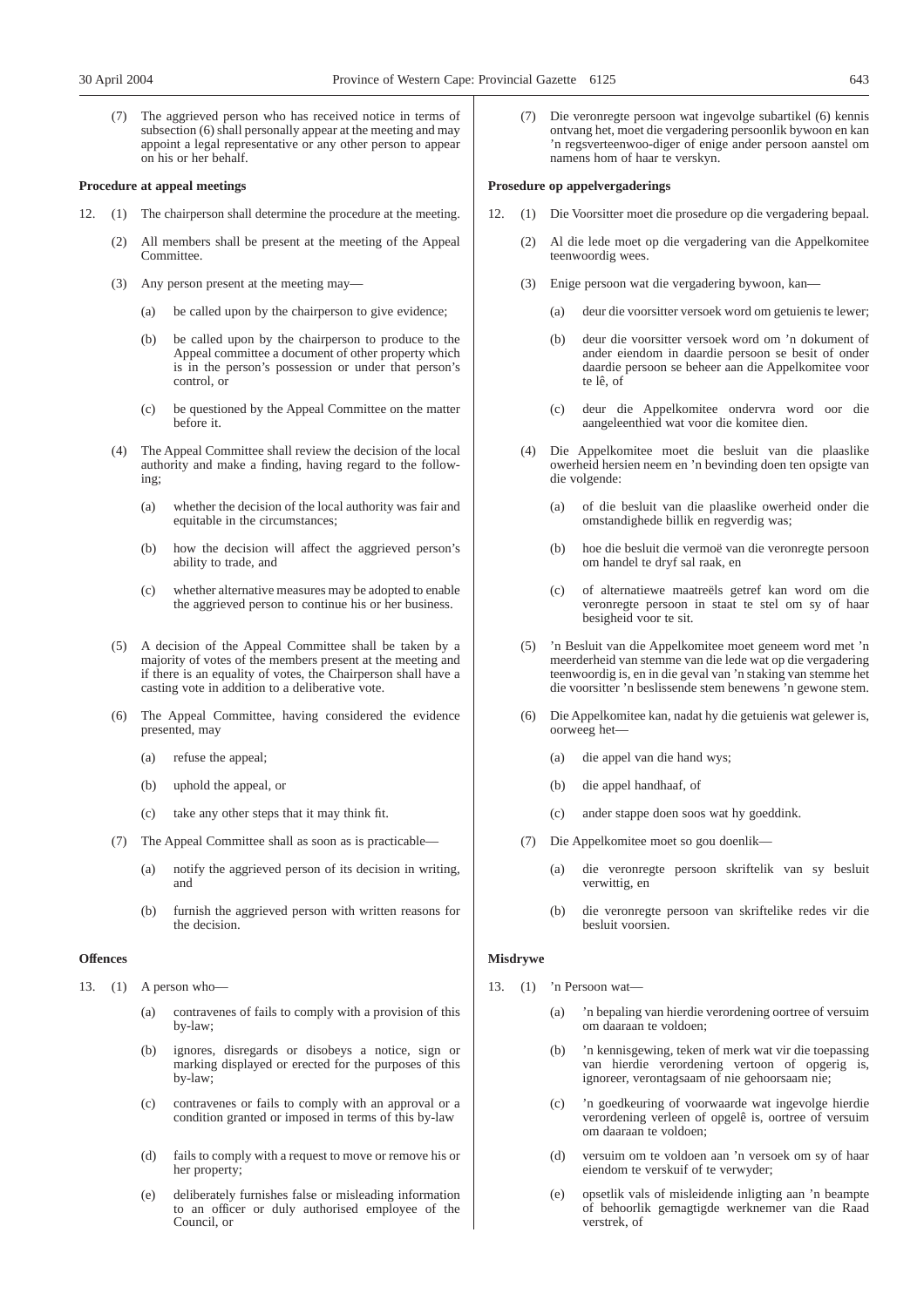(7) The aggrieved person who has received notice in terms of subsection (6) shall personally appear at the meeting and may appoint a legal representative or any other person to appear on his or her behalf.

**Procedure at appeal meetings**

12. (1) The chairperson shall determine the procedure at the meeting.

(2) All members shall be present at the meeting of the Appeal Committee.

(3) Any person present at the meeting may—

(a) be called upon by the chairperson to give evidence;

(b) be called upon by the chairperson to produce to the Appeal committee a document of other property which is in the person's possession or under that person's control, or

(c) be questioned by the Appeal Committee on the matter before it.

(4) The Appeal Committee shall review the decision of the local authority and make a finding, having regard to the following;

(a) whether the decision of the local authority was fair and equitable in the circumstances;

(b) how the decision will affect the aggrieved person's ability to trade, and

(c) whether alternative measures may be adopted to enable the aggrieved person to continue his or her business.

(5) A decision of the Appeal Committee shall be taken by a majority of votes of the members present at the meeting and if there is an equality of votes, the Chairperson shall have a casting vote in addition to a deliberative vote.

(6) The Appeal Committee, having considered the evidence presented, may

(a) refuse the appeal;

(b) uphold the appeal, or

(c) take any other steps that it may think fit.

(7) The Appeal Committee shall as soon as is practicable—

(a) notify the aggrieved person of its decision in writing, and

(b) furnish the aggrieved person with written reasons for the decision.

**Offences**

13. (1) A person who—

(a) contravenes of fails to comply with a provision of this by-law;

(b) ignores, disregards or disobeys a notice, sign or marking displayed or erected for the purposes of this by-law;

(c) contravenes or fails to comply with an approval or a condition granted or imposed in terms of this by-law

(d) fails to comply with a request to move or remove his or her property;

(e) deliberately furnishes false or misleading information to an officer or duly authorised employee of the Council, or

(7) Die veronregte persoon wat ingevolge subartikel (6) kennis ontvang het, moet die vergadering persoonlik bywoon en kan 'n regsverteenwoo-diger of enige ander persoon aanstel om namens hom of haar te verskyn.

**Prosedure op appelvergaderings**

12. (1) Die Voorsitter moet die prosedure op die vergadering bepaal.

(2) Al die lede moet op die vergadering van die Appelkomitee teenwoordig wees.

(3) Enige persoon wat die vergadering bywoon, kan—

(a) deur die voorsitter versoek word om getuienis te lewer;

(b) deur die voorsitter versoek word om 'n dokument of ander eiendom in daardie persoon se besit of onder daardie persoon se beheer aan die Appelkomitee voor te lê, of

(c) deur die Appelkomitee ondervra word oor die aangeleenthied wat voor die komitee dien.

(4) Die Appelkomitee moet die besluit van die plaaslike owerheid hersien neem en 'n bevinding doen ten opsigte van die volgende:

(a) of die besluit van die plaaslike owerheid onder die omstandighede billik en regverdig was;

(b) hoe die besluit die vermoë van die veronregte persoon om handel te dryf sal raak, en

(c) of alternatiewe maatreëls getref kan word om die veronregte persoon in staat te stel om sy of haar besigheid voor te sit.

(5) 'n Besluit van die Appelkomitee moet geneem word met 'n meerderheid van stemme van die lede wat op die vergadering teenwoordig is, en in die geval van 'n staking van stemme het die voorsitter 'n beslissende stem benewens 'n gewone stem.

(6) Die Appelkomitee kan, nadat hy die getuienis wat gelewer is, oorweeg het—

(a) die appel van die hand wys;

(b) die appel handhaaf, of

(c) ander stappe doen soos wat hy goeddink.

(7) Die Appelkomitee moet so gou doenlik—

(a) die veronregte persoon skriftelik van sy besluit verwittig, en

(b) die veronregte persoon van skriftelike redes vir die besluit voorsien.

**Misdrywe**

13. (1) 'n Persoon wat—

(a) 'n bepaling van hierdie verordening oortree of versuim om daaraan te voldoen;

(b) 'n kennisgewing, teken of merk wat vir die toepassing van hierdie verordening vertoon of opgerig is, ignoreer, verontagsaam of nie gehoorsaam nie;

(c) 'n goedkeuring of voorwaarde wat ingevolge hierdie verordening verleen of opgelê is, oortree of versuim om daaraan te voldoen;

(d) versuim om te voldoen aan 'n versoek om sy of haar eiendom te verskuif of te verwyder;

(e) opsetlik vals of misleidende inligting aan 'n beampte of behoorlik gemagtigde werknemer van die Raad verstrek, of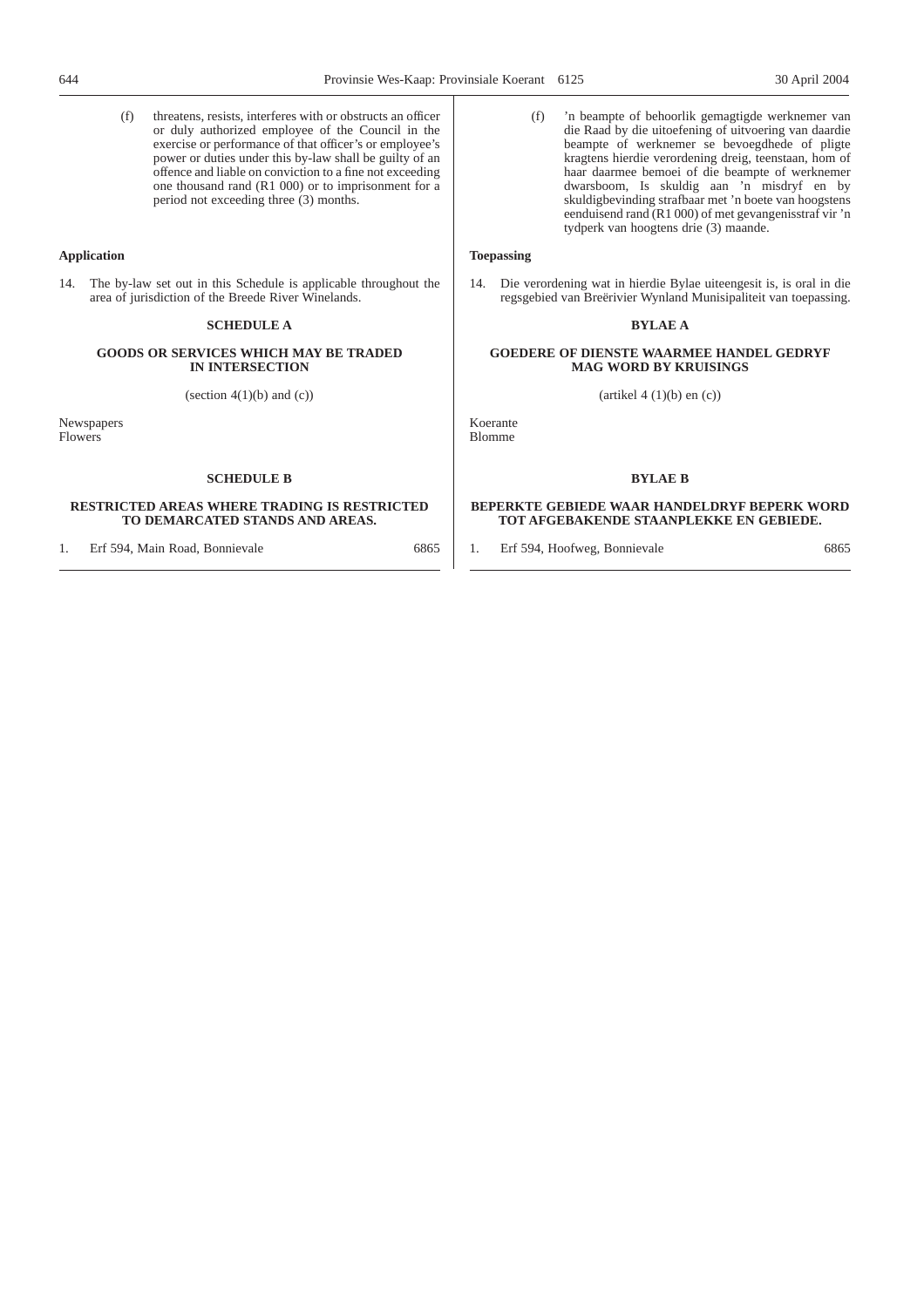(f) threatens, resists, interferes with or obstructs an officer or duly authorized employee of the Council in the exercise or performance of that officer's or employee's power or duties under this by-law shall be guilty of an offence and liable on conviction to a fine not exceeding one thousand rand (R1 000) or to imprisonment for a period not exceeding three (3) months.

**Application**

14. The by-law set out in this Schedule is applicable throughout the area of jurisdiction of the Breede River Winelands.

**SCHEDULE A**

**GOODS OR SERVICES WHICH MAY BE TRADED IN INTERSECTION**

(section 4(1)(b) and (c))

Newspapers
Flowers

**SCHEDULE B**

**RESTRICTED AREAS WHERE TRADING IS RESTRICTED TO DEMARCATED STANDS AND AREAS.**

1. Erf 594, Main Road, Bonnievale

6865

(f) 'n beampte of behoorlik gemagtigde werknemer van die Raad by die uitoefening of uitvoering van daardie beampte of werknemer se bevoegdhede of pligte kragtens hierdie verordening dreig, teenstaan, hom of haar daarmee bemoei of die beampte of werknemer dwarsboom, Is skuldig aan 'n misdryf en by skuldigbevinding strafbaar met 'n boete van hoogstens eenduisend rand (R1 000) of met gevangenisstraf vir 'n tydperk van hoogtens drie (3) maande.

**Toepassing**

14. Die verordening wat in hierdie Bylae uiteengesit is, is oral in die regsgebied van Breërivier Wynland Munisipaliteit van toepassing.

**BYLAE A**

**GOEDERE OF DIENSTE WAARMEE HANDEL GEDRYF MAG WORD BY KRUISINGS**

(artikel 4 (1)(b) en (c))

Koerante
Blomme

**BYLAE B**

**BEPERKTE GEBIEDE WAAR HANDELDRYF BEPERK WORD TOT AFGEBAKENDE STAANPLEKKE EN GEBIEDE.**

1. Erf 594, Hoofweg, Bonnievale

6865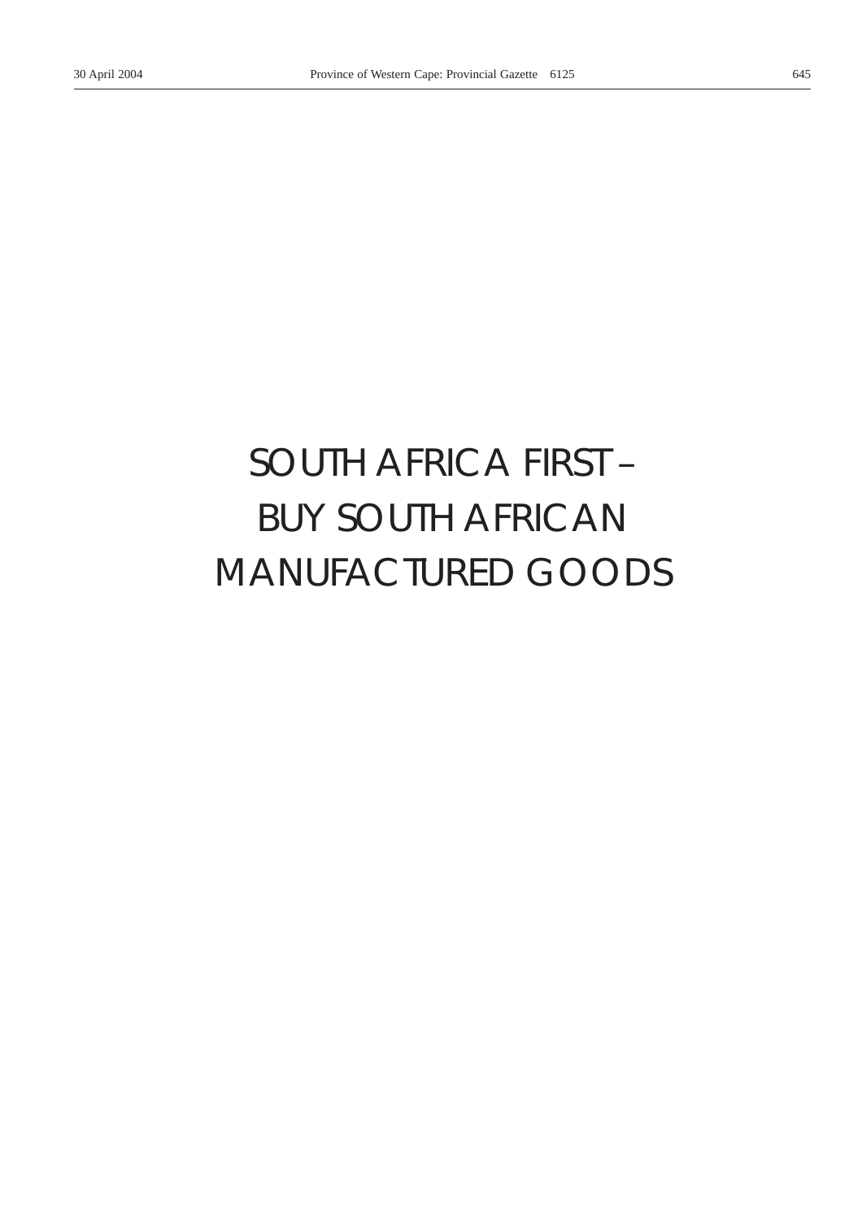# SOUTH AFRICA FIRST –
# BUY SOUTH AFRICAN
# MANUFACTURED GOODS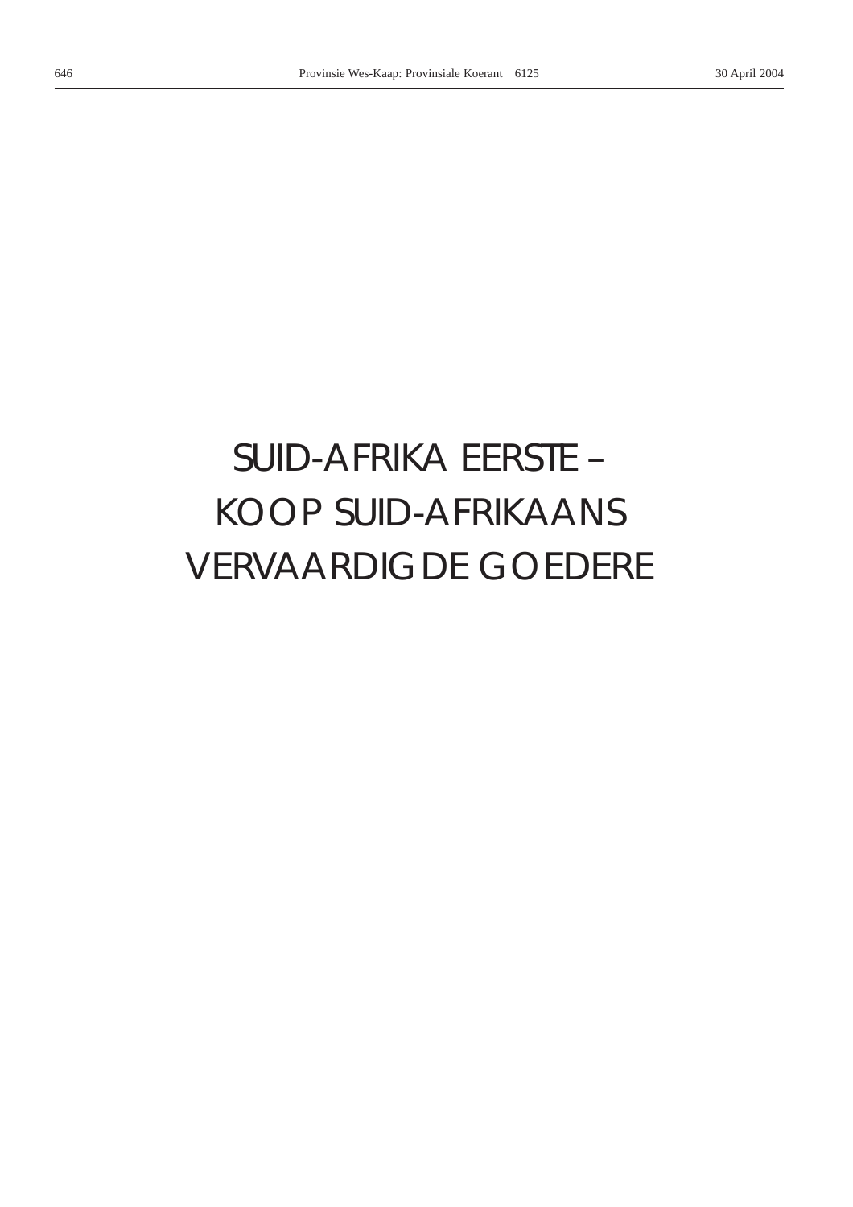# SUID-AFRIKA EERSTE – KOOP SUID-AFRIKAANS VERVAARDIGDE GOEDERE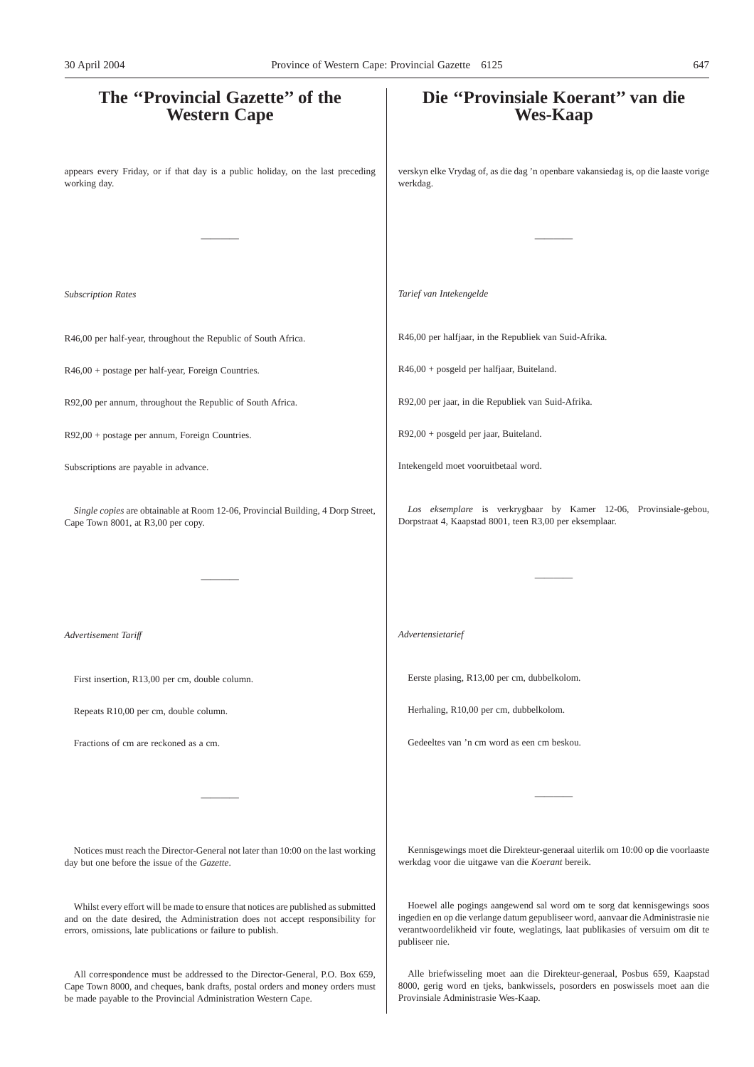# The "Provincial Gazette" of the Western Cape

appears every Friday, or if that day is a public holiday, on the last preceding working day.

---

*Subscription Rates*

R46,00 per half-year, throughout the Republic of South Africa.

R46,00 + postage per half-year, Foreign Countries.

R92,00 per annum, throughout the Republic of South Africa.

R92,00 + postage per annum, Foreign Countries.

Subscriptions are payable in advance.

*Single copies* are obtainable at Room 12-06, Provincial Building, 4 Dorp Street, Cape Town 8001, at R3,00 per copy.

---

*Advertisement Tariff*

First insertion, R13,00 per cm, double column.

Repeats R10,00 per cm, double column.

Fractions of cm are reckoned as a cm.

---

Notices must reach the Director-General not later than 10:00 on the last working day but one before the issue of the *Gazette*.

Whilst every effort will be made to ensure that notices are published as submitted and on the date desired, the Administration does not accept responsibility for errors, omissions, late publications or failure to publish.

All correspondence must be addressed to the Director-General, P.O. Box 659, Cape Town 8000, and cheques, bank drafts, postal orders and money orders must be made payable to the Provincial Administration Western Cape.

# Die "Provinsiale Koerant" van die Wes-Kaap

verskyn elke Vrydag of, as die dag 'n openbare vakansiedag is, op die laaste vorige werkdag.

---

*Tarief van Intekengelde*

R46,00 per halfjaar, in die Republiek van Suid-Afrika.

R46,00 + posgeld per halfjaar, Buiteland.

R92,00 per jaar, in die Republiek van Suid-Afrika.

R92,00 + posgeld per jaar, Buiteland.

Intekengeld moet vooruitbetaal word.

*Los eksemplare* is verkrygbaar by Kamer 12-06, Provinsiale-gebou, Dorpstraat 4, Kaapstad 8001, teen R3,00 per eksemplaar.

---

*Advertensietarief*

Eerste plasing, R13,00 per cm, dubbelkolom.

Herhaling, R10,00 per cm, dubbelkolom.

Gedeeltes van 'n cm word as een cm beskou.

---

Kennisgewings moet die Direkteur-generaal uiterlik om 10:00 op die voorlaaste werkdag voor die uitgawe van die *Koerant* bereik.

Hoewel alle pogings aangewend sal word om te sorg dat kennisgewings soos ingedien en op die verlange datum gepubliseer word, aanvaar die Administrasie nie verantwoordelikheid vir foute, weglatings, laat publikasies of versuim om dit te publiseer nie.

Alle briefwisseling moet aan die Direkteur-generaal, Posbus 659, Kaapstad 8000, gerig word en tjeks, bankwissels, posorders en poswissels moet aan die Provinsiale Administrasie Wes-Kaap.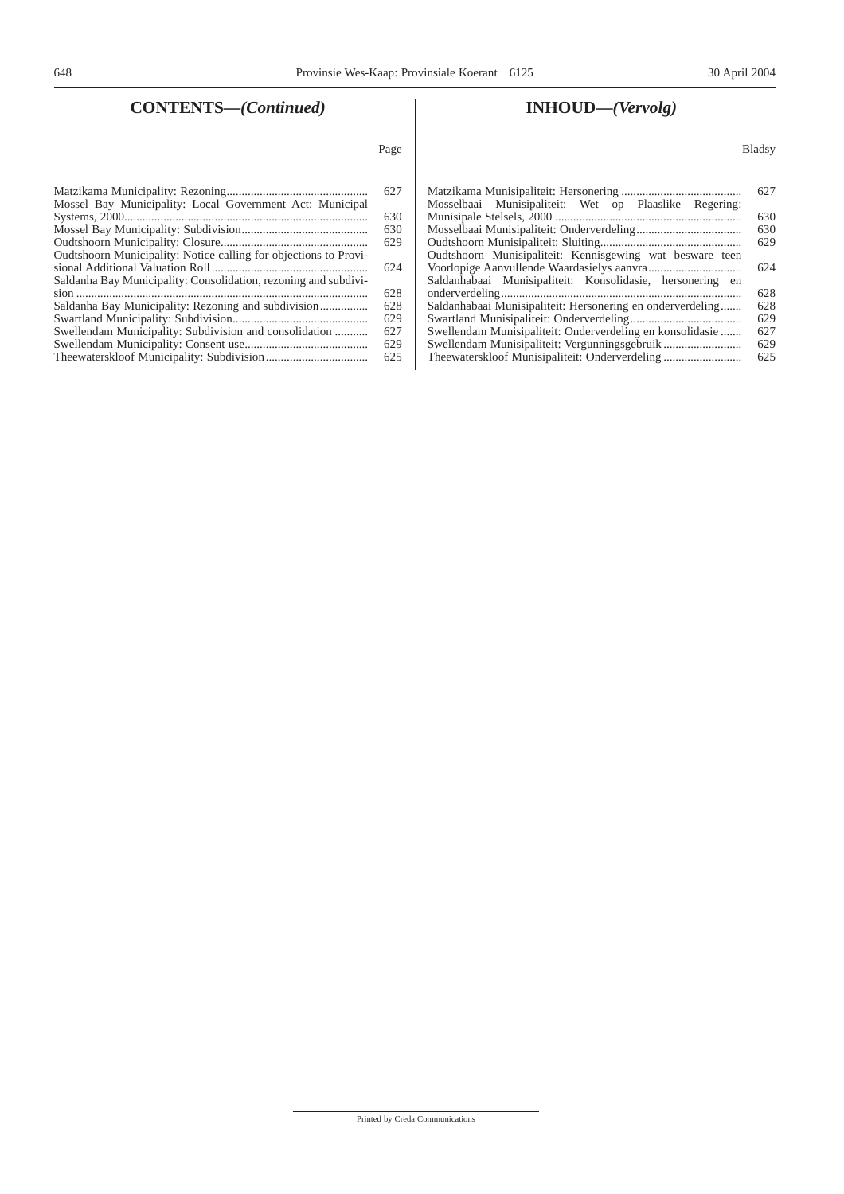## CONTENTS—*(Continued)*

| | Page |
|---|---|
| Matzikama Municipality: Rezoning | 627 |
| Mossel Bay Municipality: Local Government Act: Municipal Systems, 2000 | 630 |
| Mossel Bay Municipality: Subdivision | 630 |
| Oudtshoorn Municipality: Closure | 629 |
| Oudtshoorn Municipality: Notice calling for objections to Provisional Additional Valuation Roll | 624 |
| Saldanha Bay Municipality: Consolidation, rezoning and subdivision | 628 |
| Saldanha Bay Municipality: Rezoning and subdivision | 628 |
| Swartland Municipality: Subdivision | 629 |
| Swellendam Municipality: Subdivision and consolidation | 627 |
| Swellendam Municipality: Consent use | 629 |
| Theewaterskloof Municipality: Subdivision | 625 |

## INHOUD—*(Vervolg)*

| | Bladsy |
|---|---|
| Matzikama Munisipaliteit: Hersonering | 627 |
| Mosselbaai Munisipaliteit: Wet op Plaaslike Regering: Munisipale Stelsels, 2000 | 630 |
| Mosselbaai Munisipaliteit: Onderverdeling | 630 |
| Oudtshoorn Munisipaliteit: Sluiting | 629 |
| Oudtshoorn Munisipaliteit: Kennisgewing wat besware teen Voorlopige Aanvullende Waardasielys aanvra | 624 |
| Saldanhabaai Munisipaliteit: Konsolidasie, hersonering en onderverdeling | 628 |
| Saldanhabaai Munisipaliteit: Hersonering en onderverdeling | 628 |
| Swartland Munisipaliteit: Onderverdeling | 629 |
| Swellendam Munisipaliteit: Onderverdeling en konsolidasie | 627 |
| Swellendam Munisipaliteit: Vergunningsgebruik | 629 |
| Theewaterskloof Munisipaliteit: Onderverdeling | 625 |

Printed by Creda Communications